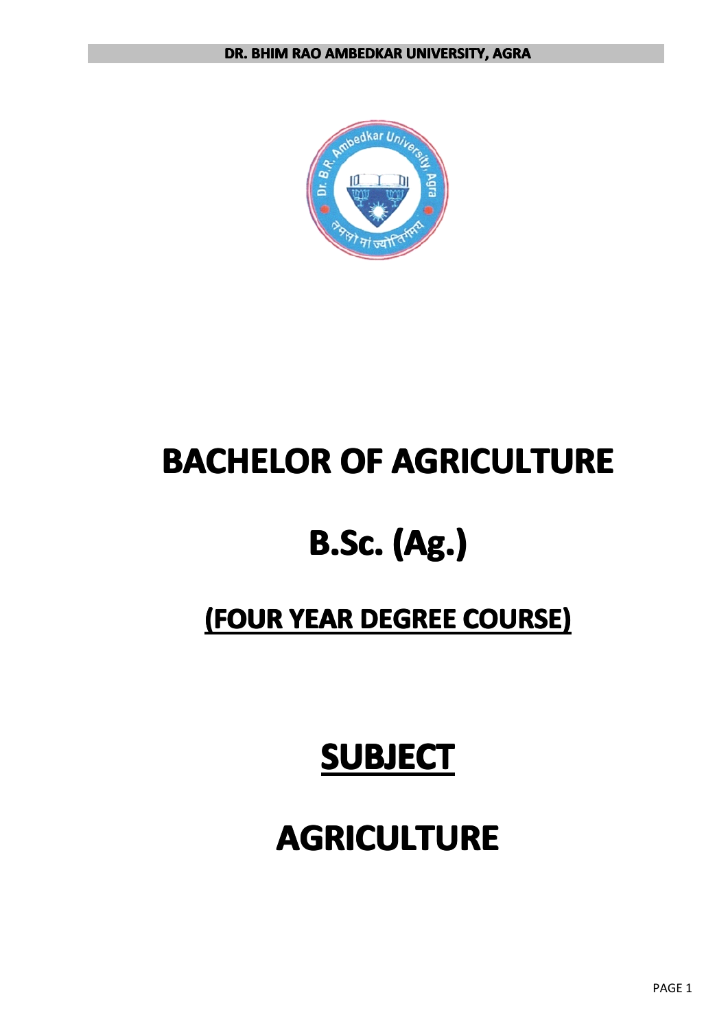DR. BHIM RAO AMBEDKAR UNIVERSITY, AGRA

# BACHELOR OF AGRICULTURE

# B.Sc. (Ag.)

## (FOUR YEAR DEGREE COURSE)

## SUBJECT

# AGRICULTURE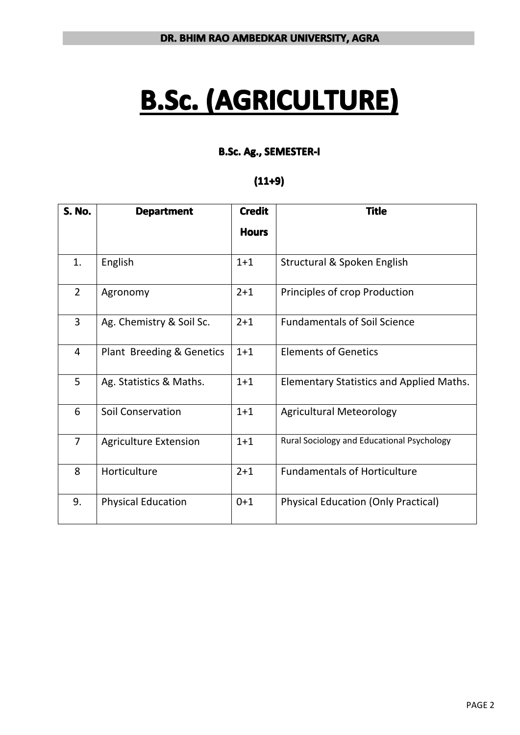# B.Sc. (AGRICULTURE)

## B.Sc. Ag., SEMESTER-I

**(11+9)**

| S. No. | Department | Credit Hours | Title |
|---|---|---|---|
| 1. | English | 1+1 | Structural & Spoken English |
| 2 | Agronomy | 2+1 | Principles of crop Production |
| 3 | Ag. Chemistry & Soil Sc. | 2+1 | Fundamentals of Soil Science |
| 4 | Plant Breeding & Genetics | 1+1 | Elements of Genetics |
| 5 | Ag. Statistics & Maths. | 1+1 | Elementary Statistics and Applied Maths. |
| 6 | Soil Conservation | 1+1 | Agricultural Meteorology |
| 7 | Agriculture Extension | 1+1 | Rural Sociology and Educational Psychology |
| 8 | Horticulture | 2+1 | Fundamentals of Horticulture |
| 9. | Physical Education | 0+1 | Physical Education (Only Practical) |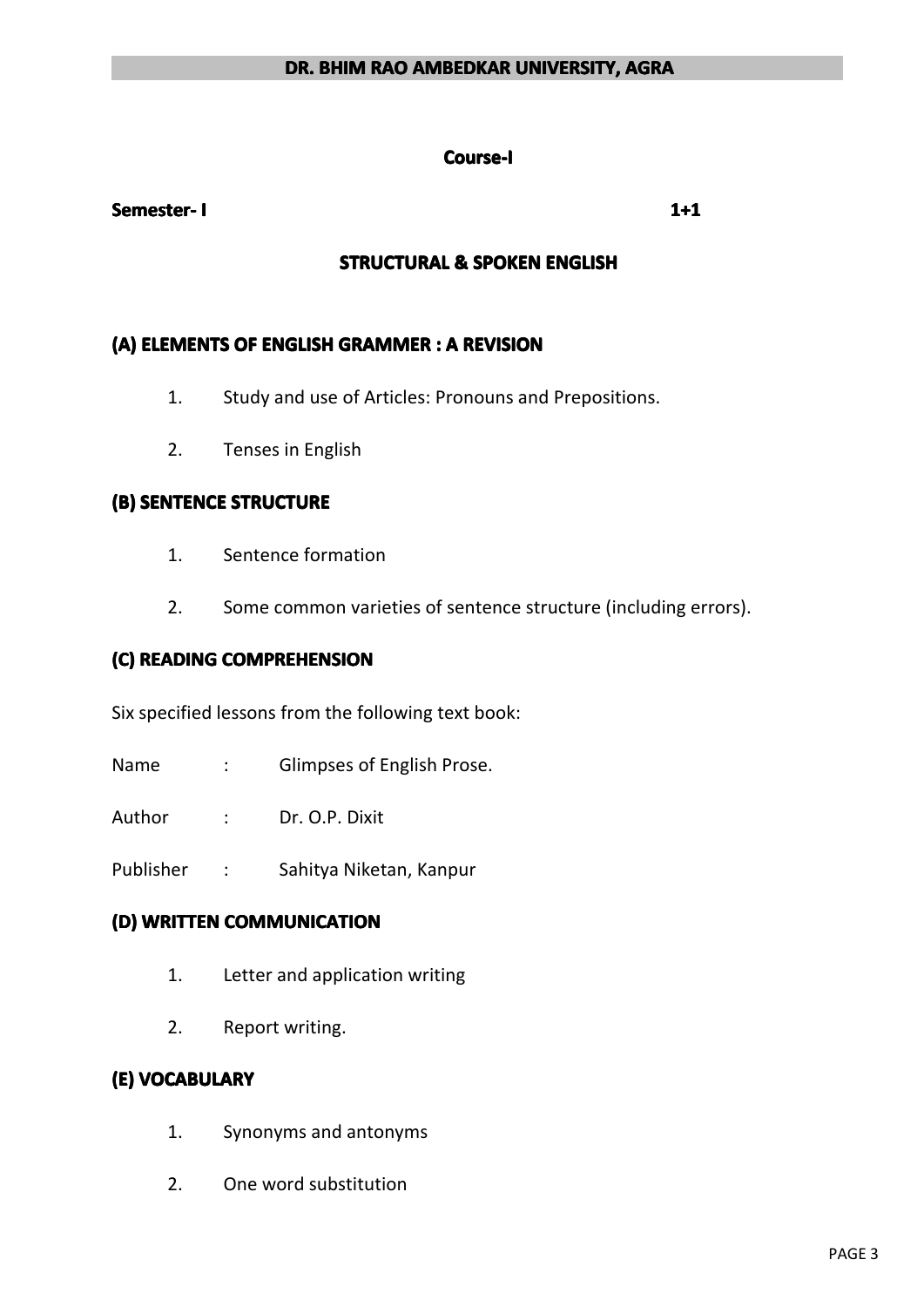**DR. BHIM RAO AMBEDKAR UNIVERSITY, AGRA**

**Course-I**

**Semester- I** **1+1**

## STRUCTURAL & SPOKEN ENGLISH

### (A) ELEMENTS OF ENGLISH GRAMMER : A REVISION

1. Study and use of Articles: Pronouns and Prepositions.
2. Tenses in English

### (B) SENTENCE STRUCTURE

1. Sentence formation
2. Some common varieties of sentence structure (including errors).

### (C) READING COMPREHENSION

Six specified lessons from the following text book:

Name : Glimpses of English Prose.

Author : Dr. O.P. Dixit

Publisher : Sahitya Niketan, Kanpur

### (D) WRITTEN COMMUNICATION

1. Letter and application writing
2. Report writing.

### (E) VOCABULARY

1. Synonyms and antonyms
2. One word substitution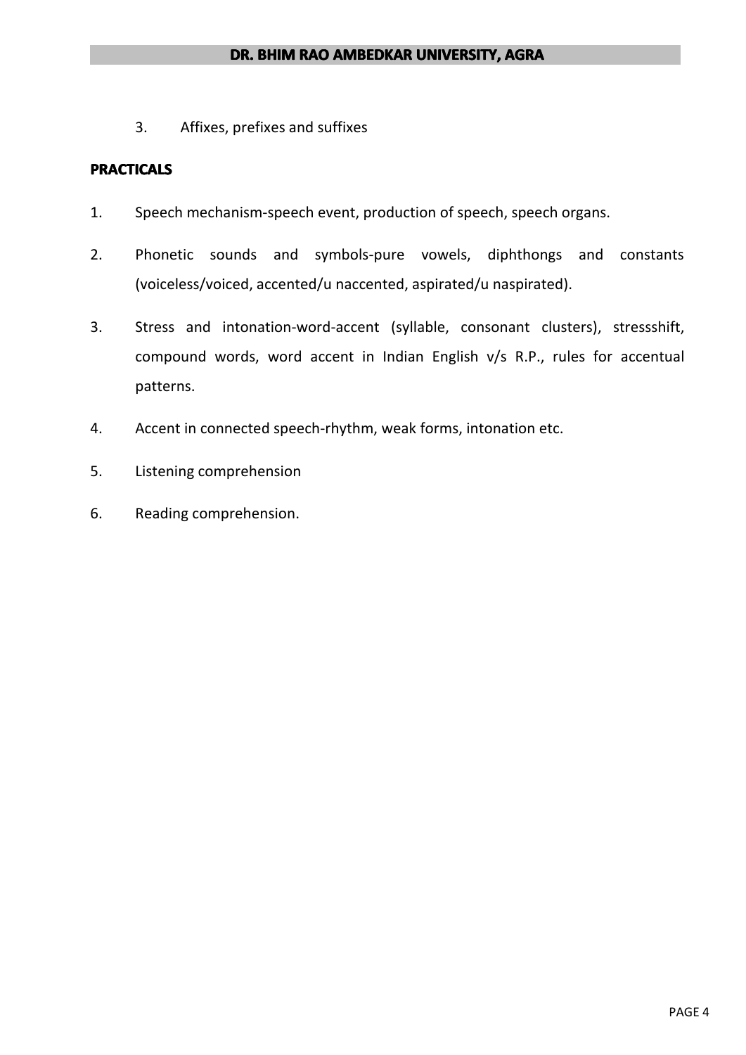3. Affixes, prefixes and suffixes

**PRACTICALS**

1. Speech mechanism-speech event, production of speech, speech organs.
2. Phonetic sounds and symbols-pure vowels, diphthongs and constants (voiceless/voiced, accented/u naccented, aspirated/u naspirated).
3. Stress and intonation-word-accent (syllable, consonant clusters), stressshift, compound words, word accent in Indian English v/s R.P., rules for accentual patterns.
4. Accent in connected speech-rhythm, weak forms, intonation etc.
5. Listening comprehension
6. Reading comprehension.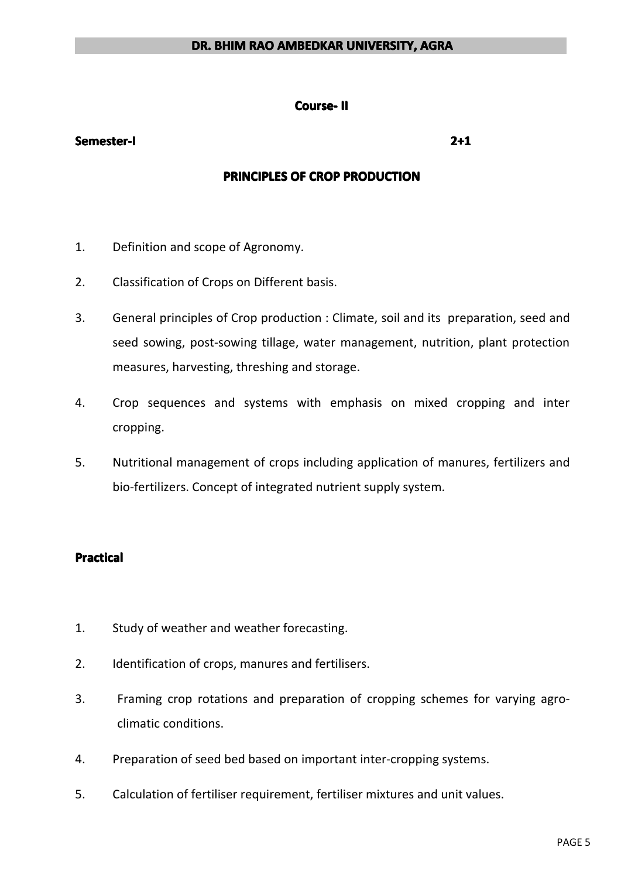**Course- II**

**Semester-I** **2+1**

## PRINCIPLES OF CROP PRODUCTION

1. Definition and scope of Agronomy.
2. Classification of Crops on Different basis.
3. General principles of Crop production : Climate, soil and its preparation, seed and seed sowing, post-sowing tillage, water management, nutrition, plant protection measures, harvesting, threshing and storage.
4. Crop sequences and systems with emphasis on mixed cropping and inter cropping.
5. Nutritional management of crops including application of manures, fertilizers and bio-fertilizers. Concept of integrated nutrient supply system.

### Practical

1. Study of weather and weather forecasting.
2. Identification of crops, manures and fertilisers.
3. Framing crop rotations and preparation of cropping schemes for varying agro-climatic conditions.
4. Preparation of seed bed based on important inter-cropping systems.
5. Calculation of fertiliser requirement, fertiliser mixtures and unit values.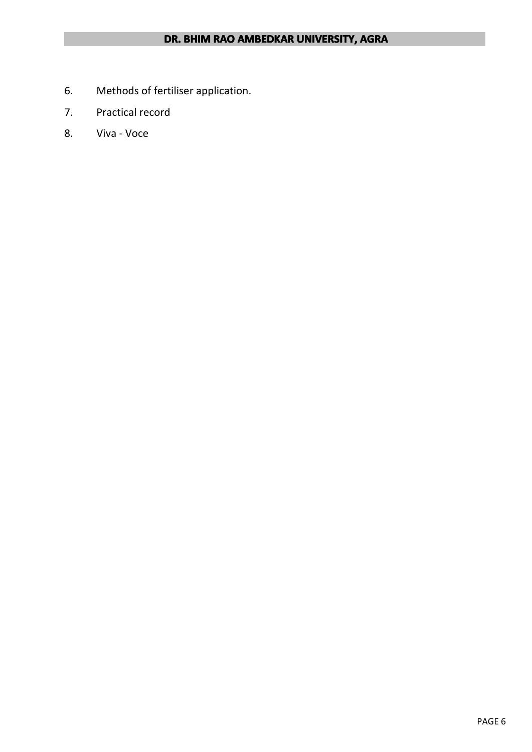6. Methods of fertiliser application.
7. Practical record
8. Viva - Voce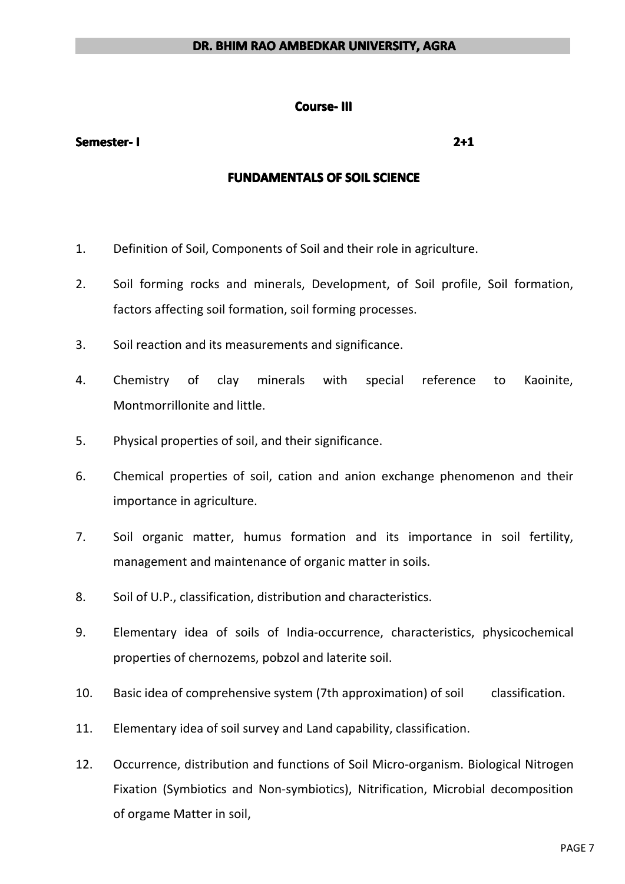**DR. BHIM RAO AMBEDKAR UNIVERSITY, AGRA**

**Course- III**

**Semester- I** **2+1**

## FUNDAMENTALS OF SOIL SCIENCE

1. Definition of Soil, Components of Soil and their role in agriculture.
2. Soil forming rocks and minerals, Development, of Soil profile, Soil formation, factors affecting soil formation, soil forming processes.
3. Soil reaction and its measurements and significance.
4. Chemistry of clay minerals with special reference to Kaoinite, Montmorrillonite and little.
5. Physical properties of soil, and their significance.
6. Chemical properties of soil, cation and anion exchange phenomenon and their importance in agriculture.
7. Soil organic matter, humus formation and its importance in soil fertility, management and maintenance of organic matter in soils.
8. Soil of U.P., classification, distribution and characteristics.
9. Elementary idea of soils of India-occurrence, characteristics, physicochemical properties of chernozems, pobzol and laterite soil.
10. Basic idea of comprehensive system (7th approximation) of soil classification.
11. Elementary idea of soil survey and Land capability, classification.
12. Occurrence, distribution and functions of Soil Micro-organism. Biological Nitrogen Fixation (Symbiotics and Non-symbiotics), Nitrification, Microbial decomposition of orgame Matter in soil,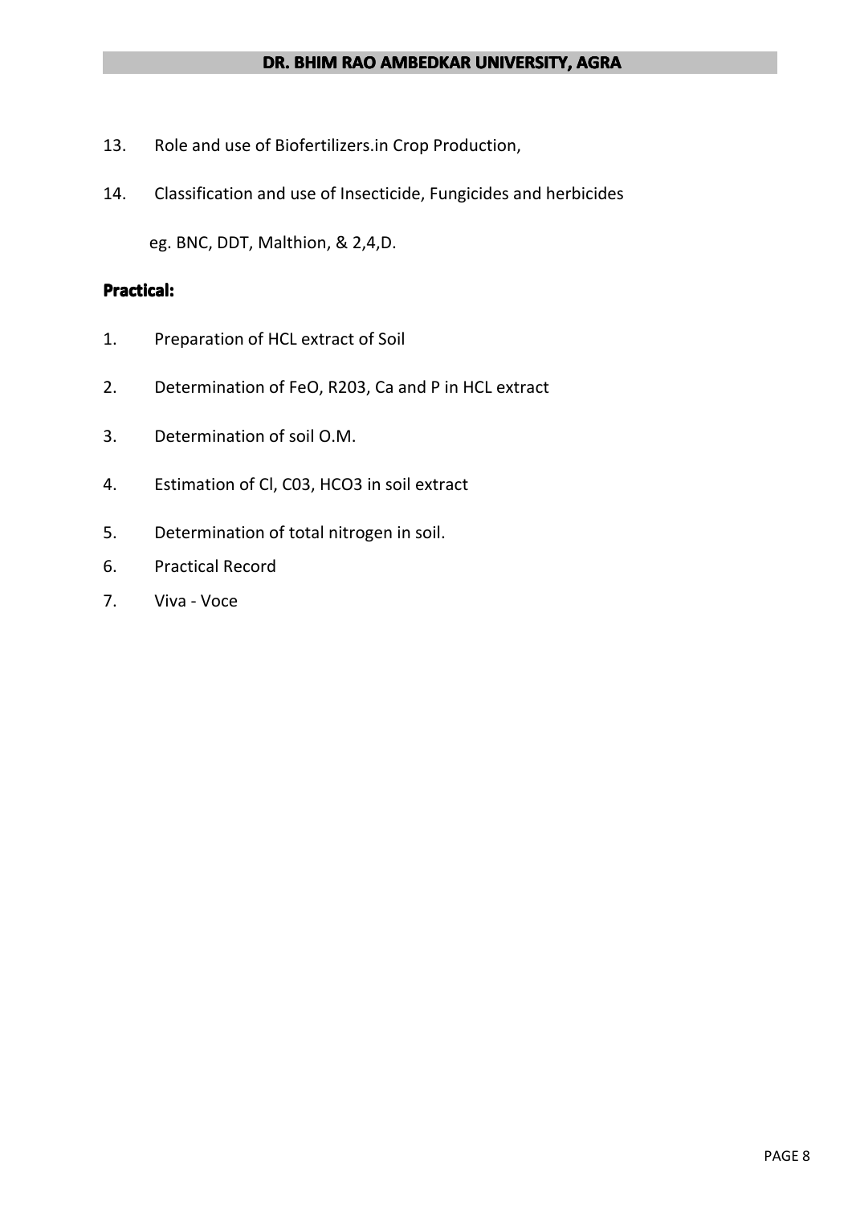13. Role and use of Biofertilizers.in Crop Production,
14. Classification and use of Insecticide, Fungicides and herbicides

    eg. BNC, DDT, Malthion, & 2,4,D.

**Practical:**

1. Preparation of HCL extract of Soil
2. Determination of FeO, R203, Ca and P in HCL extract
3. Determination of soil O.M.
4. Estimation of Cl, C03, HCO3 in soil extract
5. Determination of total nitrogen in soil.
6. Practical Record
7. Viva - Voce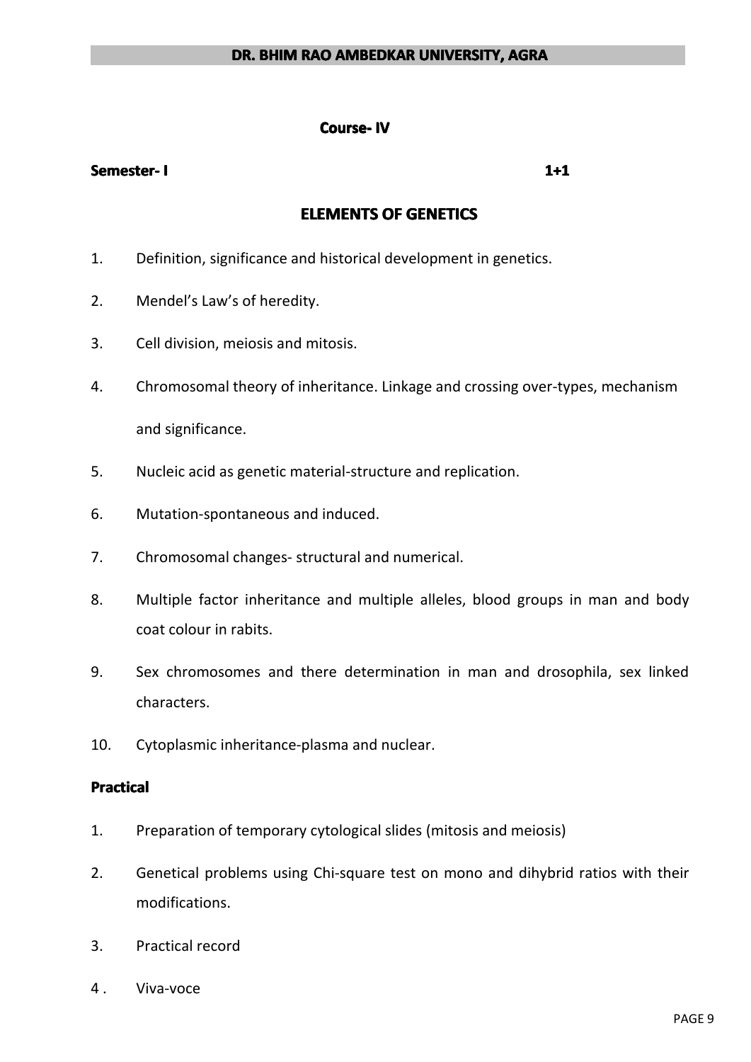**Course- IV**

**Semester- I** **1+1**

## ELEMENTS OF GENETICS

1. Definition, significance and historical development in genetics.
2. Mendel's Law's of heredity.
3. Cell division, meiosis and mitosis.
4. Chromosomal theory of inheritance. Linkage and crossing over-types, mechanism and significance.
5. Nucleic acid as genetic material-structure and replication.
6. Mutation-spontaneous and induced.
7. Chromosomal changes- structural and numerical.
8. Multiple factor inheritance and multiple alleles, blood groups in man and body coat colour in rabits.
9. Sex chromosomes and there determination in man and drosophila, sex linked characters.
10. Cytoplasmic inheritance-plasma and nuclear.

**Practical**

1. Preparation of temporary cytological slides (mitosis and meiosis)
2. Genetical problems using Chi-square test on mono and dihybrid ratios with their modifications.
3. Practical record
4. Viva-voce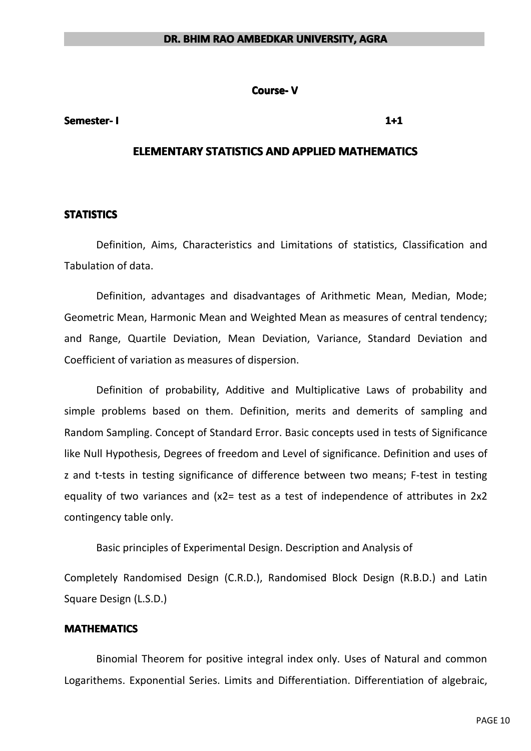**Course- V**

**Semester- I** **1+1**

## ELEMENTARY STATISTICS AND APPLIED MATHEMATICS

### STATISTICS

Definition, Aims, Characteristics and Limitations of statistics, Classification and Tabulation of data.

Definition, advantages and disadvantages of Arithmetic Mean, Median, Mode; Geometric Mean, Harmonic Mean and Weighted Mean as measures of central tendency; and Range, Quartile Deviation, Mean Deviation, Variance, Standard Deviation and Coefficient of variation as measures of dispersion.

Definition of probability, Additive and Multiplicative Laws of probability and simple problems based on them. Definition, merits and demerits of sampling and Random Sampling. Concept of Standard Error. Basic concepts used in tests of Significance like Null Hypothesis, Degrees of freedom and Level of significance. Definition and uses of z and t-tests in testing significance of difference between two means; F-test in testing equality of two variances and (x2= test as a test of independence of attributes in 2x2 contingency table only.

Basic principles of Experimental Design. Description and Analysis of

Completely Randomised Design (C.R.D.), Randomised Block Design (R.B.D.) and Latin Square Design (L.S.D.)

### MATHEMATICS

Binomial Theorem for positive integral index only. Uses of Natural and common Logarithems. Exponential Series. Limits and Differentiation. Differentiation of algebraic,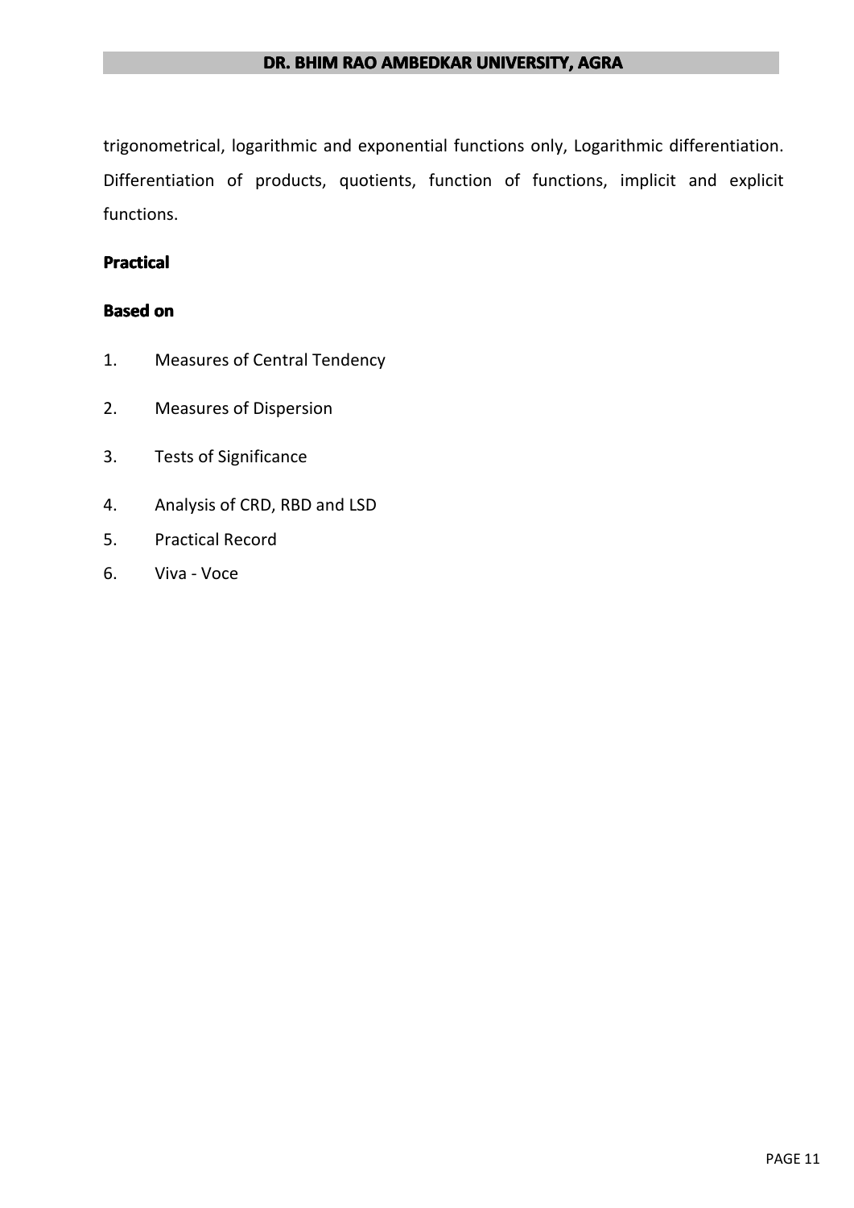trigonometrical, logarithmic and exponential functions only, Logarithmic differentiation. Differentiation of products, quotients, function of functions, implicit and explicit functions.

**Practical**

**Based on**

1. Measures of Central Tendency
2. Measures of Dispersion
3. Tests of Significance
4. Analysis of CRD, RBD and LSD
5. Practical Record
6. Viva - Voce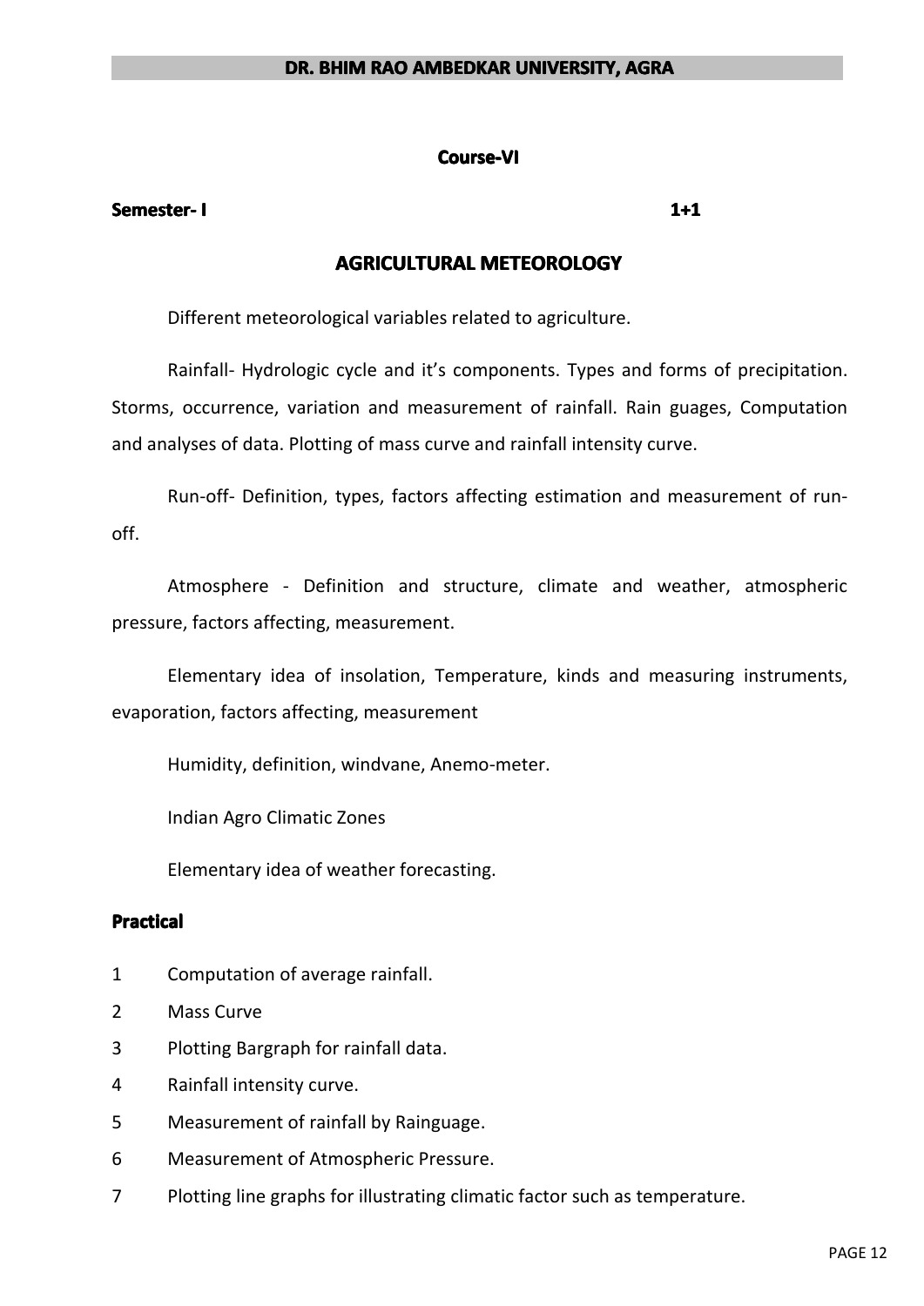**Course-VI**

**Semester- I** **1+1**

## AGRICULTURAL METEOROLOGY

Different meteorological variables related to agriculture.

Rainfall- Hydrologic cycle and it's components. Types and forms of precipitation. Storms, occurrence, variation and measurement of rainfall. Rain guages, Computation and analyses of data. Plotting of mass curve and rainfall intensity curve.

Run-off- Definition, types, factors affecting estimation and measurement of run-off.

Atmosphere - Definition and structure, climate and weather, atmospheric pressure, factors affecting, measurement.

Elementary idea of insolation, Temperature, kinds and measuring instruments, evaporation, factors affecting, measurement

Humidity, definition, windvane, Anemo-meter.

Indian Agro Climatic Zones

Elementary idea of weather forecasting.

**Practical**

1. Computation of average rainfall.
2. Mass Curve
3. Plotting Bargraph for rainfall data.
4. Rainfall intensity curve.
5. Measurement of rainfall by Rainguage.
6. Measurement of Atmospheric Pressure.
7. Plotting line graphs for illustrating climatic factor such as temperature.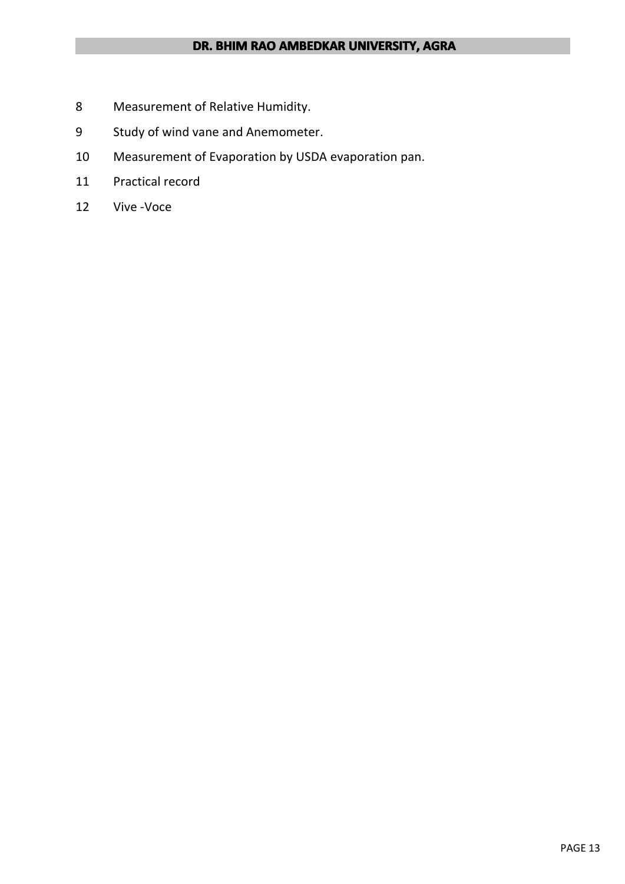8. Measurement of Relative Humidity.
9. Study of wind vane and Anemometer.
10. Measurement of Evaporation by USDA evaporation pan.
11. Practical record
12. Vive -Voce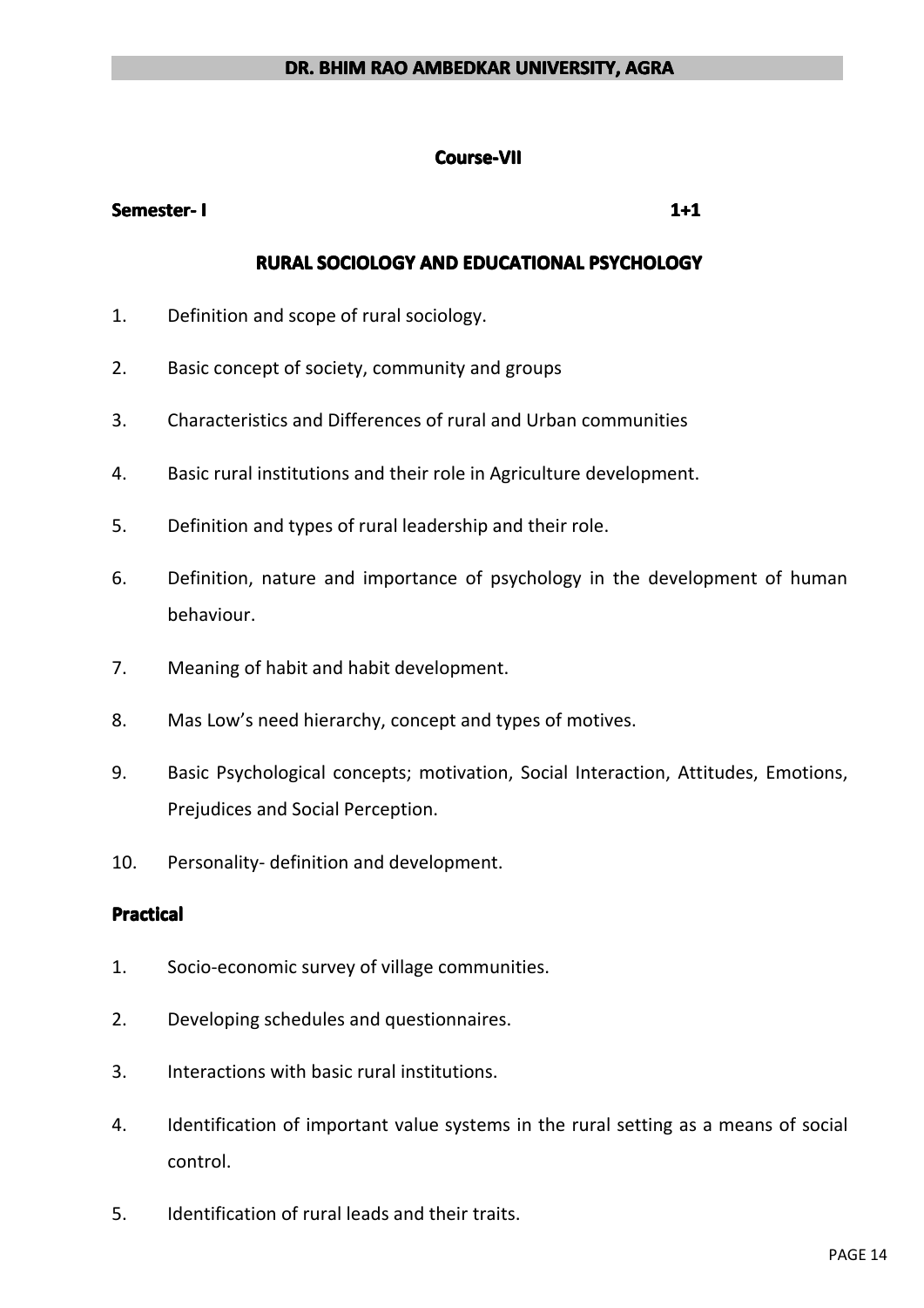**Course-VII**

**Semester- I** **1+1**

## RURAL SOCIOLOGY AND EDUCATIONAL PSYCHOLOGY

1. Definition and scope of rural sociology.
2. Basic concept of society, community and groups
3. Characteristics and Differences of rural and Urban communities
4. Basic rural institutions and their role in Agriculture development.
5. Definition and types of rural leadership and their role.
6. Definition, nature and importance of psychology in the development of human behaviour.
7. Meaning of habit and habit development.
8. Mas Low's need hierarchy, concept and types of motives.
9. Basic Psychological concepts; motivation, Social Interaction, Attitudes, Emotions, Prejudices and Social Perception.
10. Personality- definition and development.

**Practical**

1. Socio-economic survey of village communities.
2. Developing schedules and questionnaires.
3. Interactions with basic rural institutions.
4. Identification of important value systems in the rural setting as a means of social control.
5. Identification of rural leads and their traits.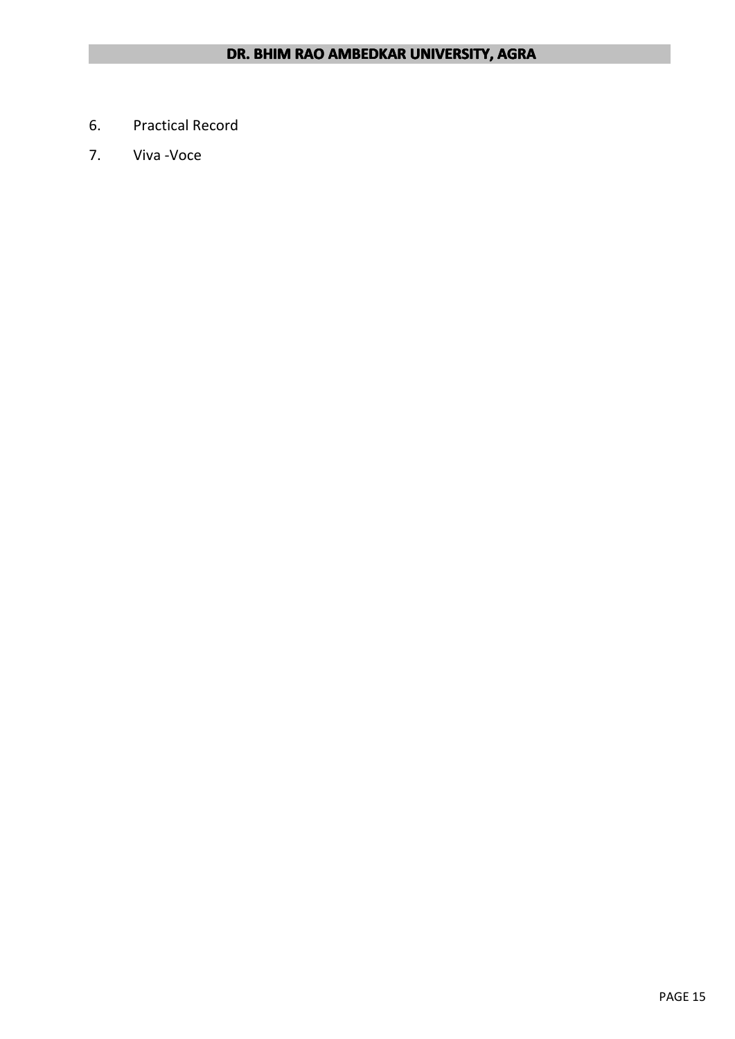6. Practical Record
7. Viva -Voce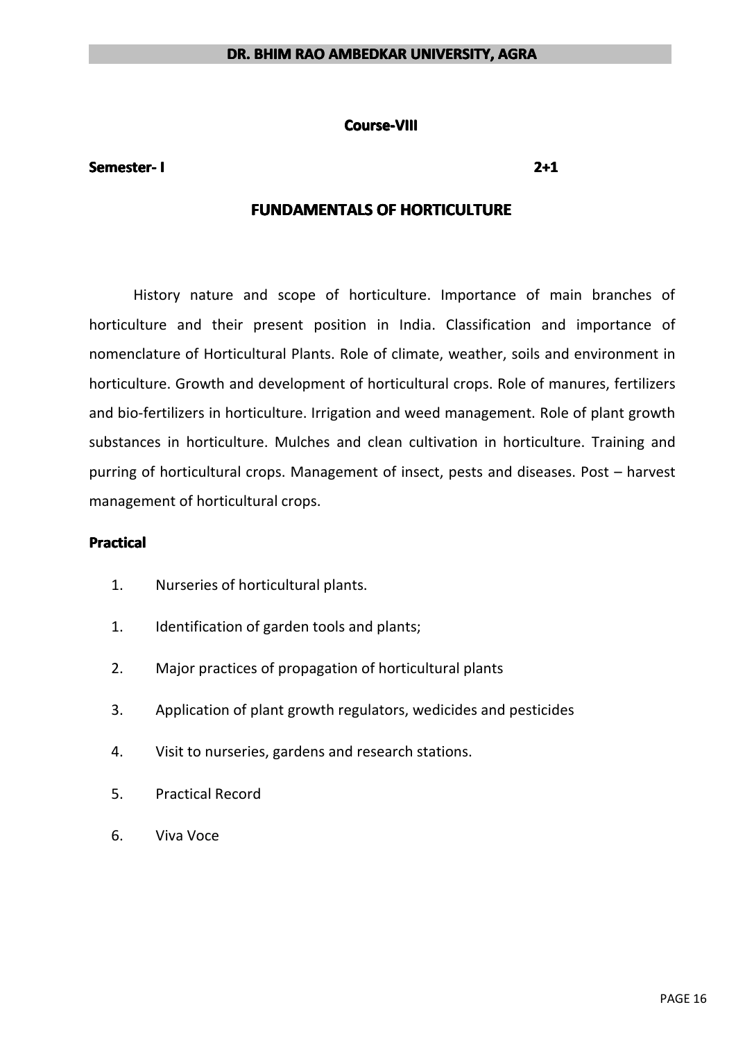**Course-VIII**

**Semester- I** **2+1**

## FUNDAMENTALS OF HORTICULTURE

History nature and scope of horticulture. Importance of main branches of horticulture and their present position in India. Classification and importance of nomenclature of Horticultural Plants. Role of climate, weather, soils and environment in horticulture. Growth and development of horticultural crops. Role of manures, fertilizers and bio-fertilizers in horticulture. Irrigation and weed management. Role of plant growth substances in horticulture. Mulches and clean cultivation in horticulture. Training and purring of horticultural crops. Management of insect, pests and diseases. Post – harvest management of horticultural crops.

**Practical**

1. Nurseries of horticultural plants.
1. Identification of garden tools and plants;
2. Major practices of propagation of horticultural plants
3. Application of plant growth regulators, wedicides and pesticides
4. Visit to nurseries, gardens and research stations.
5. Practical Record
6. Viva Voce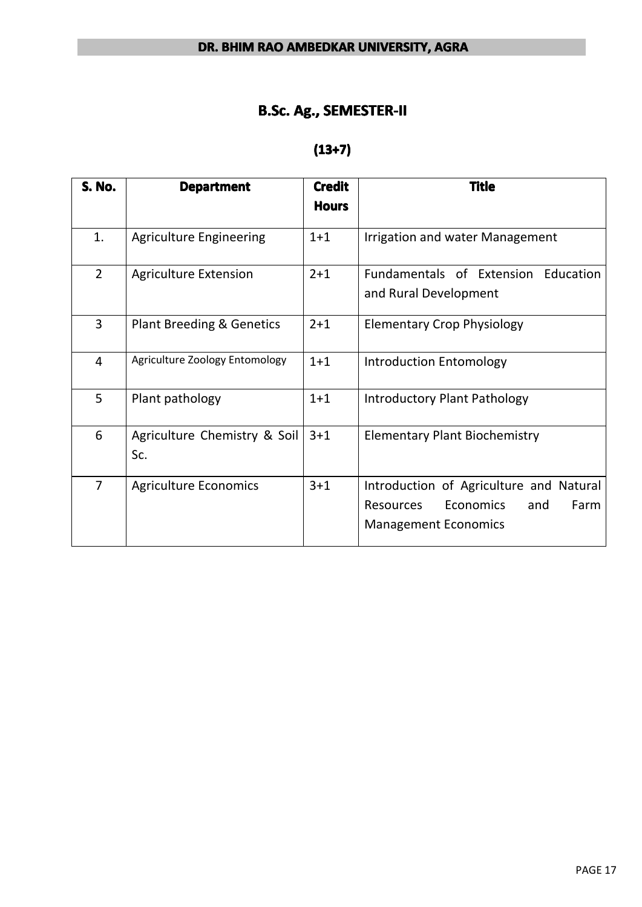# B.Sc. Ag., SEMESTER-II

## (13+7)

| S. No. | Department | Credit Hours | Title |
|---|---|---|---|
| 1. | Agriculture Engineering | 1+1 | Irrigation and water Management |
| 2 | Agriculture Extension | 2+1 | Fundamentals of Extension Education and Rural Development |
| 3 | Plant Breeding & Genetics | 2+1 | Elementary Crop Physiology |
| 4 | Agriculture Zoology Entomology | 1+1 | Introduction Entomology |
| 5 | Plant pathology | 1+1 | Introductory Plant Pathology |
| 6 | Agriculture Chemistry & Soil Sc. | 3+1 | Elementary Plant Biochemistry |
| 7 | Agriculture Economics | 3+1 | Introduction of Agriculture and Natural Resources Economics and Farm Management Economics |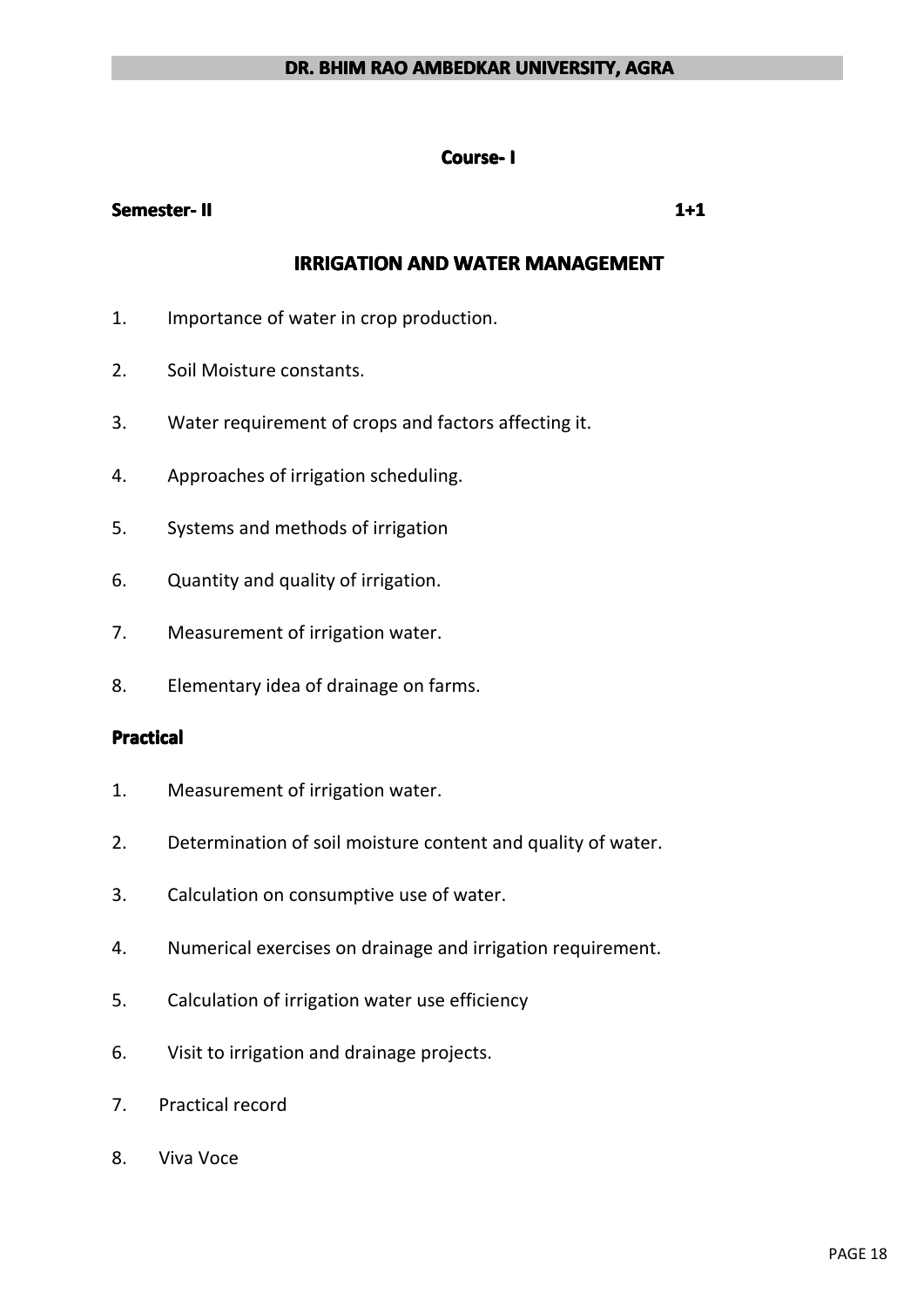## Course- I

**Semester- II** **1+1**

# IRRIGATION AND WATER MANAGEMENT

1. Importance of water in crop production.
2. Soil Moisture constants.
3. Water requirement of crops and factors affecting it.
4. Approaches of irrigation scheduling.
5. Systems and methods of irrigation
6. Quantity and quality of irrigation.
7. Measurement of irrigation water.
8. Elementary idea of drainage on farms.

### Practical

1. Measurement of irrigation water.
2. Determination of soil moisture content and quality of water.
3. Calculation on consumptive use of water.
4. Numerical exercises on drainage and irrigation requirement.
5. Calculation of irrigation water use efficiency
6. Visit to irrigation and drainage projects.
7. Practical record
8. Viva Voce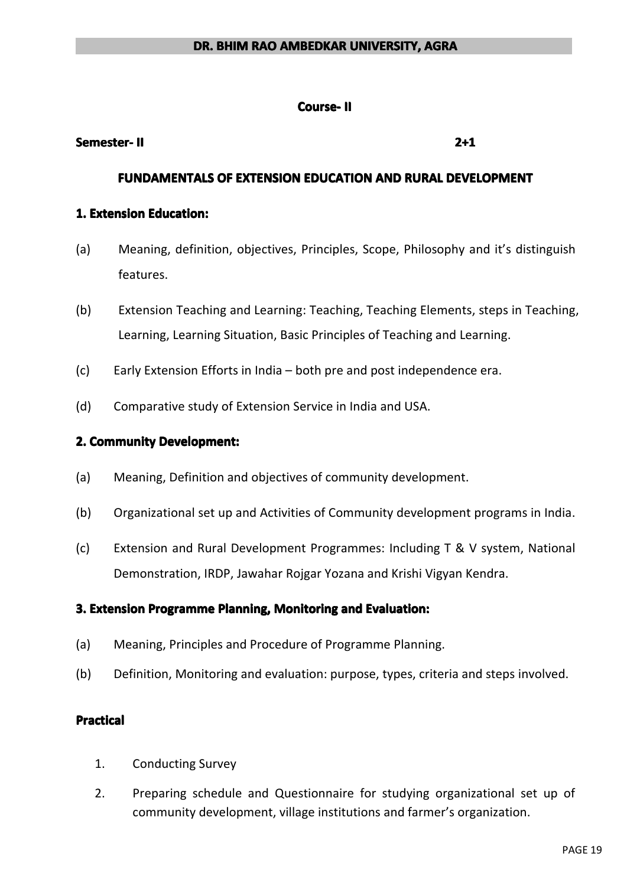**Course- II**

**Semester- II** **2+1**

## FUNDAMENTALS OF EXTENSION EDUCATION AND RURAL DEVELOPMENT

### 1. Extension Education:

(a) Meaning, definition, objectives, Principles, Scope, Philosophy and it's distinguish features.

(b) Extension Teaching and Learning: Teaching, Teaching Elements, steps in Teaching, Learning, Learning Situation, Basic Principles of Teaching and Learning.

(c) Early Extension Efforts in India – both pre and post independence era.

(d) Comparative study of Extension Service in India and USA.

### 2. Community Development:

(a) Meaning, Definition and objectives of community development.

(b) Organizational set up and Activities of Community development programs in India.

(c) Extension and Rural Development Programmes: Including T & V system, National Demonstration, IRDP, Jawahar Rojgar Yozana and Krishi Vigyan Kendra.

### 3. Extension Programme Planning, Monitoring and Evaluation:

(a) Meaning, Principles and Procedure of Programme Planning.

(b) Definition, Monitoring and evaluation: purpose, types, criteria and steps involved.

### Practical

1. Conducting Survey
2. Preparing schedule and Questionnaire for studying organizational set up of community development, village institutions and farmer's organization.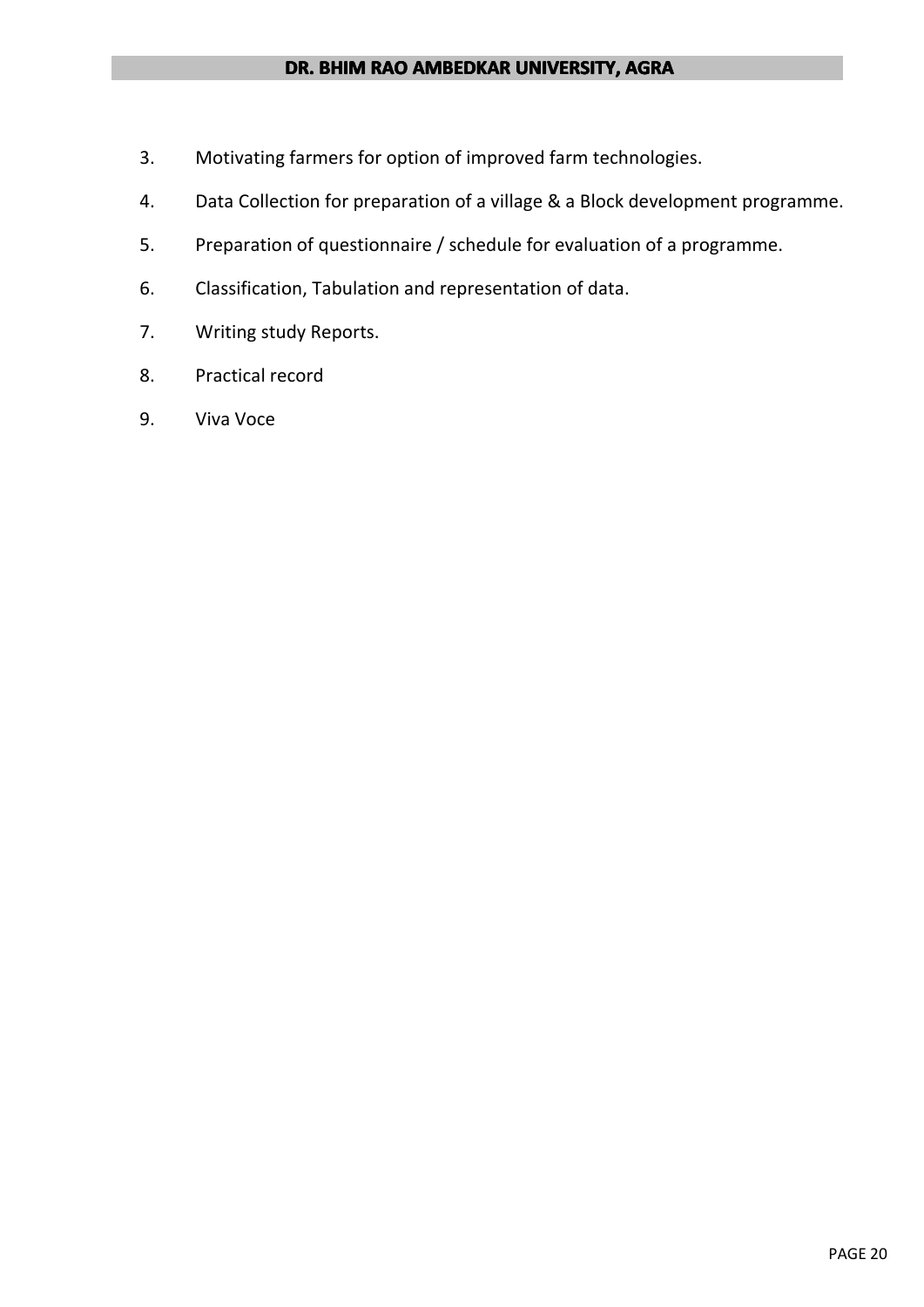3. Motivating farmers for option of improved farm technologies.
4. Data Collection for preparation of a village & a Block development programme.
5. Preparation of questionnaire / schedule for evaluation of a programme.
6. Classification, Tabulation and representation of data.
7. Writing study Reports.
8. Practical record
9. Viva Voce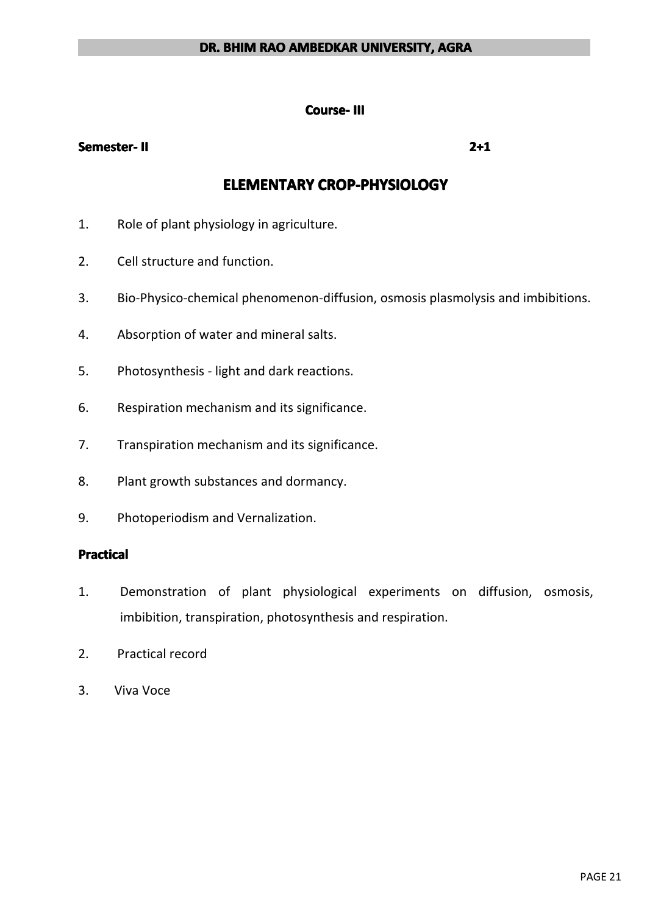**Course- III**

**Semester- II** **2+1**

## ELEMENTARY CROP-PHYSIOLOGY

1. Role of plant physiology in agriculture.
2. Cell structure and function.
3. Bio-Physico-chemical phenomenon-diffusion, osmosis plasmolysis and imbibitions.
4. Absorption of water and mineral salts.
5. Photosynthesis - light and dark reactions.
6. Respiration mechanism and its significance.
7. Transpiration mechanism and its significance.
8. Plant growth substances and dormancy.
9. Photoperiodism and Vernalization.

**Practical**

1. Demonstration of plant physiological experiments on diffusion, osmosis, imbibition, transpiration, photosynthesis and respiration.
2. Practical record
3. Viva Voce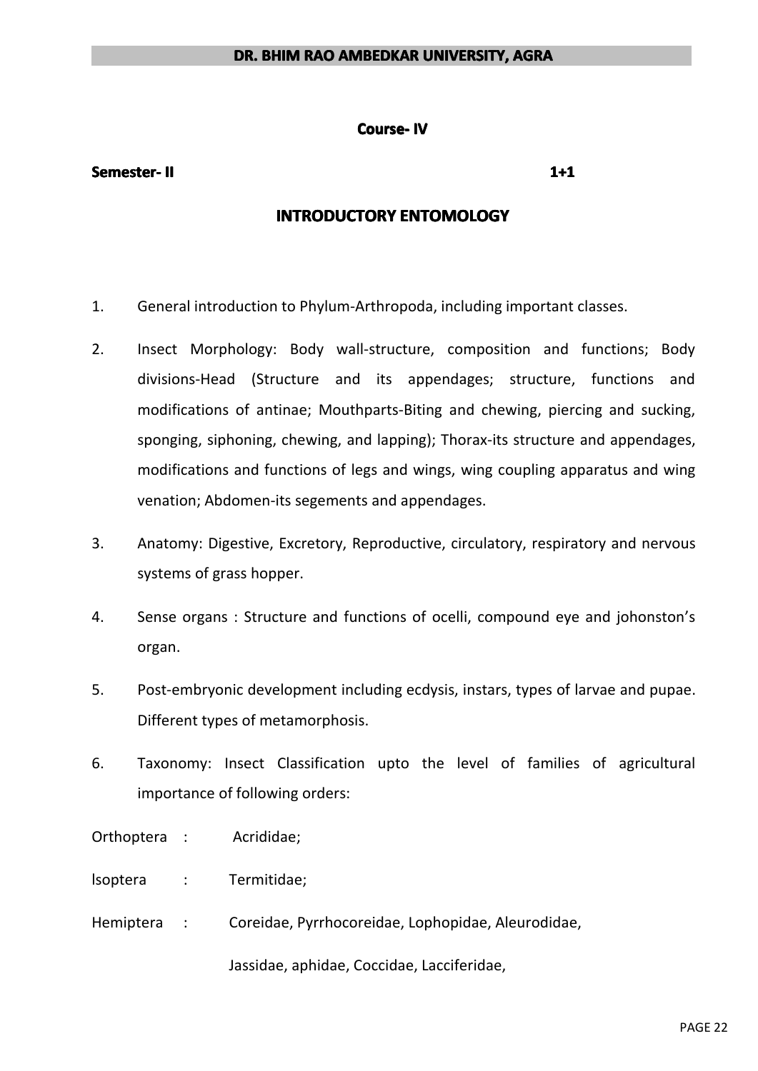**Course- IV**

**Semester- II** **1+1**

## INTRODUCTORY ENTOMOLOGY

1. General introduction to Phylum-Arthropoda, including important classes.
2. Insect Morphology: Body wall-structure, composition and functions; Body divisions-Head (Structure and its appendages; structure, functions and modifications of antinae; Mouthparts-Biting and chewing, piercing and sucking, sponging, siphoning, chewing, and lapping); Thorax-its structure and appendages, modifications and functions of legs and wings, wing coupling apparatus and wing venation; Abdomen-its segements and appendages.
3. Anatomy: Digestive, Excretory, Reproductive, circulatory, respiratory and nervous systems of grass hopper.
4. Sense organs : Structure and functions of ocelli, compound eye and johonston's organ.
5. Post-embryonic development including ecdysis, instars, types of larvae and pupae. Different types of metamorphosis.
6. Taxonomy: Insect Classification upto the level of families of agricultural importance of following orders:

Orthoptera : Acrididae;

lsoptera : Termitidae;

Hemiptera : Coreidae, Pyrrhocoreidae, Lophopidae, Aleurodidae,

Jassidae, aphidae, Coccidae, Lacciferidae,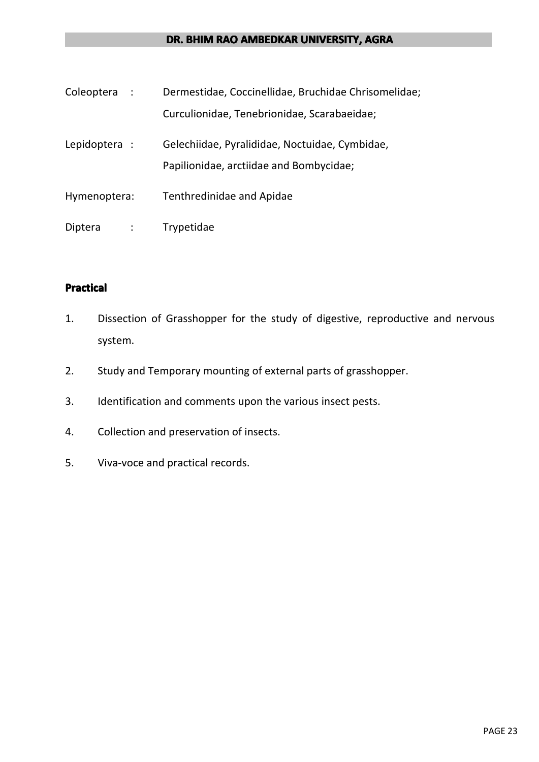Coleoptera : Dermestidae, Coccinellidae, Bruchidae Chrisomelidae; Curculionidae, Tenebrionidae, Scarabaeidae;

Lepidoptera : Gelechiidae, Pyralididae, Noctuidae, Cymbidae, Papilionidae, arctiidae and Bombycidae;

Hymenoptera: Tenthredinidae and Apidae

Diptera : Trypetidae

**Practical**

1. Dissection of Grasshopper for the study of digestive, reproductive and nervous system.
2. Study and Temporary mounting of external parts of grasshopper.
3. Identification and comments upon the various insect pests.
4. Collection and preservation of insects.
5. Viva-voce and practical records.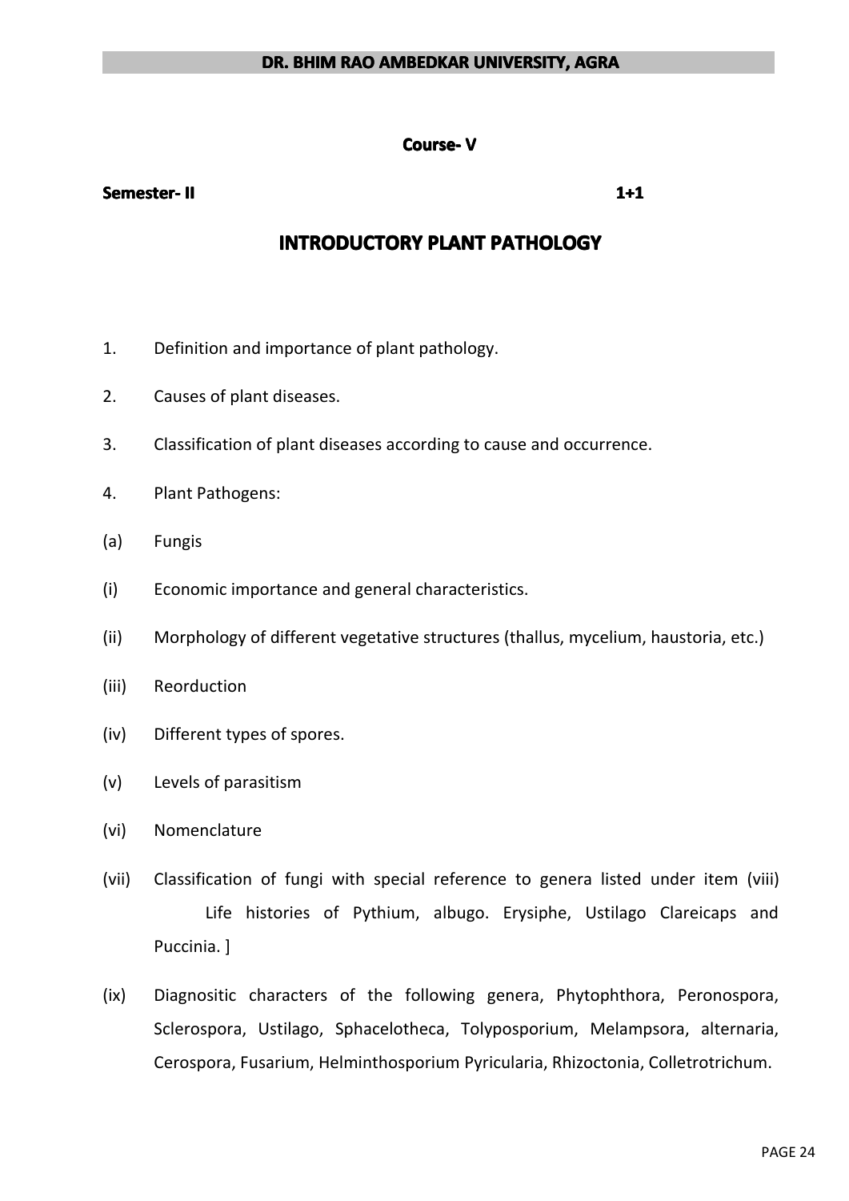**Course- V**

**Semester- II** **1+1**

# INTRODUCTORY PLANT PATHOLOGY

1. Definition and importance of plant pathology.
2. Causes of plant diseases.
3. Classification of plant diseases according to cause and occurrence.
4. Plant Pathogens:

(a) Fungis

(i) Economic importance and general characteristics.

(ii) Morphology of different vegetative structures (thallus, mycelium, haustoria, etc.)

(iii) Reorduction

(iv) Different types of spores.

(v) Levels of parasitism

(vi) Nomenclature

(vii) Classification of fungi with special reference to genera listed under item (viii) Life histories of Pythium, albugo. Erysiphe, Ustilago Clareicaps and Puccinia. ]

(ix) Diagnositic characters of the following genera, Phytophthora, Peronospora, Sclerospora, Ustilago, Sphacelotheca, Tolyposporium, Melampsora, alternaria, Cerospora, Fusarium, Helminthosporium Pyricularia, Rhizoctonia, Colletrotrichum.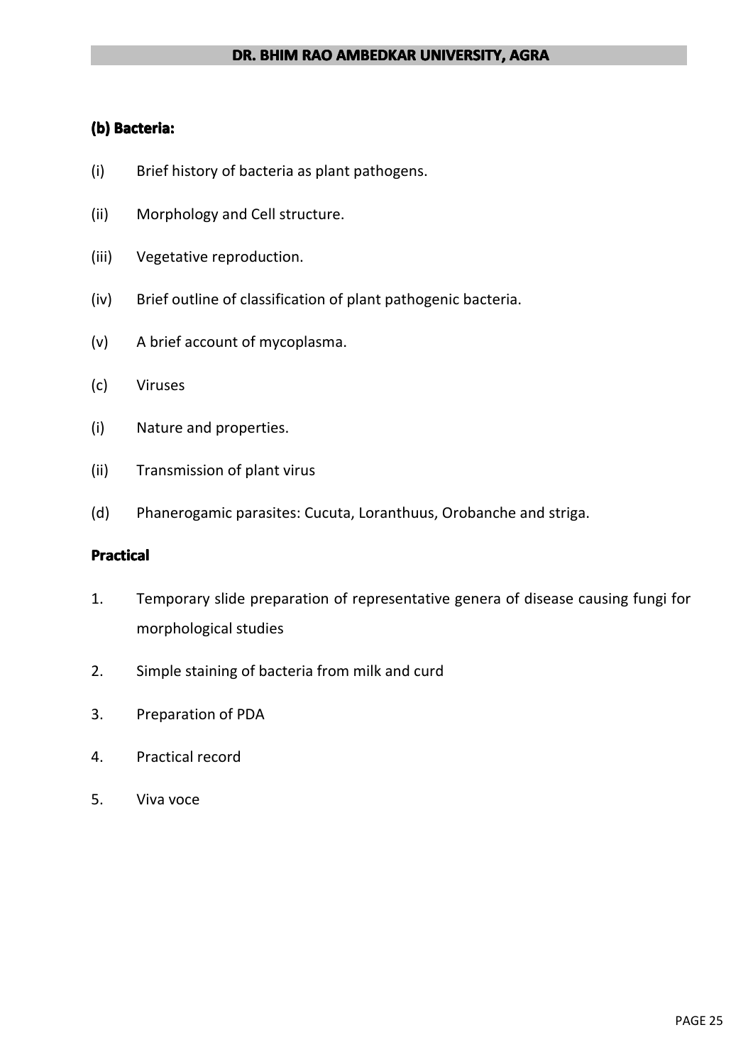### (b) Bacteria:

(i) Brief history of bacteria as plant pathogens.

(ii) Morphology and Cell structure.

(iii) Vegetative reproduction.

(iv) Brief outline of classification of plant pathogenic bacteria.

(v) A brief account of mycoplasma.

(c) Viruses

(i) Nature and properties.

(ii) Transmission of plant virus

(d) Phanerogamic parasites: Cucuta, Loranthuus, Orobanche and striga.

### Practical

1. Temporary slide preparation of representative genera of disease causing fungi for morphological studies
2. Simple staining of bacteria from milk and curd
3. Preparation of PDA
4. Practical record
5. Viva voce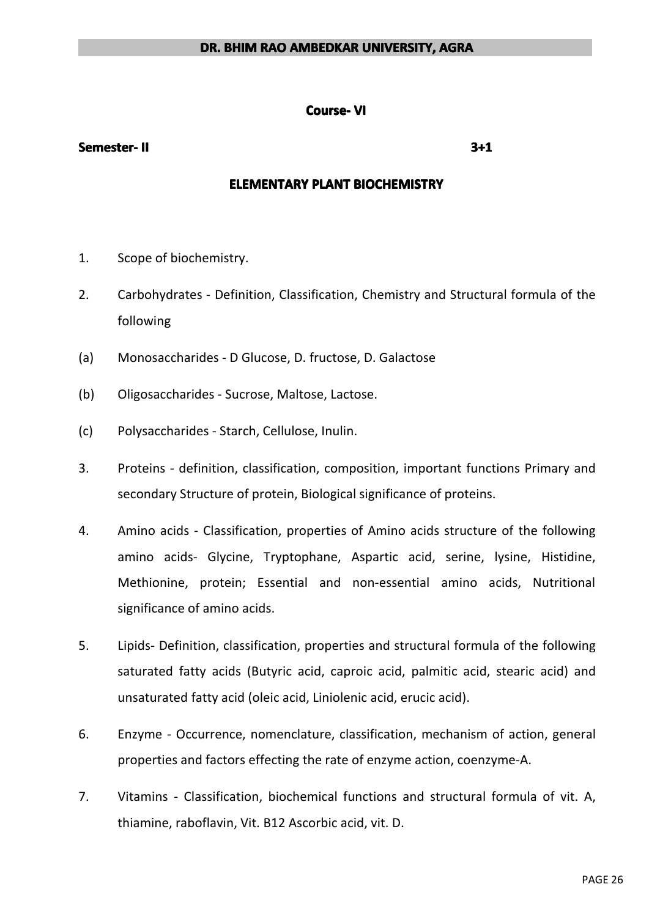## Course- VI

**Semester- II** **3+1**

### ELEMENTARY PLANT BIOCHEMISTRY

1. Scope of biochemistry.
2. Carbohydrates - Definition, Classification, Chemistry and Structural formula of the following

(a) Monosaccharides - D Glucose, D. fructose, D. Galactose

(b) Oligosaccharides - Sucrose, Maltose, Lactose.

(c) Polysaccharides - Starch, Cellulose, Inulin.

3. Proteins - definition, classification, composition, important functions Primary and secondary Structure of protein, Biological significance of proteins.
4. Amino acids - Classification, properties of Amino acids structure of the following amino acids- Glycine, Tryptophane, Aspartic acid, serine, lysine, Histidine, Methionine, protein; Essential and non-essential amino acids, Nutritional significance of amino acids.
5. Lipids- Definition, classification, properties and structural formula of the following saturated fatty acids (Butyric acid, caproic acid, palmitic acid, stearic acid) and unsaturated fatty acid (oleic acid, Liniolenic acid, erucic acid).
6. Enzyme - Occurrence, nomenclature, classification, mechanism of action, general properties and factors effecting the rate of enzyme action, coenzyme-A.
7. Vitamins - Classification, biochemical functions and structural formula of vit. A, thiamine, raboflavin, Vit. B12 Ascorbic acid, vit. D.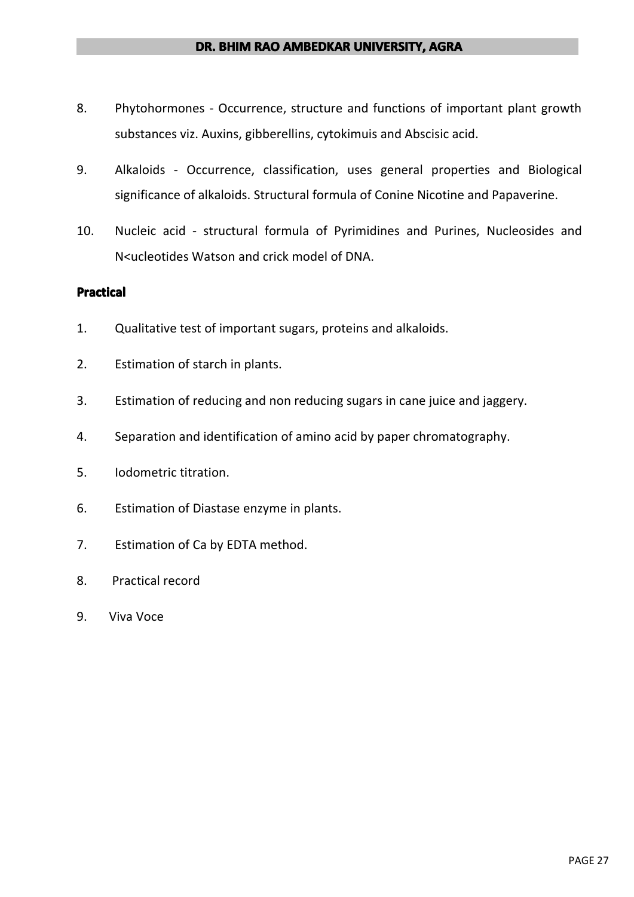8. Phytohormones - Occurrence, structure and functions of important plant growth substances viz. Auxins, gibberellins, cytokimuis and Abscisic acid.

9. Alkaloids - Occurrence, classification, uses general properties and Biological significance of alkaloids. Structural formula of Conine Nicotine and Papaverine.

10. Nucleic acid - structural formula of Pyrimidines and Purines, Nucleosides and N<ucleotides Watson and crick model of DNA.

**Practical**

1. Qualitative test of important sugars, proteins and alkaloids.
2. Estimation of starch in plants.
3. Estimation of reducing and non reducing sugars in cane juice and jaggery.
4. Separation and identification of amino acid by paper chromatography.
5. Iodometric titration.
6. Estimation of Diastase enzyme in plants.
7. Estimation of Ca by EDTA method.
8. Practical record
9. Viva Voce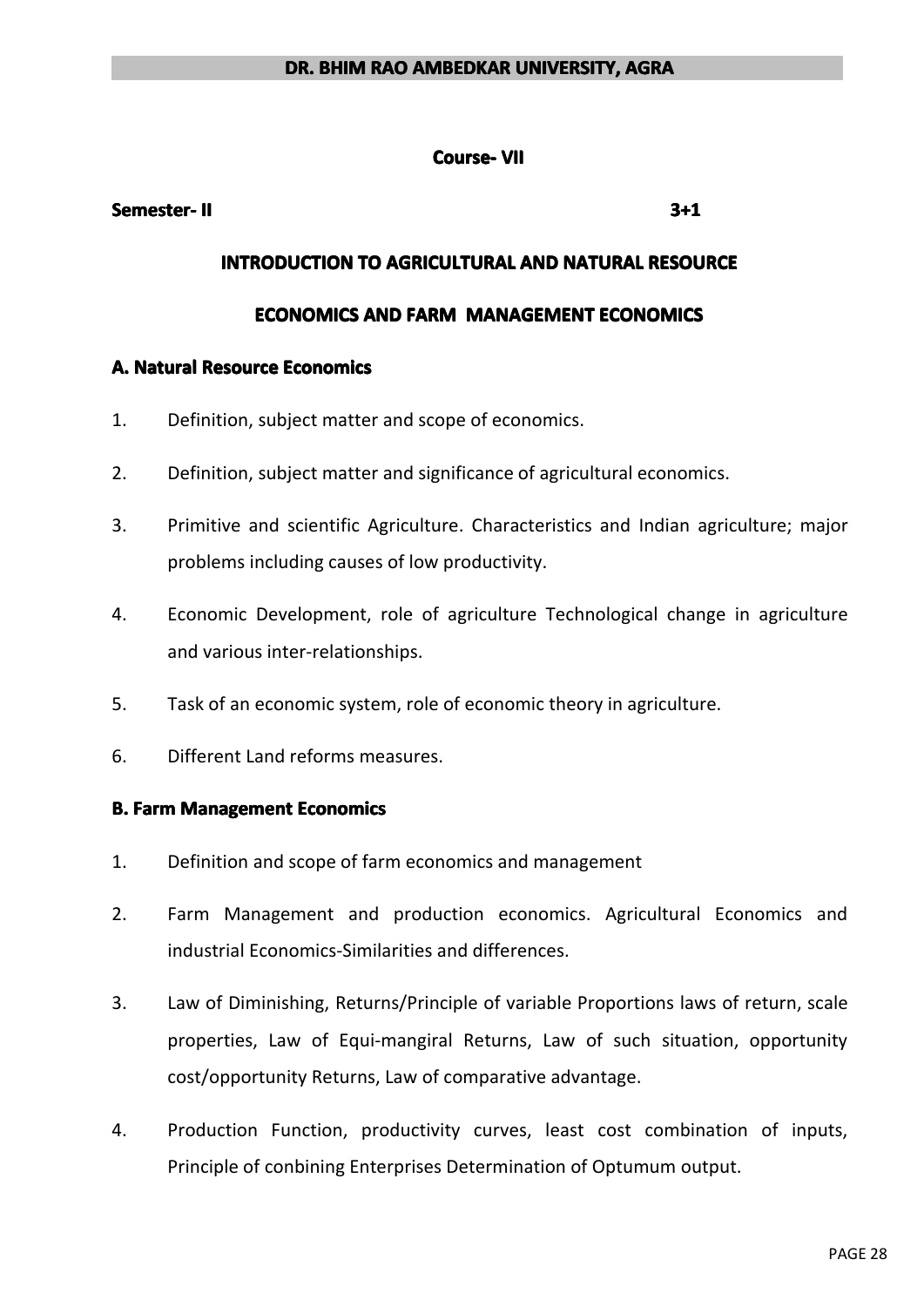**Course- VII**

**Semester- II** **3+1**

## INTRODUCTION TO AGRICULTURAL AND NATURAL RESOURCE ECONOMICS AND FARM MANAGEMENT ECONOMICS

### A. Natural Resource Economics

1. Definition, subject matter and scope of economics.
2. Definition, subject matter and significance of agricultural economics.
3. Primitive and scientific Agriculture. Characteristics and Indian agriculture; major problems including causes of low productivity.
4. Economic Development, role of agriculture Technological change in agriculture and various inter-relationships.
5. Task of an economic system, role of economic theory in agriculture.
6. Different Land reforms measures.

### B. Farm Management Economics

1. Definition and scope of farm economics and management
2. Farm Management and production economics. Agricultural Economics and industrial Economics-Similarities and differences.
3. Law of Diminishing, Returns/Principle of variable Proportions laws of return, scale properties, Law of Equi-mangiral Returns, Law of such situation, opportunity cost/opportunity Returns, Law of comparative advantage.
4. Production Function, productivity curves, least cost combination of inputs, Principle of conbining Enterprises Determination of Optumum output.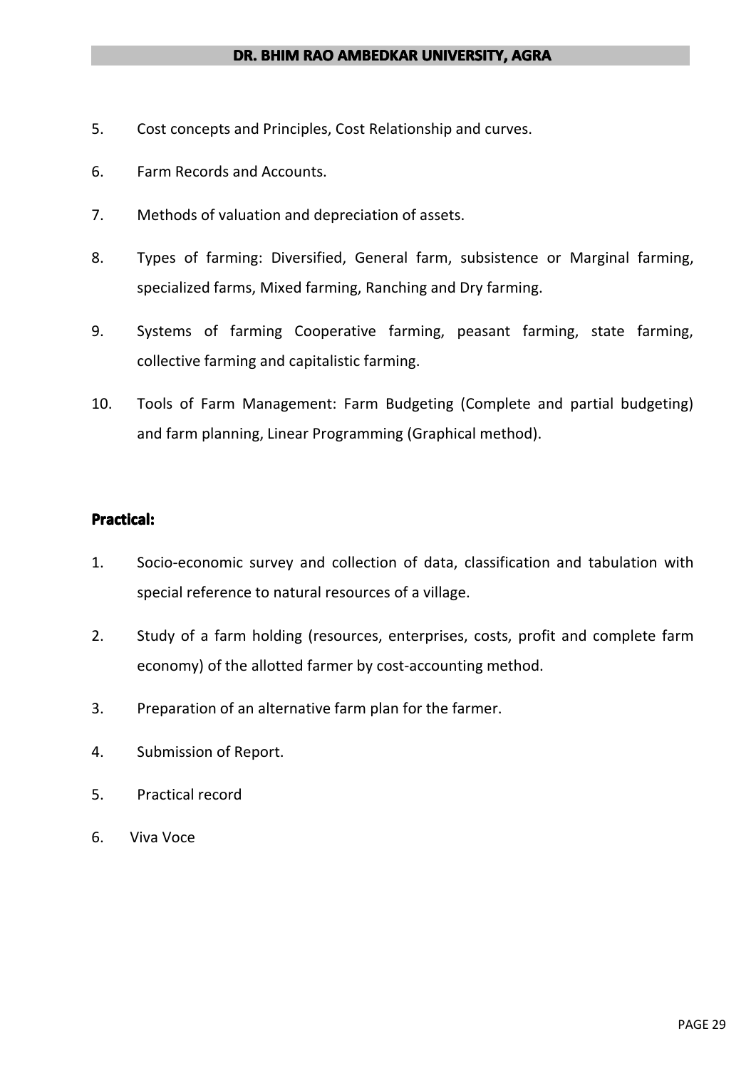5. Cost concepts and Principles, Cost Relationship and curves.
6. Farm Records and Accounts.
7. Methods of valuation and depreciation of assets.
8. Types of farming: Diversified, General farm, subsistence or Marginal farming, specialized farms, Mixed farming, Ranching and Dry farming.
9. Systems of farming Cooperative farming, peasant farming, state farming, collective farming and capitalistic farming.
10. Tools of Farm Management: Farm Budgeting (Complete and partial budgeting) and farm planning, Linear Programming (Graphical method).

**Practical:**

1. Socio-economic survey and collection of data, classification and tabulation with special reference to natural resources of a village.
2. Study of a farm holding (resources, enterprises, costs, profit and complete farm economy) of the allotted farmer by cost-accounting method.
3. Preparation of an alternative farm plan for the farmer.
4. Submission of Report.
5. Practical record
6. Viva Voce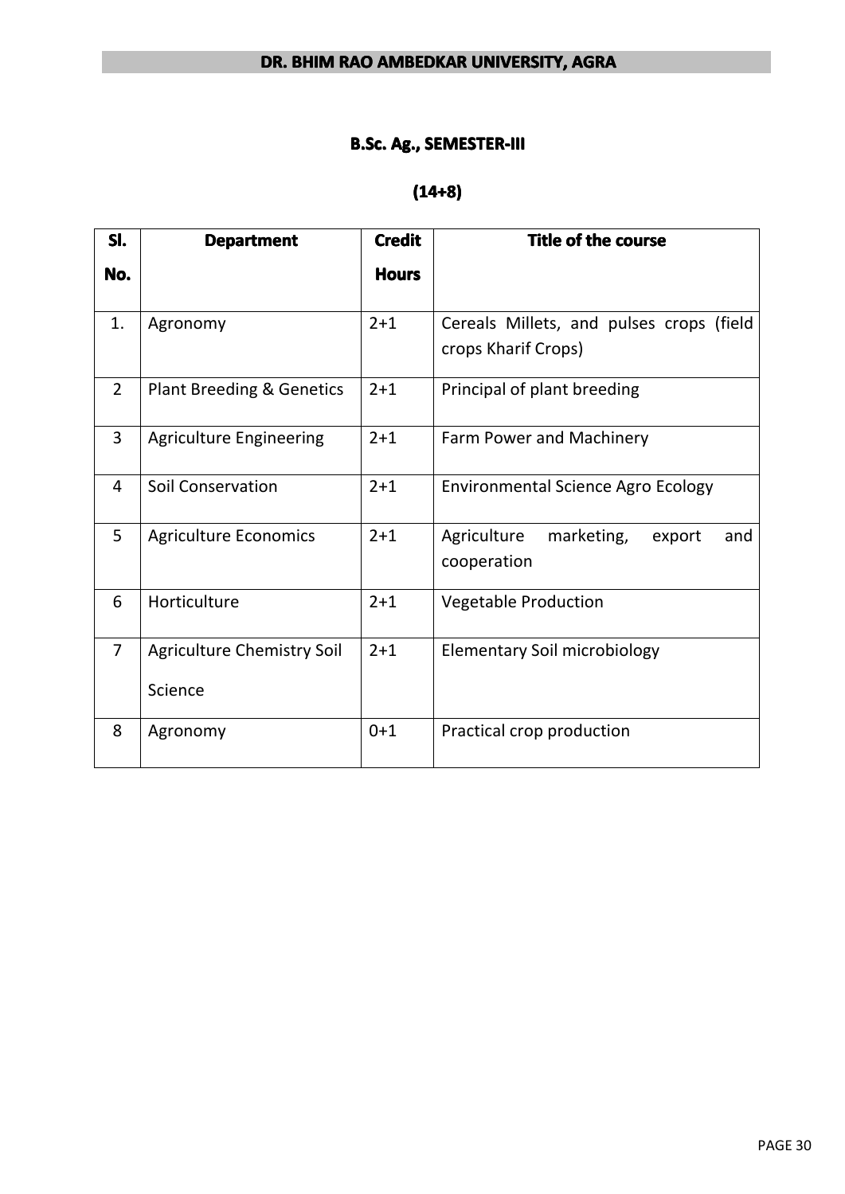## B.Sc. Ag., SEMESTER-III

## (14+8)

| Sl. No. | Department | Credit Hours | Title of the course |
|---|---|---|---|
| 1. | Agronomy | 2+1 | Cereals Millets, and pulses crops (field crops Kharif Crops) |
| 2 | Plant Breeding & Genetics | 2+1 | Principal of plant breeding |
| 3 | Agriculture Engineering | 2+1 | Farm Power and Machinery |
| 4 | Soil Conservation | 2+1 | Environmental Science Agro Ecology |
| 5 | Agriculture Economics | 2+1 | Agriculture marketing, export and cooperation |
| 6 | Horticulture | 2+1 | Vegetable Production |
| 7 | Agriculture Chemistry Soil Science | 2+1 | Elementary Soil microbiology |
| 8 | Agronomy | 0+1 | Practical crop production |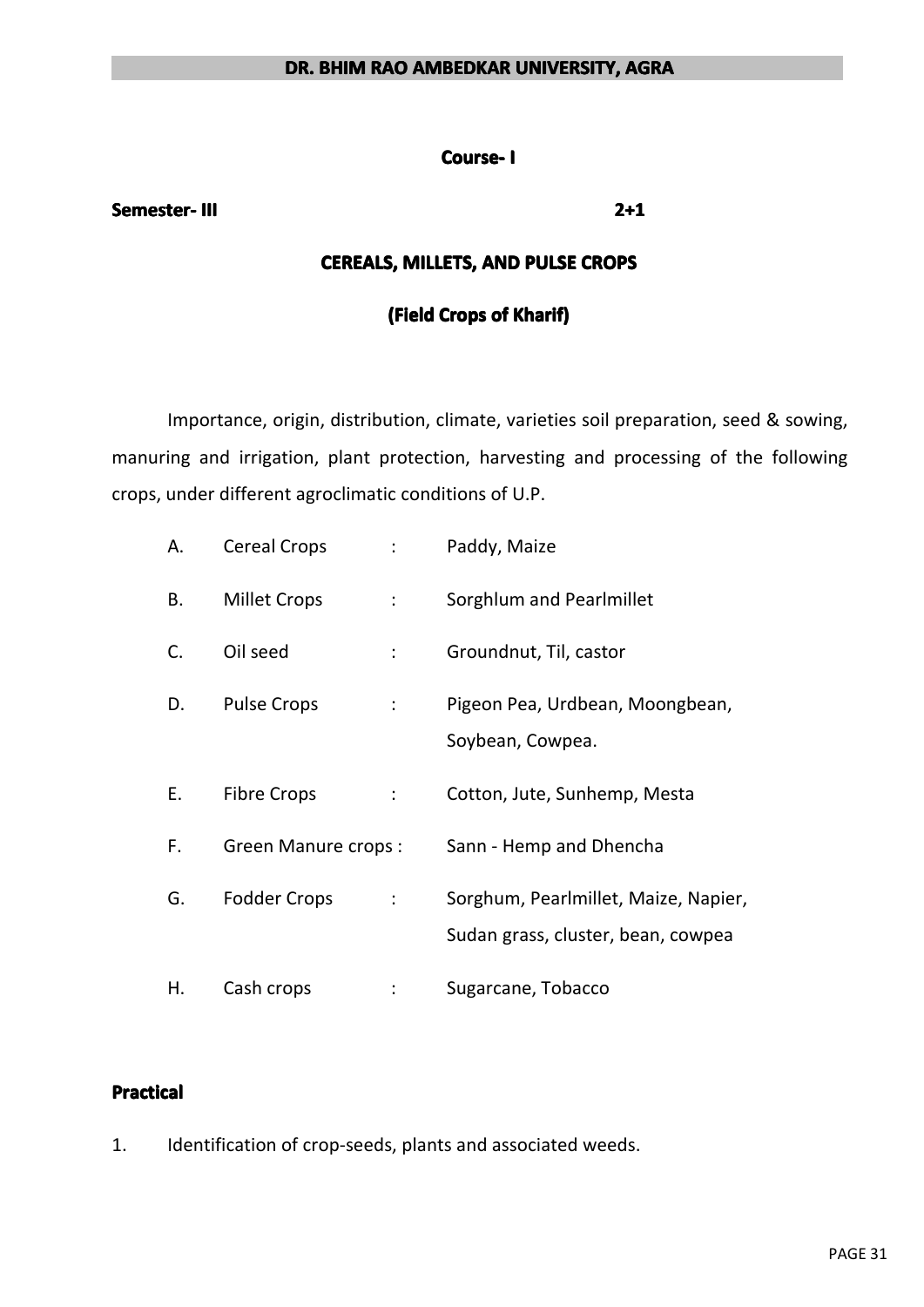**Course- I**

**Semester- III** **2+1**

## CEREALS, MILLETS, AND PULSE CROPS

### (Field Crops of Kharif)

Importance, origin, distribution, climate, varieties soil preparation, seed & sowing, manuring and irrigation, plant protection, harvesting and processing of the following crops, under different agroclimatic conditions of U.P.

| | | | |
|---|---|---|---|
| A. | Cereal Crops | : | Paddy, Maize |
| B. | Millet Crops | : | Sorghlum and Pearlmillet |
| C. | Oil seed | : | Groundnut, Til, castor |
| D. | Pulse Crops | : | Pigeon Pea, Urdbean, Moongbean, Soybean, Cowpea. |
| E. | Fibre Crops | : | Cotton, Jute, Sunhemp, Mesta |
| F. | Green Manure crops : | | Sann - Hemp and Dhencha |
| G. | Fodder Crops | : | Sorghum, Pearlmillet, Maize, Napier, Sudan grass, cluster, bean, cowpea |
| H. | Cash crops | : | Sugarcane, Tobacco |

**Practical**

1. Identification of crop-seeds, plants and associated weeds.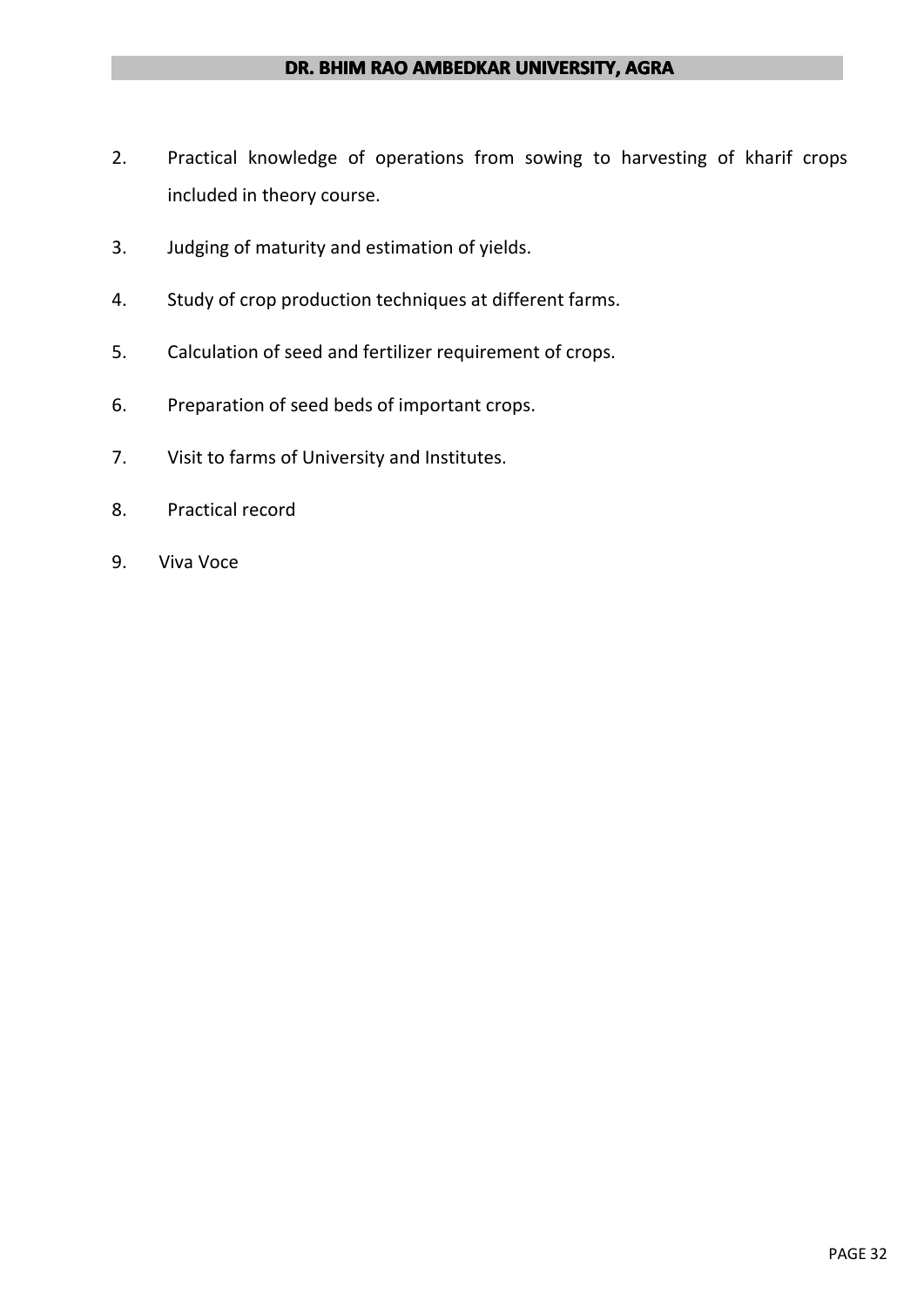2. Practical knowledge of operations from sowing to harvesting of kharif crops included in theory course.
3. Judging of maturity and estimation of yields.
4. Study of crop production techniques at different farms.
5. Calculation of seed and fertilizer requirement of crops.
6. Preparation of seed beds of important crops.
7. Visit to farms of University and Institutes.
8. Practical record
9. Viva Voce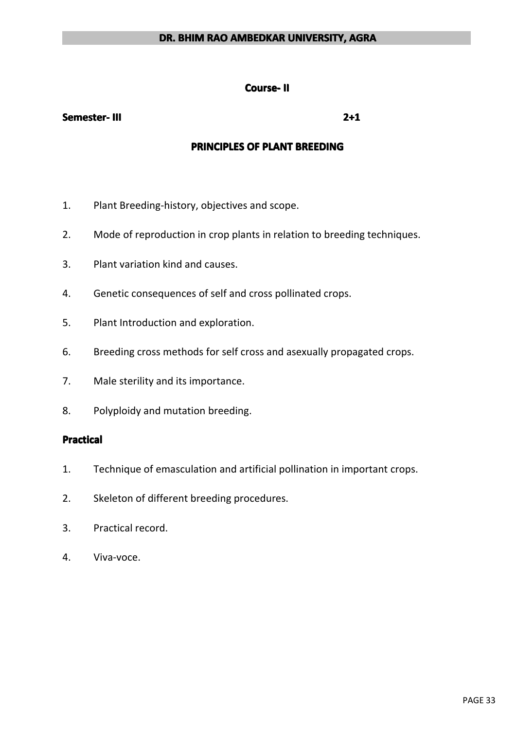**Course- II**

**Semester- III** **2+1**

## PRINCIPLES OF PLANT BREEDING

1. Plant Breeding-history, objectives and scope.
2. Mode of reproduction in crop plants in relation to breeding techniques.
3. Plant variation kind and causes.
4. Genetic consequences of self and cross pollinated crops.
5. Plant Introduction and exploration.
6. Breeding cross methods for self cross and asexually propagated crops.
7. Male sterility and its importance.
8. Polyploidy and mutation breeding.

### Practical

1. Technique of emasculation and artificial pollination in important crops.
2. Skeleton of different breeding procedures.
3. Practical record.
4. Viva-voce.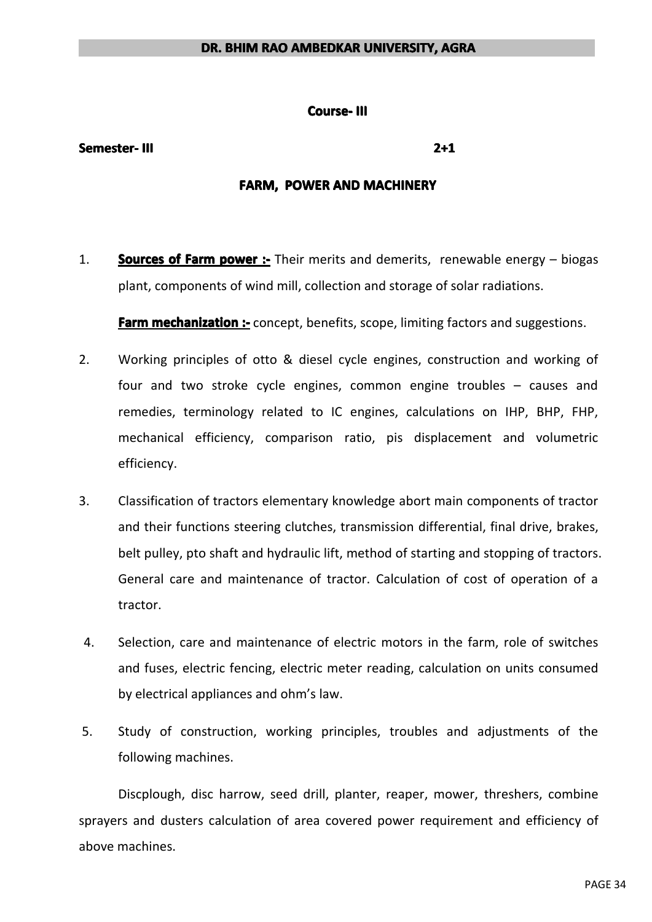## Course- III

**Semester- III** **2+1**

## FARM, POWER AND MACHINERY

1. **Sources of Farm power :-** Their merits and demerits, renewable energy – biogas plant, components of wind mill, collection and storage of solar radiations.

   **Farm mechanization :-** concept, benefits, scope, limiting factors and suggestions.

2. Working principles of otto & diesel cycle engines, construction and working of four and two stroke cycle engines, common engine troubles – causes and remedies, terminology related to IC engines, calculations on IHP, BHP, FHP, mechanical efficiency, comparison ratio, pis displacement and volumetric efficiency.

3. Classification of tractors elementary knowledge abort main components of tractor and their functions steering clutches, transmission differential, final drive, brakes, belt pulley, pto shaft and hydraulic lift, method of starting and stopping of tractors. General care and maintenance of tractor. Calculation of cost of operation of a tractor.

4. Selection, care and maintenance of electric motors in the farm, role of switches and fuses, electric fencing, electric meter reading, calculation on units consumed by electrical appliances and ohm's law.

5. Study of construction, working principles, troubles and adjustments of the following machines.

   Discplough, disc harrow, seed drill, planter, reaper, mower, threshers, combine sprayers and dusters calculation of area covered power requirement and efficiency of above machines.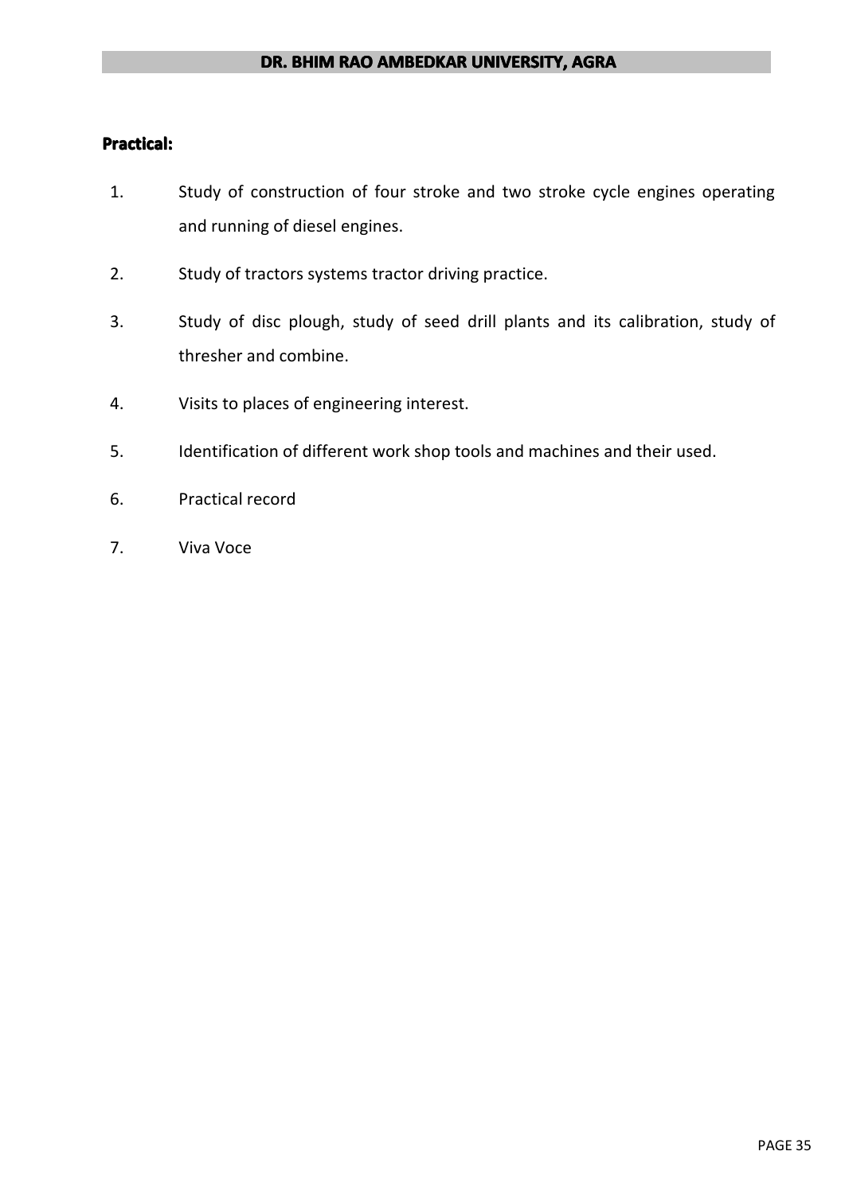**Practical:**

1. Study of construction of four stroke and two stroke cycle engines operating and running of diesel engines.
2. Study of tractors systems tractor driving practice.
3. Study of disc plough, study of seed drill plants and its calibration, study of thresher and combine.
4. Visits to places of engineering interest.
5. Identification of different work shop tools and machines and their used.
6. Practical record
7. Viva Voce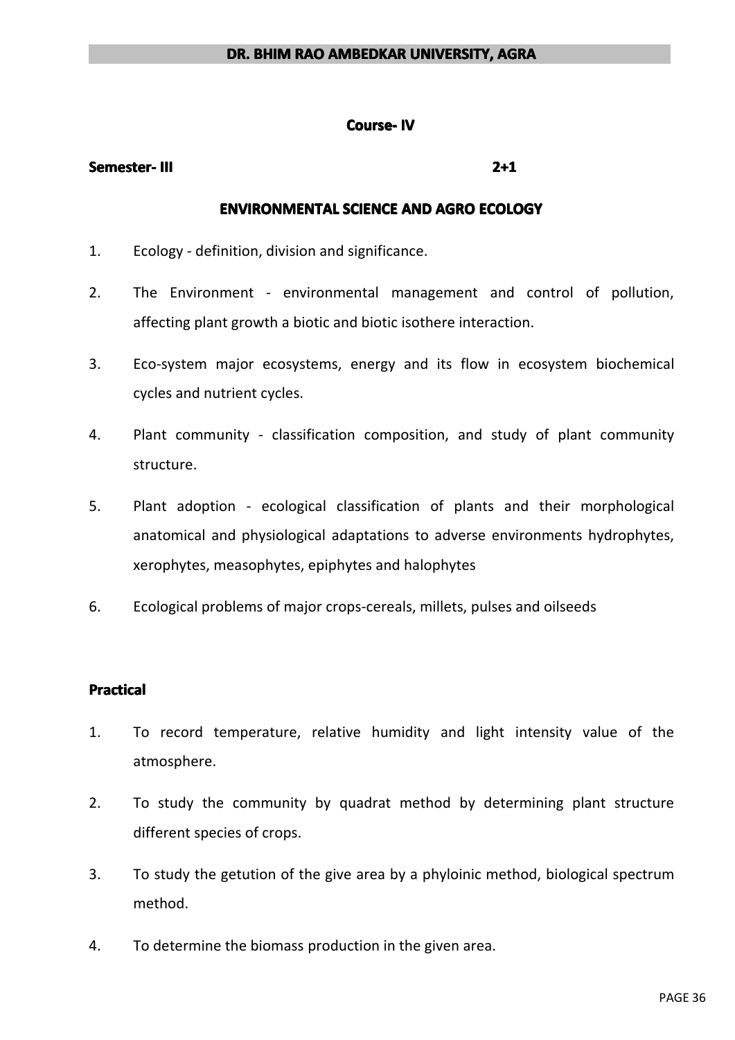**Course- IV**

**Semester- III** **2+1**

## ENVIRONMENTAL SCIENCE AND AGRO ECOLOGY

1. Ecology - definition, division and significance.
2. The Environment - environmental management and control of pollution, affecting plant growth a biotic and biotic isothere interaction.
3. Eco-system major ecosystems, energy and its flow in ecosystem biochemical cycles and nutrient cycles.
4. Plant community - classification composition, and study of plant community structure.
5. Plant adoption - ecological classification of plants and their morphological anatomical and physiological adaptations to adverse environments hydrophytes, xerophytes, measophytes, epiphytes and halophytes
6. Ecological problems of major crops-cereals, millets, pulses and oilseeds

### Practical

1. To record temperature, relative humidity and light intensity value of the atmosphere.
2. To study the community by quadrat method by determining plant structure different species of crops.
3. To study the getution of the give area by a phyloinic method, biological spectrum method.
4. To determine the biomass production in the given area.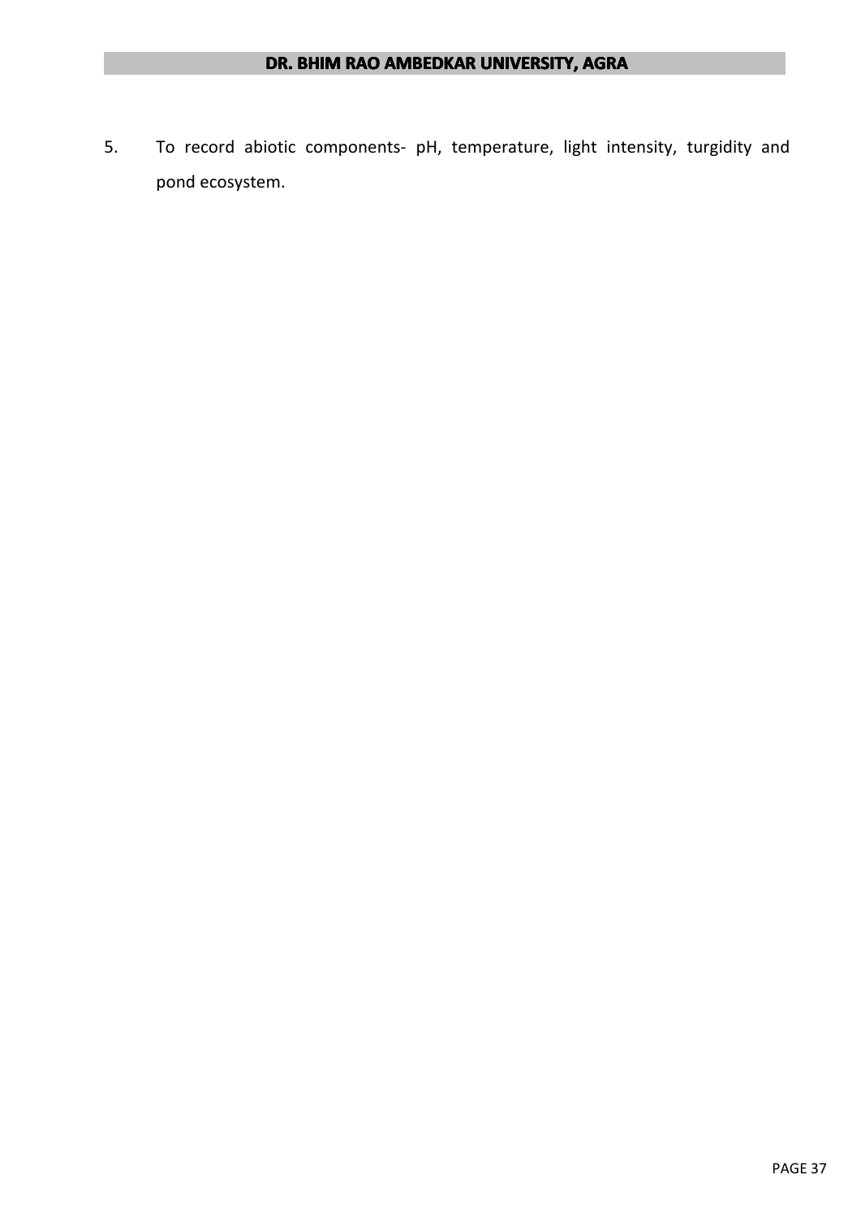5. To record abiotic components- pH, temperature, light intensity, turgidity and pond ecosystem.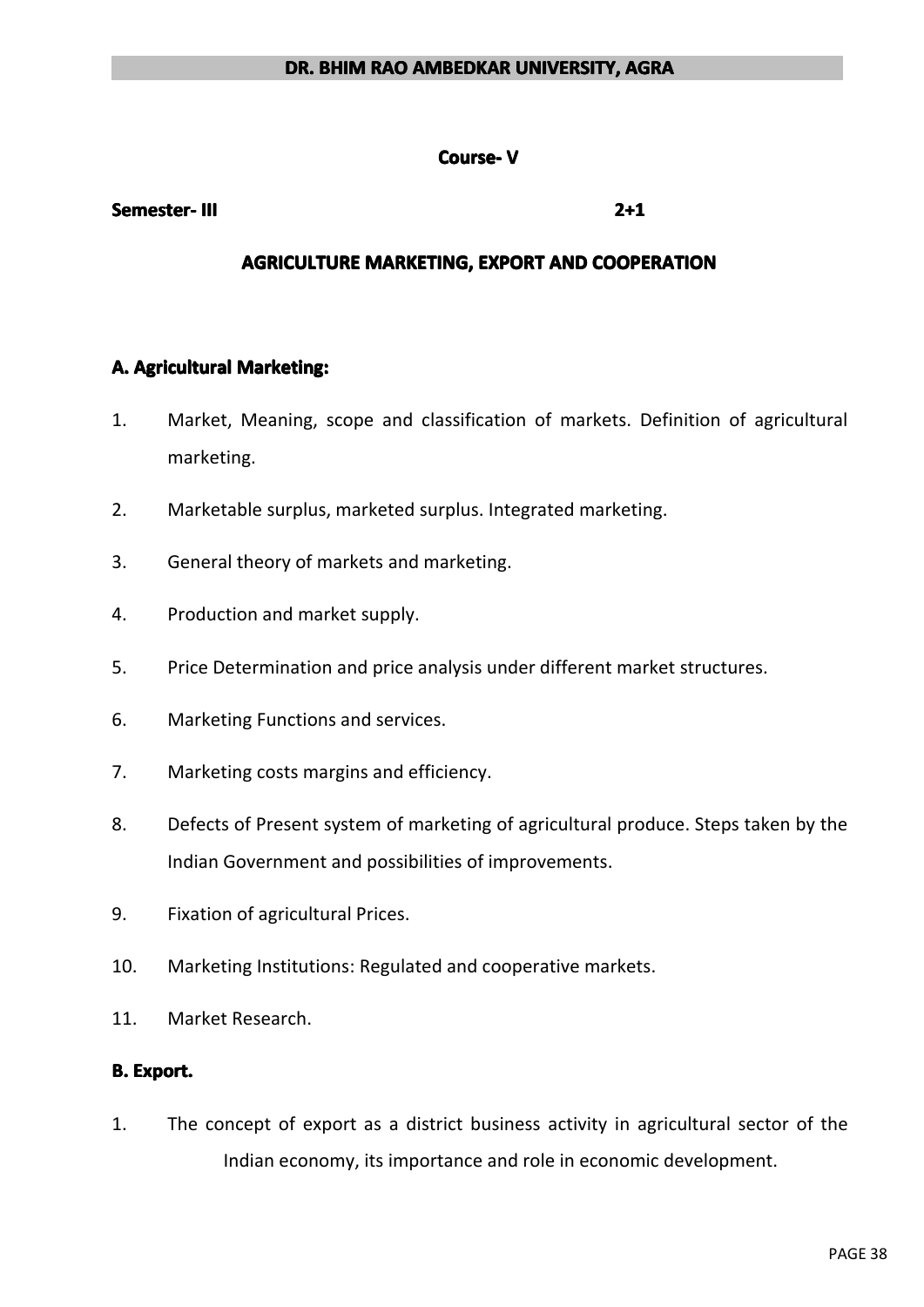**DR. BHIM RAO AMBEDKAR UNIVERSITY, AGRA**

**Course- V**

**Semester- III** **2+1**

## AGRICULTURE MARKETING, EXPORT AND COOPERATION

### A. Agricultural Marketing:

1. Market, Meaning, scope and classification of markets. Definition of agricultural marketing.
2. Marketable surplus, marketed surplus. Integrated marketing.
3. General theory of markets and marketing.
4. Production and market supply.
5. Price Determination and price analysis under different market structures.
6. Marketing Functions and services.
7. Marketing costs margins and efficiency.
8. Defects of Present system of marketing of agricultural produce. Steps taken by the Indian Government and possibilities of improvements.
9. Fixation of agricultural Prices.
10. Marketing Institutions: Regulated and cooperative markets.
11. Market Research.

### B. Export.

1. The concept of export as a district business activity in agricultural sector of the Indian economy, its importance and role in economic development.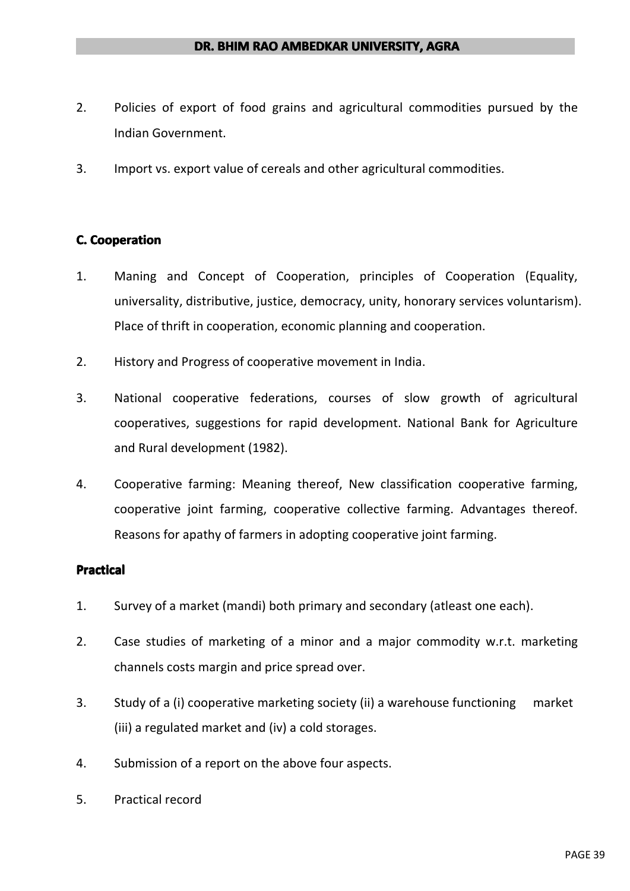2. Policies of export of food grains and agricultural commodities pursued by the Indian Government.
3. Import vs. export value of cereals and other agricultural commodities.

### C. Cooperation

1. Maning and Concept of Cooperation, principles of Cooperation (Equality, universality, distributive, justice, democracy, unity, honorary services voluntarism). Place of thrift in cooperation, economic planning and cooperation.
2. History and Progress of cooperative movement in India.
3. National cooperative federations, courses of slow growth of agricultural cooperatives, suggestions for rapid development. National Bank for Agriculture and Rural development (1982).
4. Cooperative farming: Meaning thereof, New classification cooperative farming, cooperative joint farming, cooperative collective farming. Advantages thereof. Reasons for apathy of farmers in adopting cooperative joint farming.

### Practical

1. Survey of a market (mandi) both primary and secondary (atleast one each).
2. Case studies of marketing of a minor and a major commodity w.r.t. marketing channels costs margin and price spread over.
3. Study of a (i) cooperative marketing society (ii) a warehouse functioning market (iii) a regulated market and (iv) a cold storages.
4. Submission of a report on the above four aspects.
5. Practical record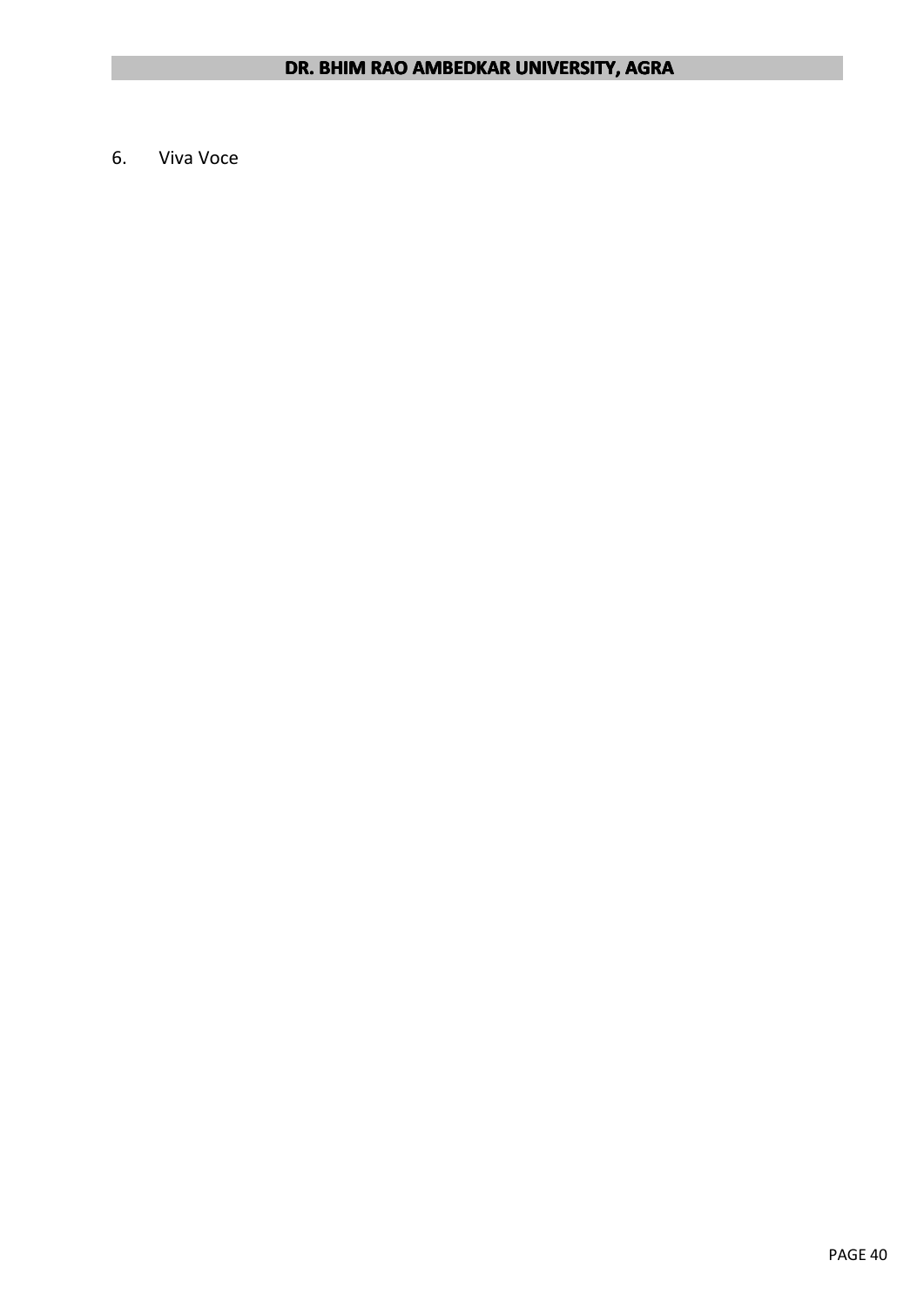6. Viva Voce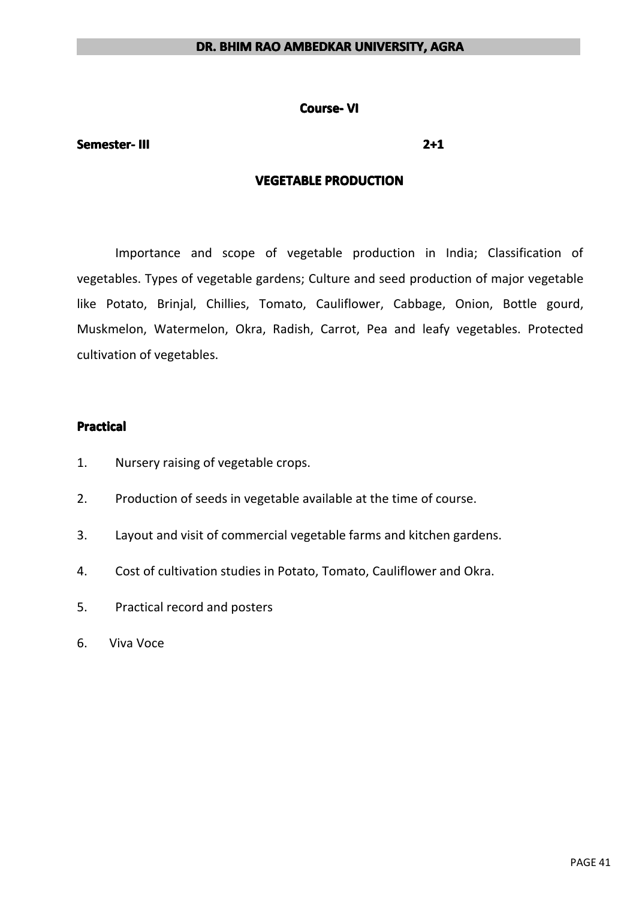**Course- VI**

**Semester- III** **2+1**

## VEGETABLE PRODUCTION

Importance and scope of vegetable production in India; Classification of vegetables. Types of vegetable gardens; Culture and seed production of major vegetable like Potato, Brinjal, Chillies, Tomato, Cauliflower, Cabbage, Onion, Bottle gourd, Muskmelon, Watermelon, Okra, Radish, Carrot, Pea and leafy vegetables. Protected cultivation of vegetables.

### Practical

1. Nursery raising of vegetable crops.
2. Production of seeds in vegetable available at the time of course.
3. Layout and visit of commercial vegetable farms and kitchen gardens.
4. Cost of cultivation studies in Potato, Tomato, Cauliflower and Okra.
5. Practical record and posters
6. Viva Voce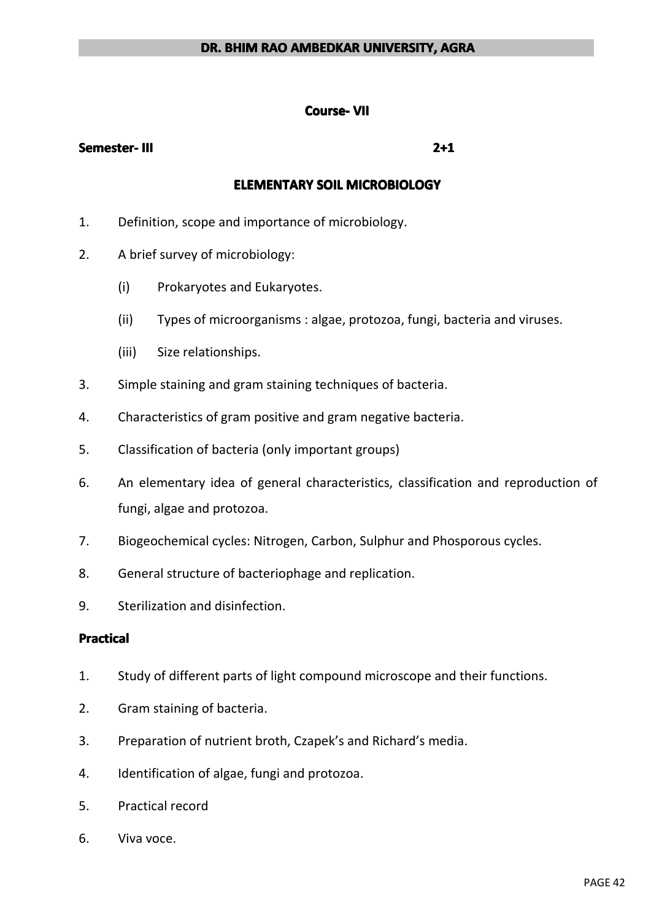**Course- VII**

**Semester- III** **2+1**

## ELEMENTARY SOIL MICROBIOLOGY

1. Definition, scope and importance of microbiology.
2. A brief survey of microbiology:
   - (i) Prokaryotes and Eukaryotes.
   - (ii) Types of microorganisms : algae, protozoa, fungi, bacteria and viruses.
   - (iii) Size relationships.
3. Simple staining and gram staining techniques of bacteria.
4. Characteristics of gram positive and gram negative bacteria.
5. Classification of bacteria (only important groups)
6. An elementary idea of general characteristics, classification and reproduction of fungi, algae and protozoa.
7. Biogeochemical cycles: Nitrogen, Carbon, Sulphur and Phosporous cycles.
8. General structure of bacteriophage and replication.
9. Sterilization and disinfection.

**Practical**

1. Study of different parts of light compound microscope and their functions.
2. Gram staining of bacteria.
3. Preparation of nutrient broth, Czapek's and Richard's media.
4. Identification of algae, fungi and protozoa.
5. Practical record
6. Viva voce.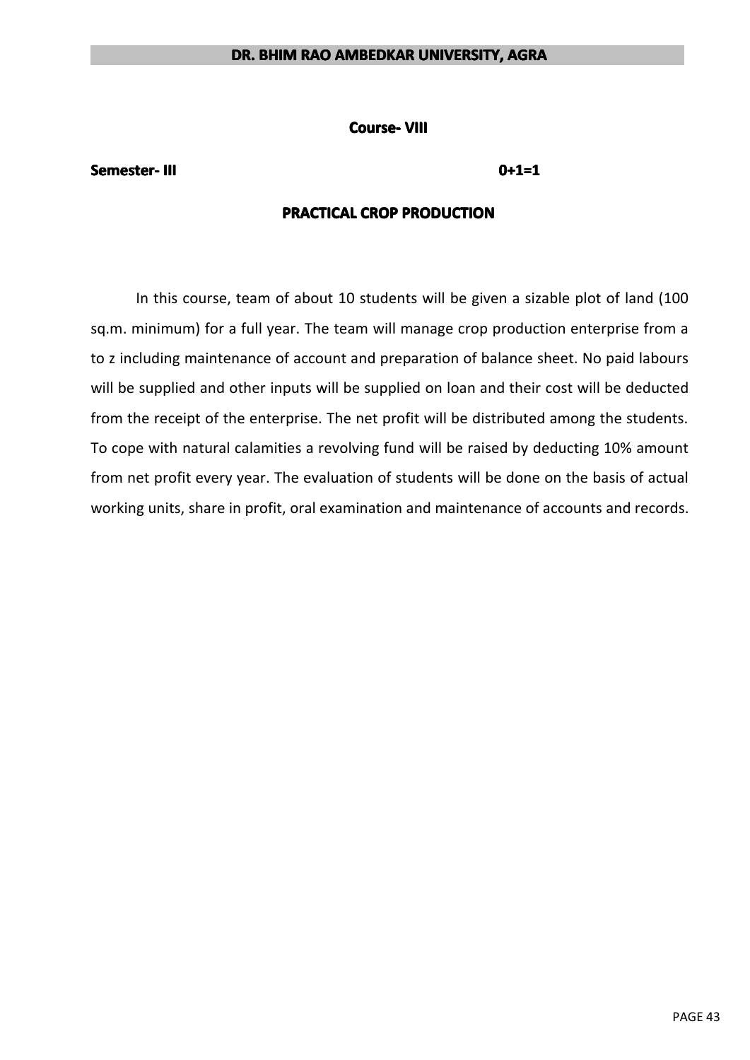**Course- VIII**

**Semester- III** **0+1=1**

## PRACTICAL CROP PRODUCTION

In this course, team of about 10 students will be given a sizable plot of land (100 sq.m. minimum) for a full year. The team will manage crop production enterprise from a to z including maintenance of account and preparation of balance sheet. No paid labours will be supplied and other inputs will be supplied on loan and their cost will be deducted from the receipt of the enterprise. The net profit will be distributed among the students. To cope with natural calamities a revolving fund will be raised by deducting 10% amount from net profit every year. The evaluation of students will be done on the basis of actual working units, share in profit, oral examination and maintenance of accounts and records.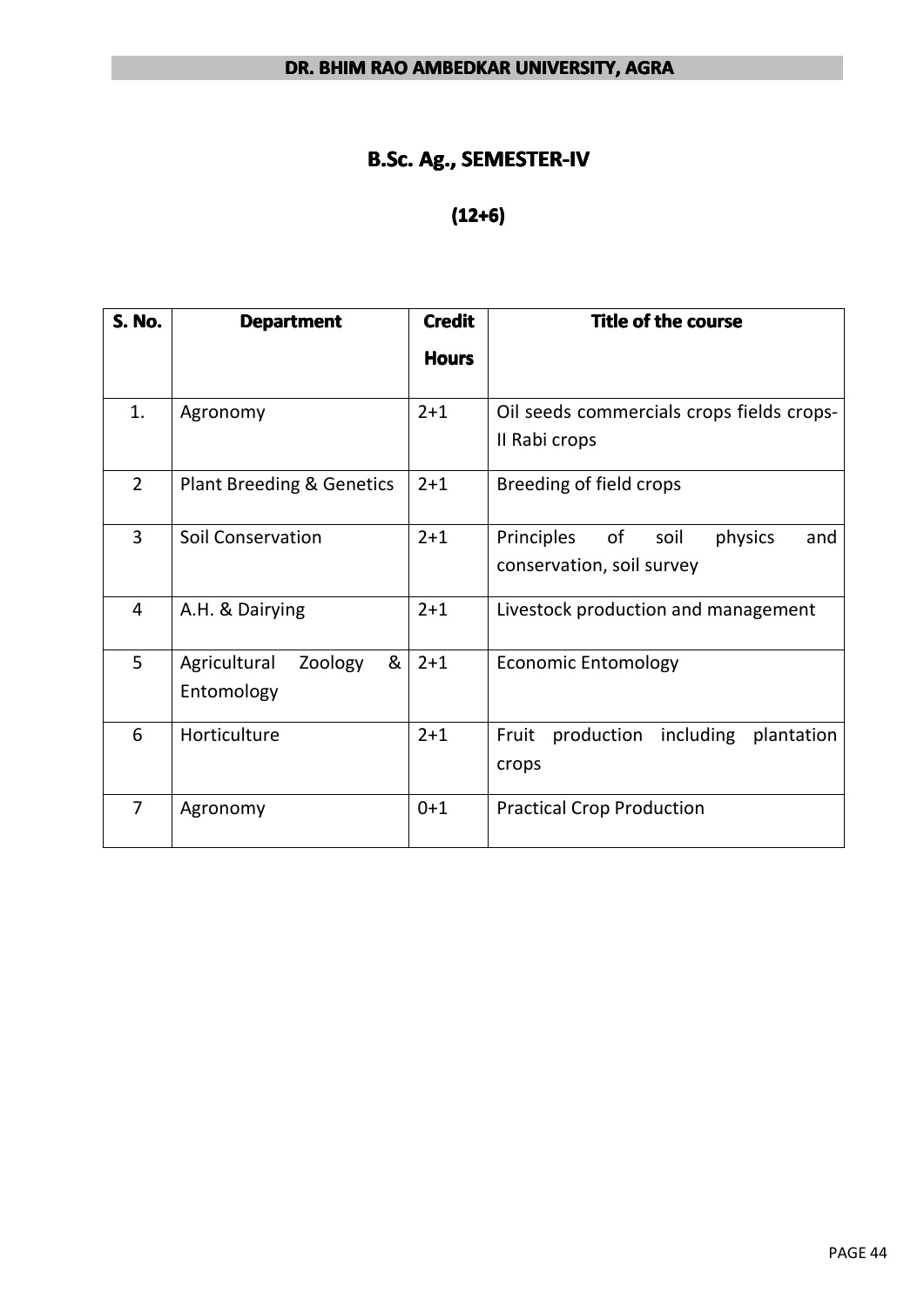# B.Sc. Ag., SEMESTER-IV

## (12+6)

| S. No. | Department | Credit Hours | Title of the course |
|---|---|---|---|
| 1. | Agronomy | 2+1 | Oil seeds commercials crops fields crops-II Rabi crops |
| 2 | Plant Breeding & Genetics | 2+1 | Breeding of field crops |
| 3 | Soil Conservation | 2+1 | Principles of soil physics and conservation, soil survey |
| 4 | A.H. & Dairying | 2+1 | Livestock production and management |
| 5 | Agricultural Zoology & Entomology | 2+1 | Economic Entomology |
| 6 | Horticulture | 2+1 | Fruit production including plantation crops |
| 7 | Agronomy | 0+1 | Practical Crop Production |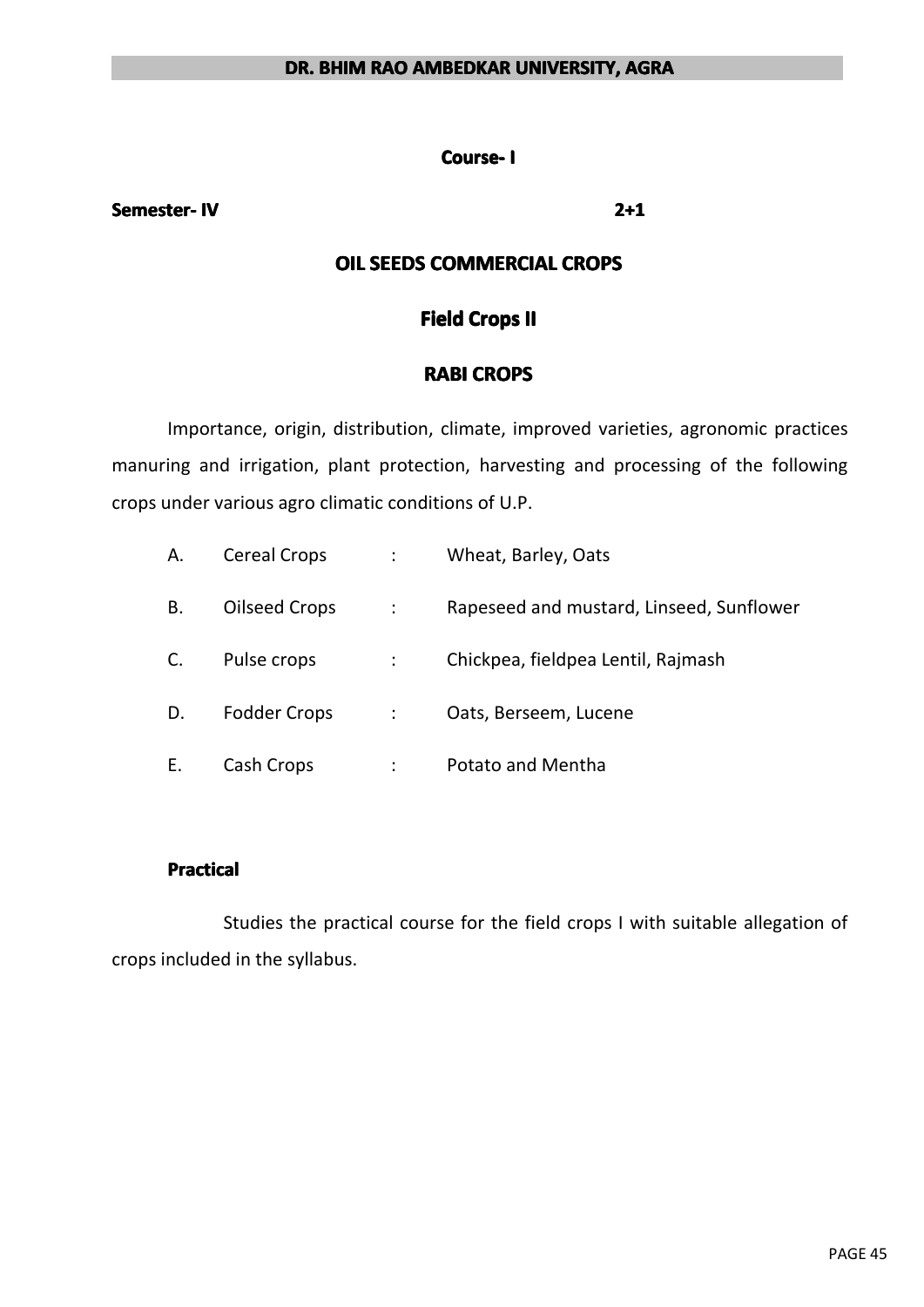**Course- I**

**Semester- IV** **2+1**

## OIL SEEDS COMMERCIAL CROPS

## Field Crops II

## RABI CROPS

Importance, origin, distribution, climate, improved varieties, agronomic practices manuring and irrigation, plant protection, harvesting and processing of the following crops under various agro climatic conditions of U.P.

| | | | |
|---|---|---|---|
| A. | Cereal Crops | : | Wheat, Barley, Oats |
| B. | Oilseed Crops | : | Rapeseed and mustard, Linseed, Sunflower |
| C. | Pulse crops | : | Chickpea, fieldpea Lentil, Rajmash |
| D. | Fodder Crops | : | Oats, Berseem, Lucene |
| E. | Cash Crops | : | Potato and Mentha |

**Practical**

Studies the practical course for the field crops I with suitable allegation of crops included in the syllabus.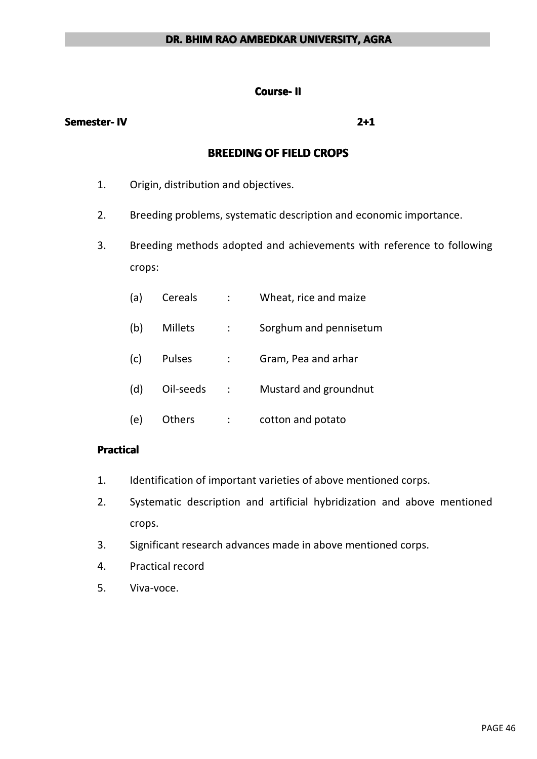**Course- II**

**Semester- IV** **2+1**

## BREEDING OF FIELD CROPS

1. Origin, distribution and objectives.
2. Breeding problems, systematic description and economic importance.
3. Breeding methods adopted and achievements with reference to following crops:

   (a) Cereals : Wheat, rice and maize

   (b) Millets : Sorghum and pennisetum

   (c) Pulses : Gram, Pea and arhar

   (d) Oil-seeds : Mustard and groundnut

   (e) Others : cotton and potato

**Practical**

1. Identification of important varieties of above mentioned corps.
2. Systematic description and artificial hybridization and above mentioned crops.
3. Significant research advances made in above mentioned corps.
4. Practical record
5. Viva-voce.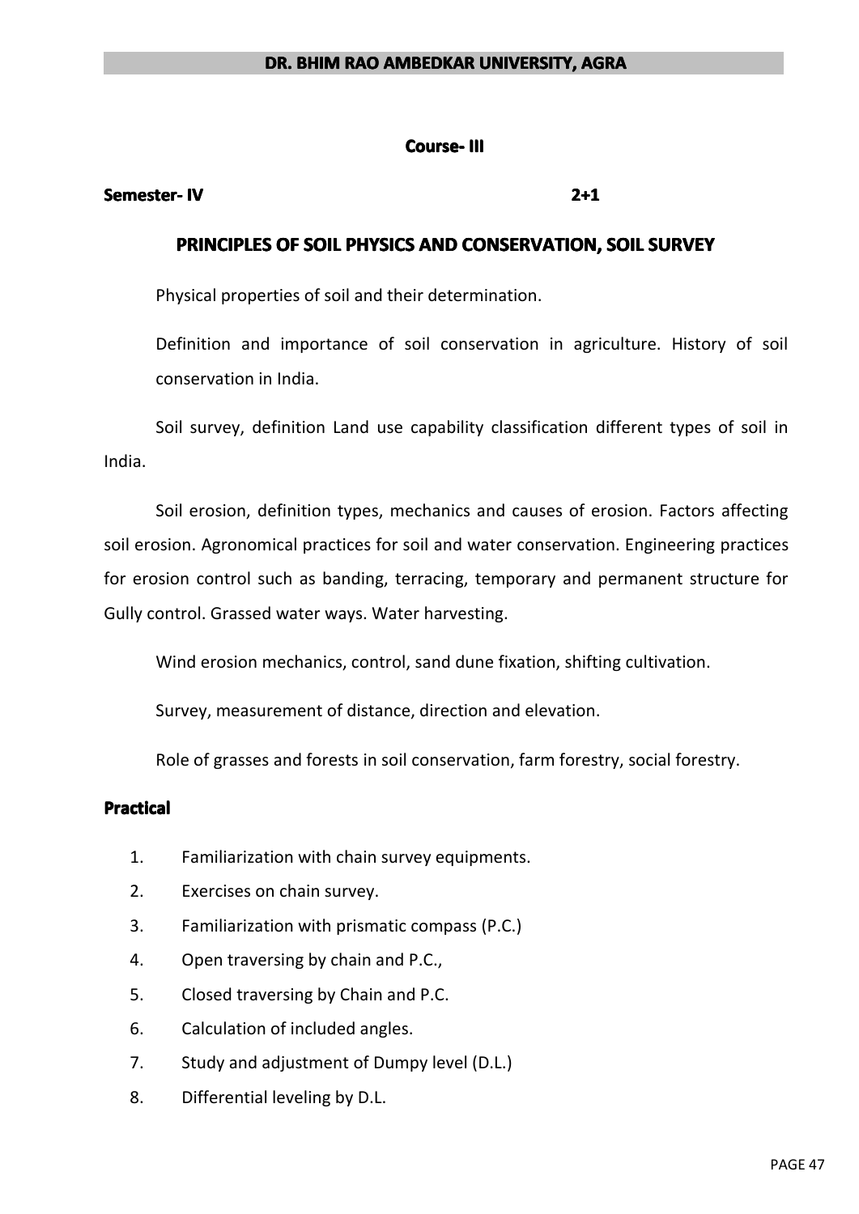**Course- III**

**Semester- IV** **2+1**

## PRINCIPLES OF SOIL PHYSICS AND CONSERVATION, SOIL SURVEY

Physical properties of soil and their determination.

Definition and importance of soil conservation in agriculture. History of soil conservation in India.

Soil survey, definition Land use capability classification different types of soil in India.

Soil erosion, definition types, mechanics and causes of erosion. Factors affecting soil erosion. Agronomical practices for soil and water conservation. Engineering practices for erosion control such as banding, terracing, temporary and permanent structure for Gully control. Grassed water ways. Water harvesting.

Wind erosion mechanics, control, sand dune fixation, shifting cultivation.

Survey, measurement of distance, direction and elevation.

Role of grasses and forests in soil conservation, farm forestry, social forestry.

### Practical

1. Familiarization with chain survey equipments.
2. Exercises on chain survey.
3. Familiarization with prismatic compass (P.C.)
4. Open traversing by chain and P.C.,
5. Closed traversing by Chain and P.C.
6. Calculation of included angles.
7. Study and adjustment of Dumpy level (D.L.)
8. Differential leveling by D.L.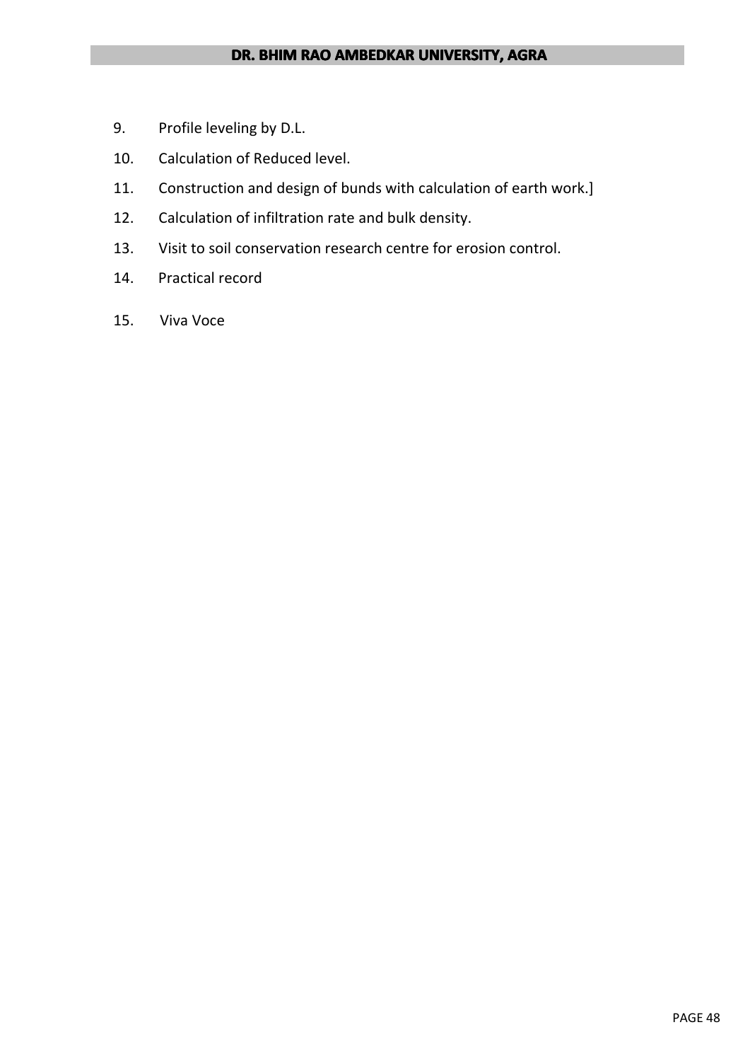9. Profile leveling by D.L.
10. Calculation of Reduced level.
11. Construction and design of bunds with calculation of earth work.]
12. Calculation of infiltration rate and bulk density.
13. Visit to soil conservation research centre for erosion control.
14. Practical record
15. Viva Voce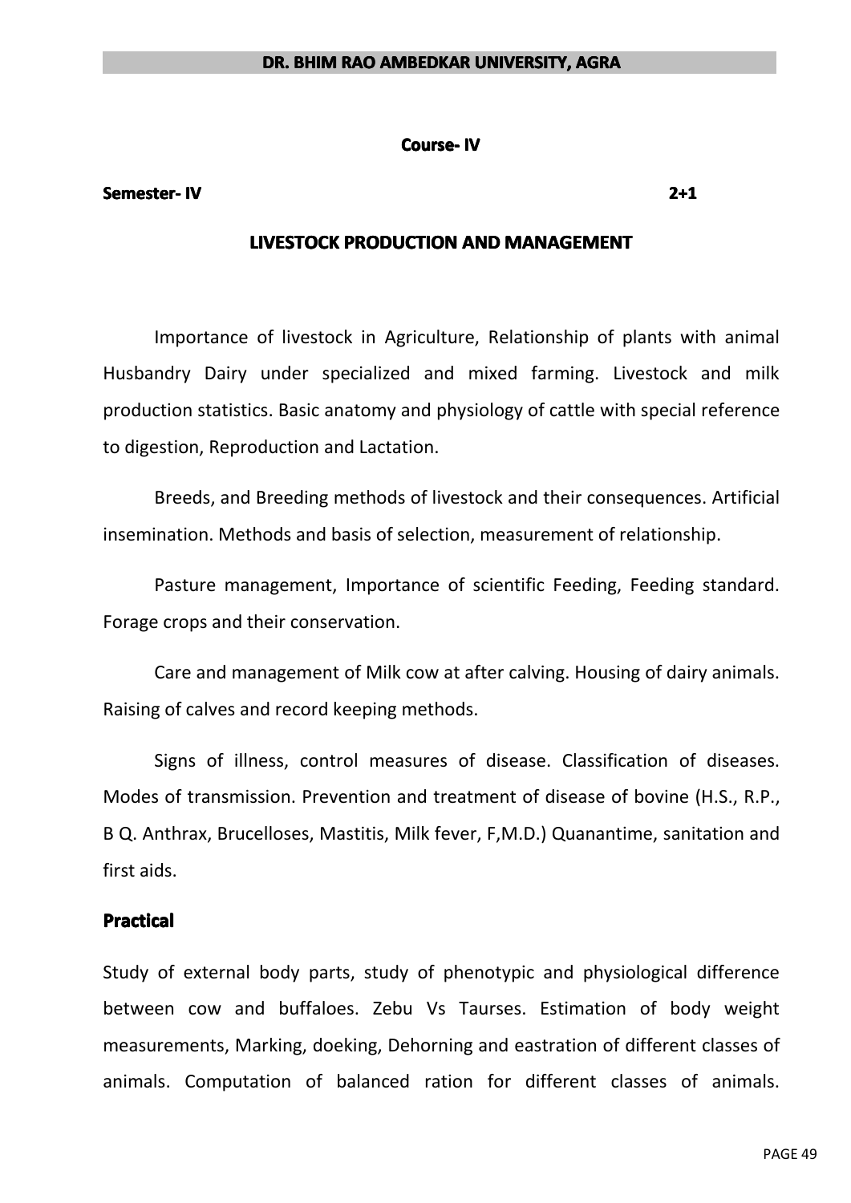**Course- IV**

**Semester- IV** **2+1**

## LIVESTOCK PRODUCTION AND MANAGEMENT

Importance of livestock in Agriculture, Relationship of plants with animal Husbandry Dairy under specialized and mixed farming. Livestock and milk production statistics. Basic anatomy and physiology of cattle with special reference to digestion, Reproduction and Lactation.

Breeds, and Breeding methods of livestock and their consequences. Artificial insemination. Methods and basis of selection, measurement of relationship.

Pasture management, Importance of scientific Feeding, Feeding standard. Forage crops and their conservation.

Care and management of Milk cow at after calving. Housing of dairy animals. Raising of calves and record keeping methods.

Signs of illness, control measures of disease. Classification of diseases. Modes of transmission. Prevention and treatment of disease of bovine (H.S., R.P., B Q. Anthrax, Brucelloses, Mastitis, Milk fever, F,M.D.) Quanantime, sanitation and first aids.

### Practical

Study of external body parts, study of phenotypic and physiological difference between cow and buffaloes. Zebu Vs Taurses. Estimation of body weight measurements, Marking, doeking, Dehorning and eastration of different classes of animals. Computation of balanced ration for different classes of animals.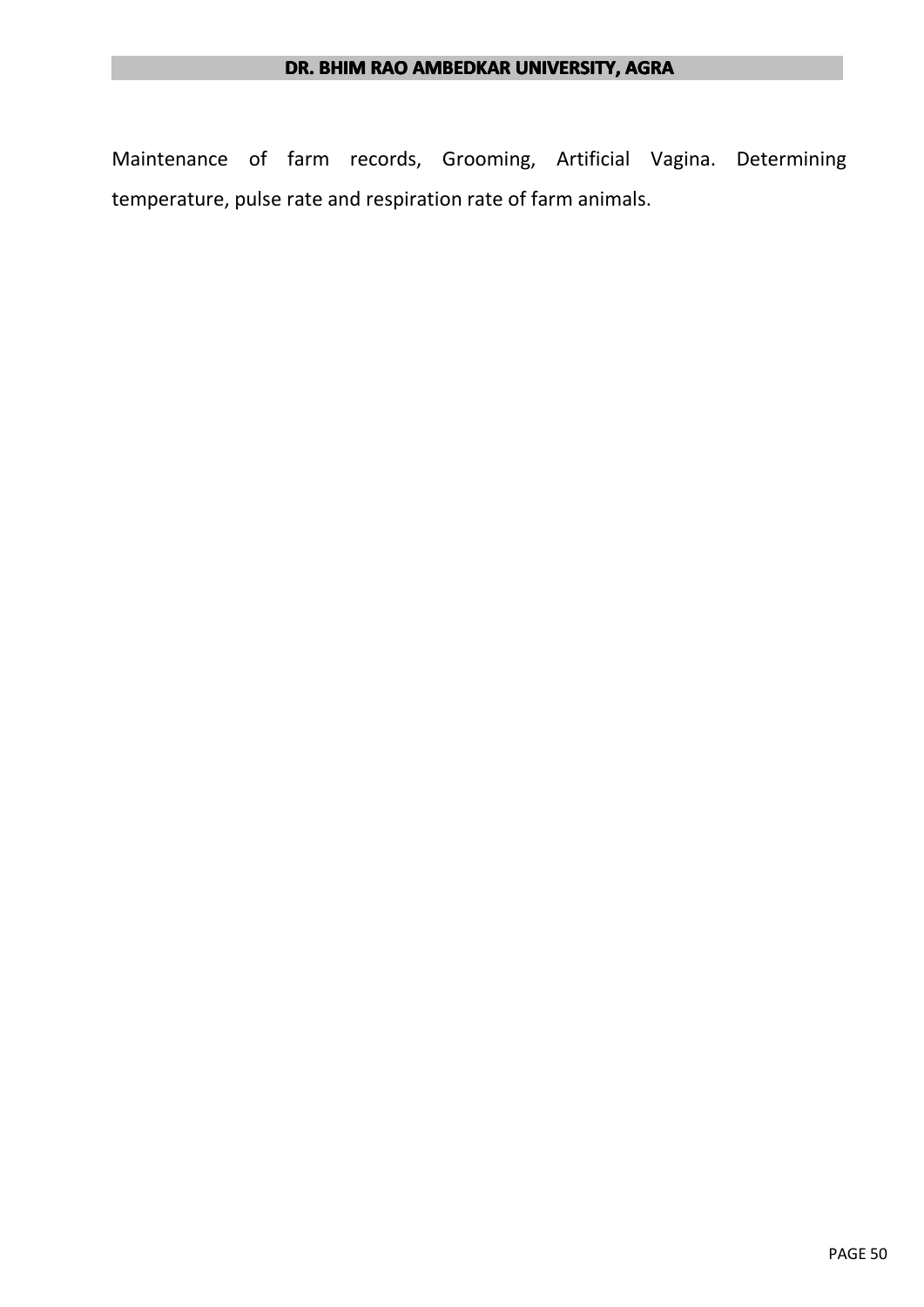Maintenance of farm records, Grooming, Artificial Vagina. Determining temperature, pulse rate and respiration rate of farm animals.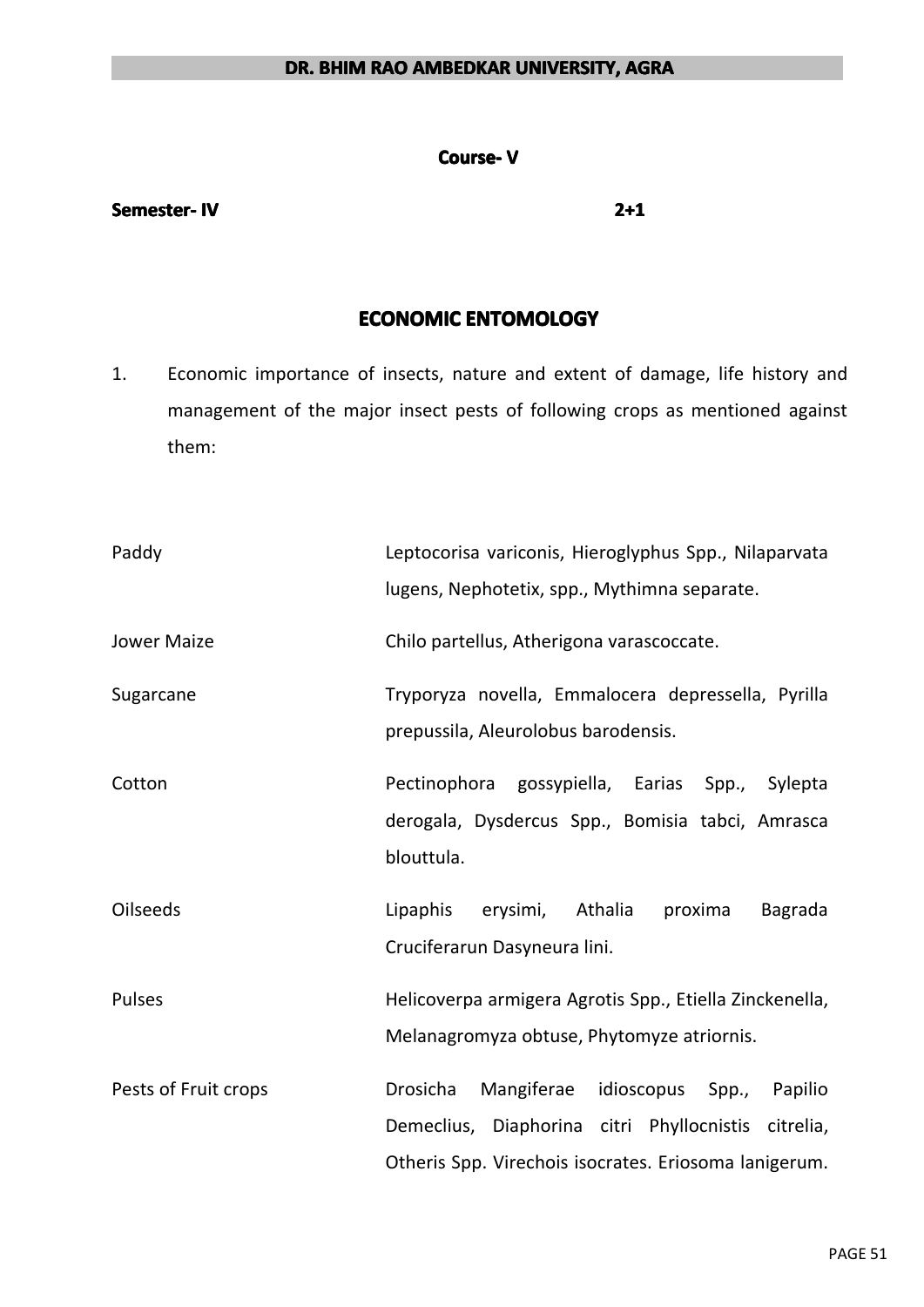**Course- V**

**Semester- IV** **2+1**

## ECONOMIC ENTOMOLOGY

1. Economic importance of insects, nature and extent of damage, life history and management of the major insect pests of following crops as mentioned against them:

| | |
|---|---|
| Paddy | Leptocorisa variconis, Hieroglyphus Spp., Nilaparvata lugens, Nephotetix, spp., Mythimna separate. |
| Jower Maize | Chilo partellus, Atherigona varascoccate. |
| Sugarcane | Tryporyza novella, Emmalocera depressella, Pyrilla prepussila, Aleurolobus barodensis. |
| Cotton | Pectinophora gossypiella, Earias Spp., Sylepta derogala, Dysdercus Spp., Bomisia tabci, Amrasca blouttula. |
| Oilseeds | Lipaphis erysimi, Athalia proxima Bagrada Cruciferarun Dasyneura lini. |
| Pulses | Helicoverpa armigera Agrotis Spp., Etiella Zinckenella, Melanagromyza obtuse, Phytomyze atriornis. |
| Pests of Fruit crops | Drosicha Mangiferae idioscopus Spp., Papilio Demeclius, Diaphorina citri Phyllocnistis citrelia, Otheris Spp. Virechois isocrates. Eriosoma lanigerum. |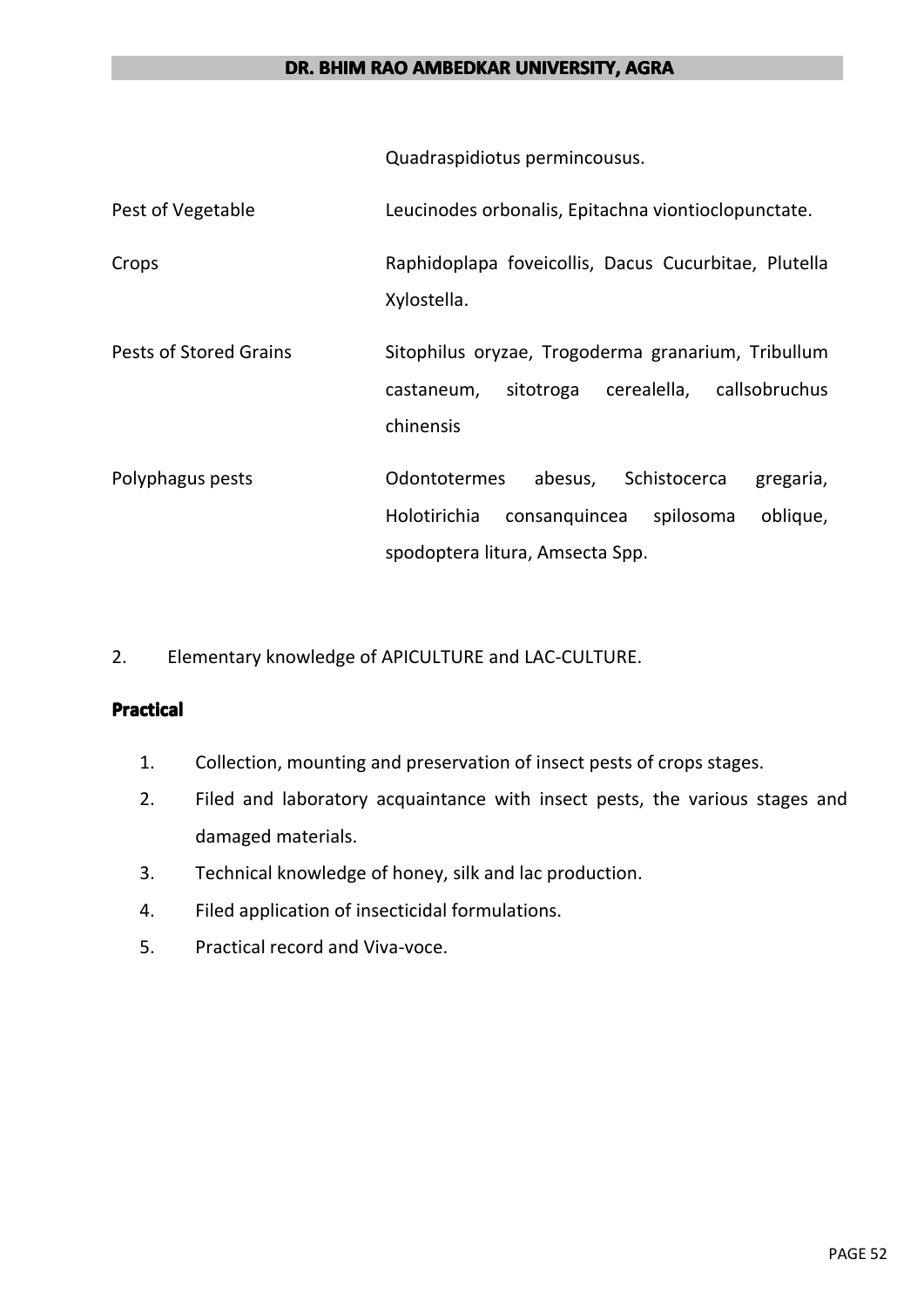| | |
|---|---|
| | Quadraspidiotus permincousus. |
| Pest of Vegetable | Leucinodes orbonalis, Epitachna viontioclopunctate. |
| Crops | Raphidoplapa foveicollis, Dacus Cucurbitae, Plutella Xylostella. |
| Pests of Stored Grains | Sitophilus oryzae, Trogoderma granarium, Tribullum castaneum, sitotroga cerealella, callsobruchus chinensis |
| Polyphagus pests | Odontotermes abesus, Schistocerca gregaria, Holotirichia consanquincea spilosoma oblique, spodoptera litura, Amsecta Spp. |

2. Elementary knowledge of APICULTURE and LAC-CULTURE.

**Practical**

1. Collection, mounting and preservation of insect pests of crops stages.
2. Filed and laboratory acquaintance with insect pests, the various stages and damaged materials.
3. Technical knowledge of honey, silk and lac production.
4. Filed application of insecticidal formulations.
5. Practical record and Viva-voce.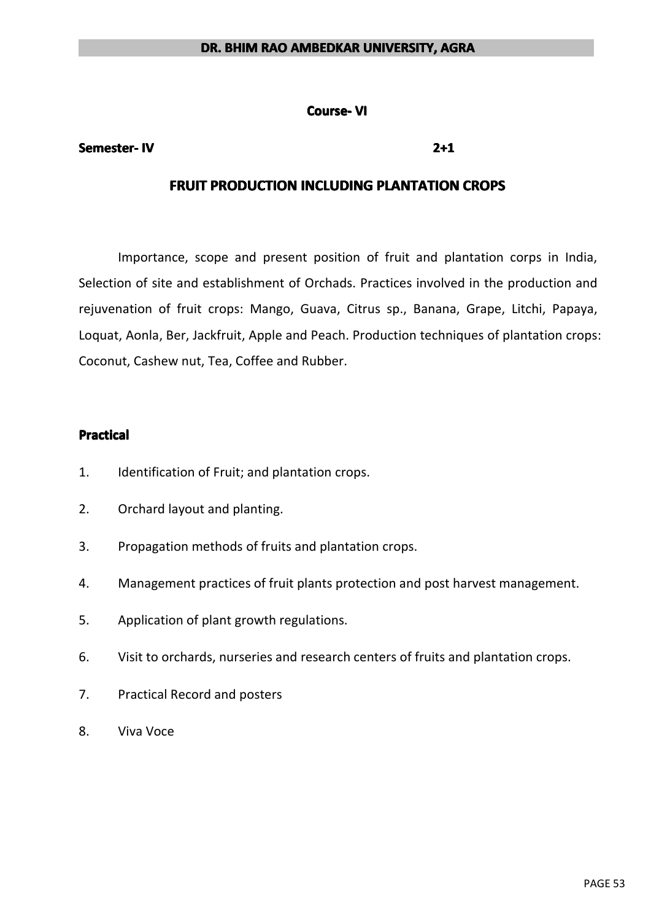**Course- VI**

**Semester- IV** **2+1**

## FRUIT PRODUCTION INCLUDING PLANTATION CROPS

Importance, scope and present position of fruit and plantation corps in India, Selection of site and establishment of Orchads. Practices involved in the production and rejuvenation of fruit crops: Mango, Guava, Citrus sp., Banana, Grape, Litchi, Papaya, Loquat, Aonla, Ber, Jackfruit, Apple and Peach. Production techniques of plantation crops: Coconut, Cashew nut, Tea, Coffee and Rubber.

**Practical**

1. Identification of Fruit; and plantation crops.
2. Orchard layout and planting.
3. Propagation methods of fruits and plantation crops.
4. Management practices of fruit plants protection and post harvest management.
5. Application of plant growth regulations.
6. Visit to orchards, nurseries and research centers of fruits and plantation crops.
7. Practical Record and posters
8. Viva Voce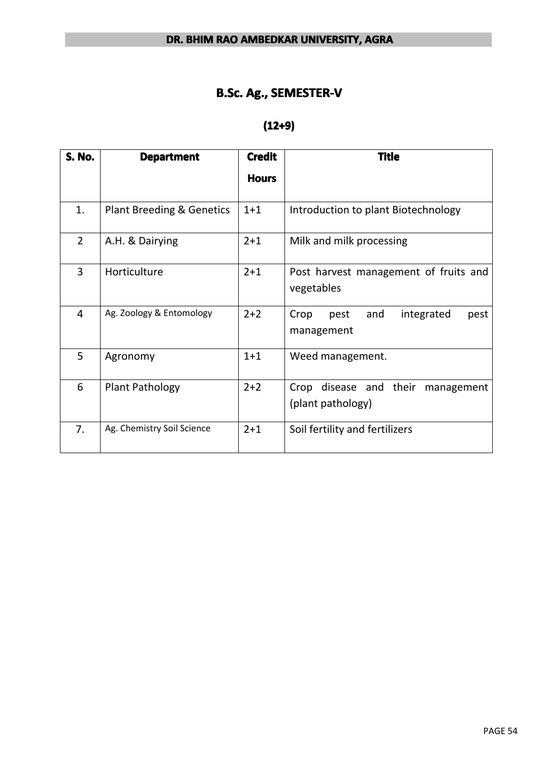## B.Sc. Ag., SEMESTER-V

### (12+9)

| S. No. | Department | Credit Hours | Title |
|---|---|---|---|
| 1. | Plant Breeding & Genetics | 1+1 | Introduction to plant Biotechnology |
| 2 | A.H. & Dairying | 2+1 | Milk and milk processing |
| 3 | Horticulture | 2+1 | Post harvest management of fruits and vegetables |
| 4 | Ag. Zoology & Entomology | 2+2 | Crop pest and integrated pest management |
| 5 | Agronomy | 1+1 | Weed management. |
| 6 | Plant Pathology | 2+2 | Crop disease and their management (plant pathology) |
| 7. | Ag. Chemistry Soil Science | 2+1 | Soil fertility and fertilizers |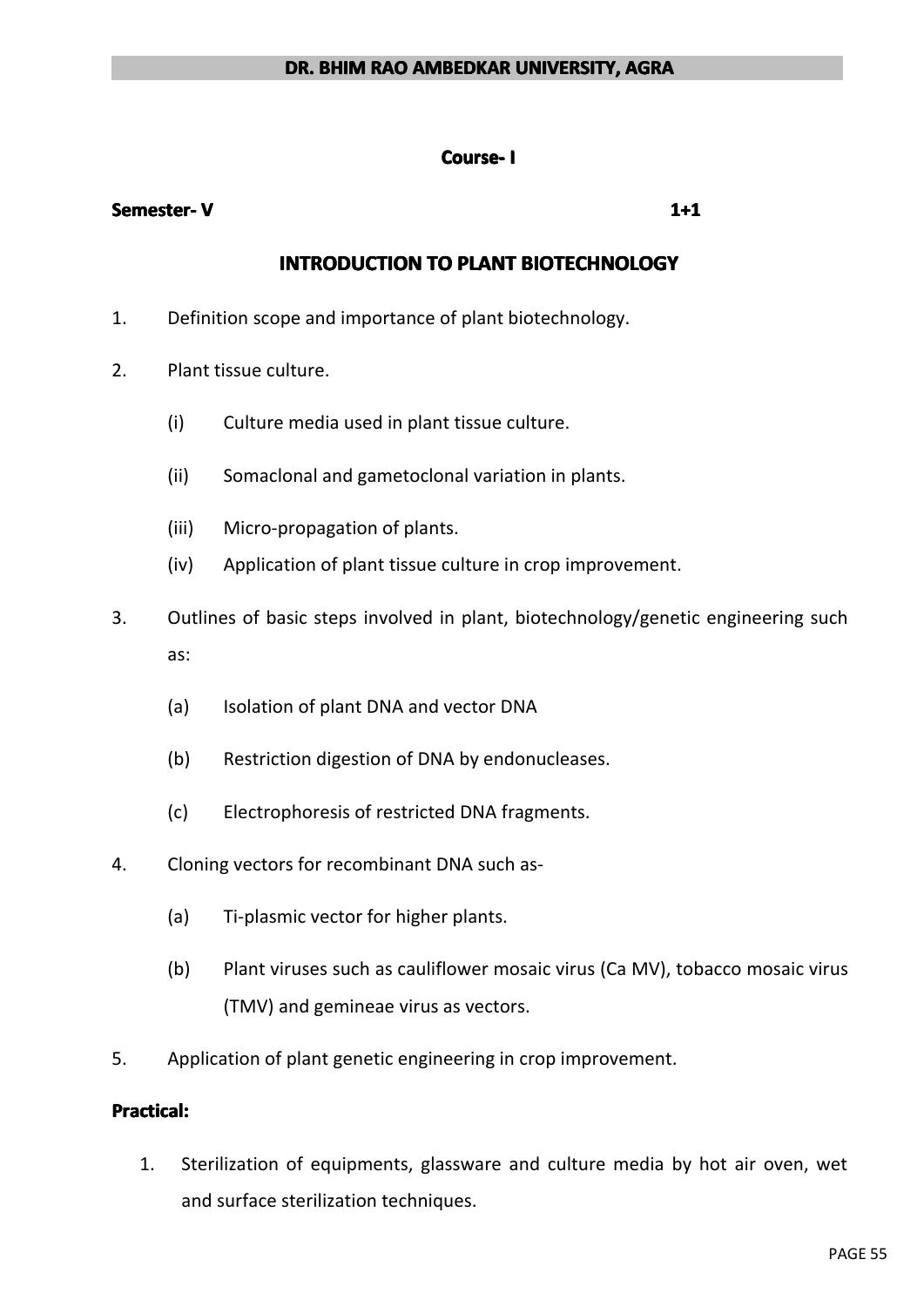## Course- I

**Semester- V** **1+1**

## INTRODUCTION TO PLANT BIOTECHNOLOGY

1. Definition scope and importance of plant biotechnology.
2. Plant tissue culture.
   - (i) Culture media used in plant tissue culture.
   - (ii) Somaclonal and gametoclonal variation in plants.
   - (iii) Micro-propagation of plants.
   - (iv) Application of plant tissue culture in crop improvement.
3. Outlines of basic steps involved in plant, biotechnology/genetic engineering such as:
   - (a) Isolation of plant DNA and vector DNA
   - (b) Restriction digestion of DNA by endonucleases.
   - (c) Electrophoresis of restricted DNA fragments.
4. Cloning vectors for recombinant DNA such as-
   - (a) Ti-plasmic vector for higher plants.
   - (b) Plant viruses such as cauliflower mosaic virus (Ca MV), tobacco mosaic virus (TMV) and gemineae virus as vectors.
5. Application of plant genetic engineering in crop improvement.

**Practical:**

1. Sterilization of equipments, glassware and culture media by hot air oven, wet and surface sterilization techniques.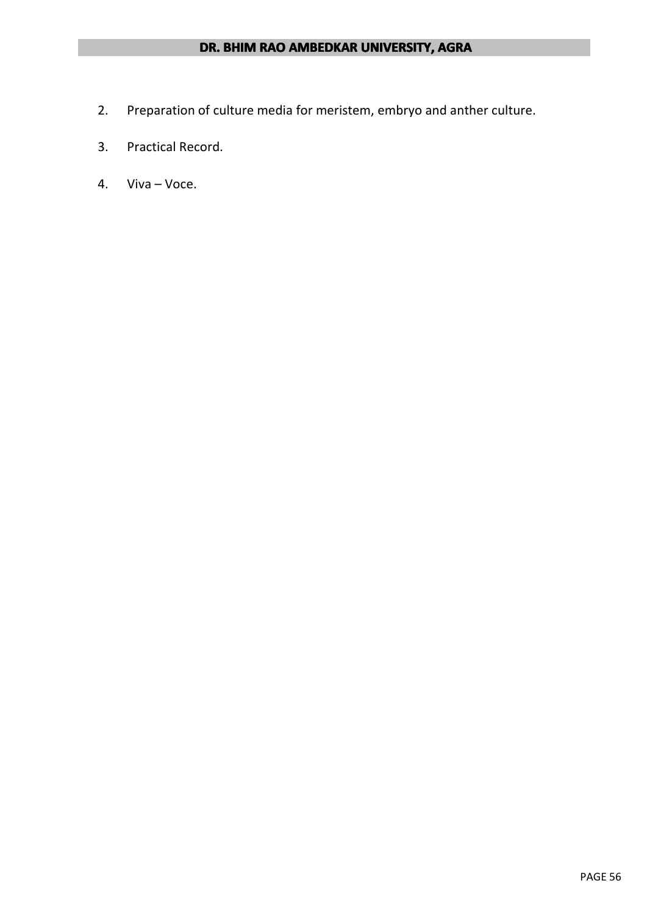2. Preparation of culture media for meristem, embryo and anther culture.
3. Practical Record.
4. Viva – Voce.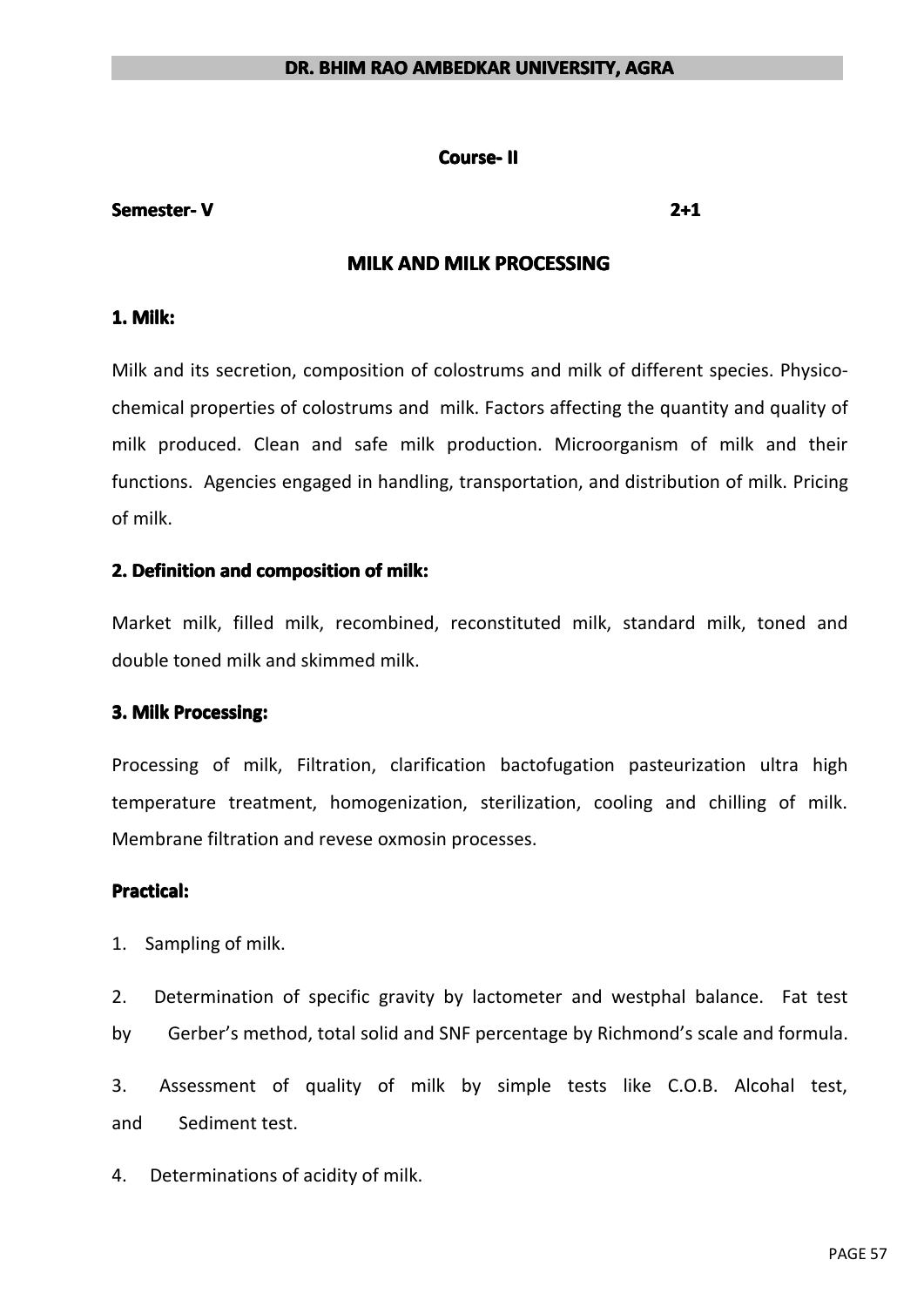**Course- II**

**Semester- V** **2+1**

# MILK AND MILK PROCESSING

### 1. Milk:

Milk and its secretion, composition of colostrums and milk of different species. Physico-chemical properties of colostrums and milk. Factors affecting the quantity and quality of milk produced. Clean and safe milk production. Microorganism of milk and their functions. Agencies engaged in handling, transportation, and distribution of milk. Pricing of milk.

### 2. Definition and composition of milk:

Market milk, filled milk, recombined, reconstituted milk, standard milk, toned and double toned milk and skimmed milk.

### 3. Milk Processing:

Processing of milk, Filtration, clarification bactofugation pasteurization ultra high temperature treatment, homogenization, sterilization, cooling and chilling of milk. Membrane filtration and revese oxmosin processes.

### Practical:

1. Sampling of milk.
2. Determination of specific gravity by lactometer and westphal balance. Fat test by Gerber's method, total solid and SNF percentage by Richmond's scale and formula.
3. Assessment of quality of milk by simple tests like C.O.B. Alcohal test, and Sediment test.
4. Determinations of acidity of milk.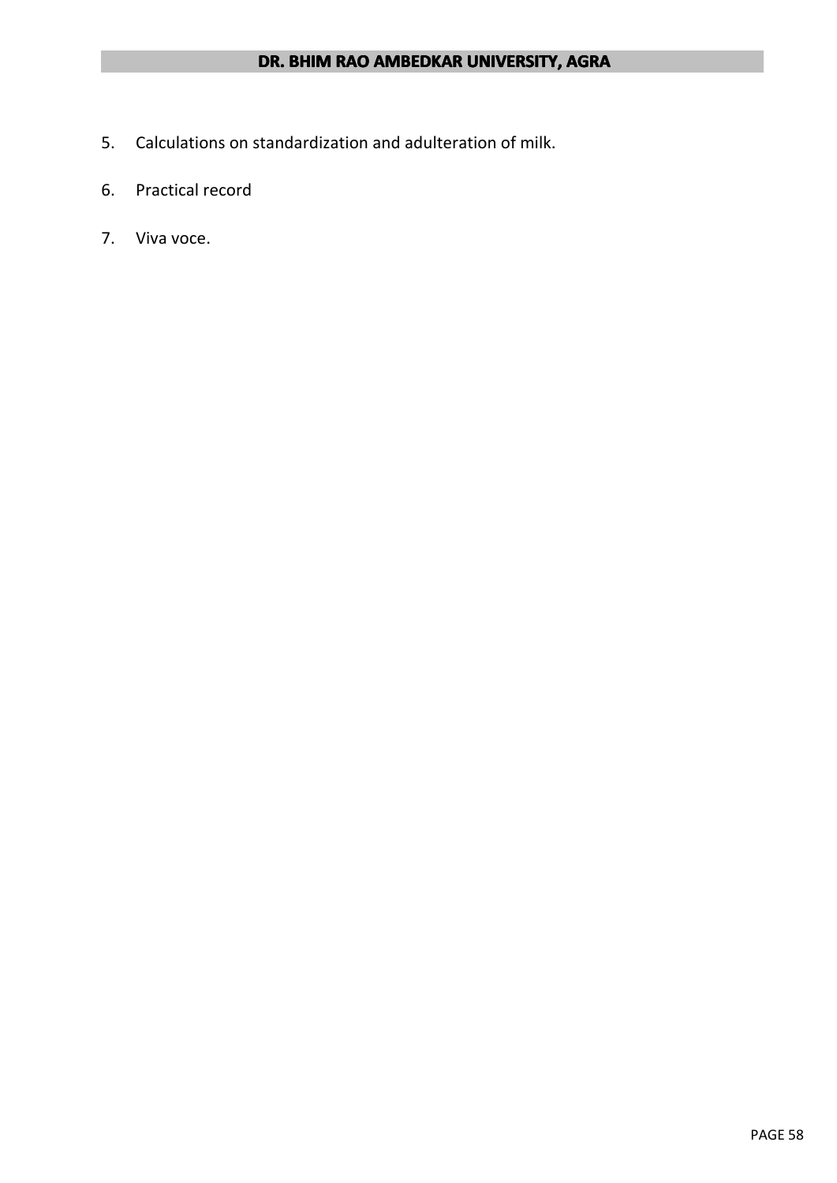5. Calculations on standardization and adulteration of milk.
6. Practical record
7. Viva voce.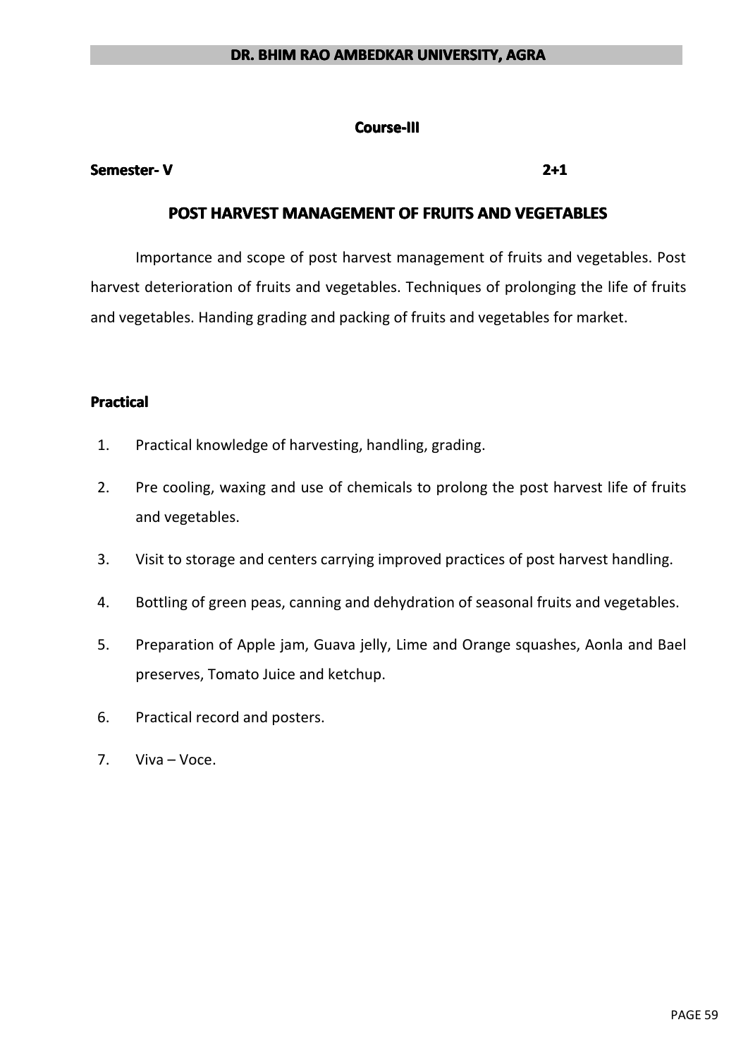**Course-III**

**Semester- V** **2+1**

## POST HARVEST MANAGEMENT OF FRUITS AND VEGETABLES

Importance and scope of post harvest management of fruits and vegetables. Post harvest deterioration of fruits and vegetables. Techniques of prolonging the life of fruits and vegetables. Handing grading and packing of fruits and vegetables for market.

### Practical

1. Practical knowledge of harvesting, handling, grading.
2. Pre cooling, waxing and use of chemicals to prolong the post harvest life of fruits and vegetables.
3. Visit to storage and centers carrying improved practices of post harvest handling.
4. Bottling of green peas, canning and dehydration of seasonal fruits and vegetables.
5. Preparation of Apple jam, Guava jelly, Lime and Orange squashes, Aonla and Bael preserves, Tomato Juice and ketchup.
6. Practical record and posters.
7. Viva – Voce.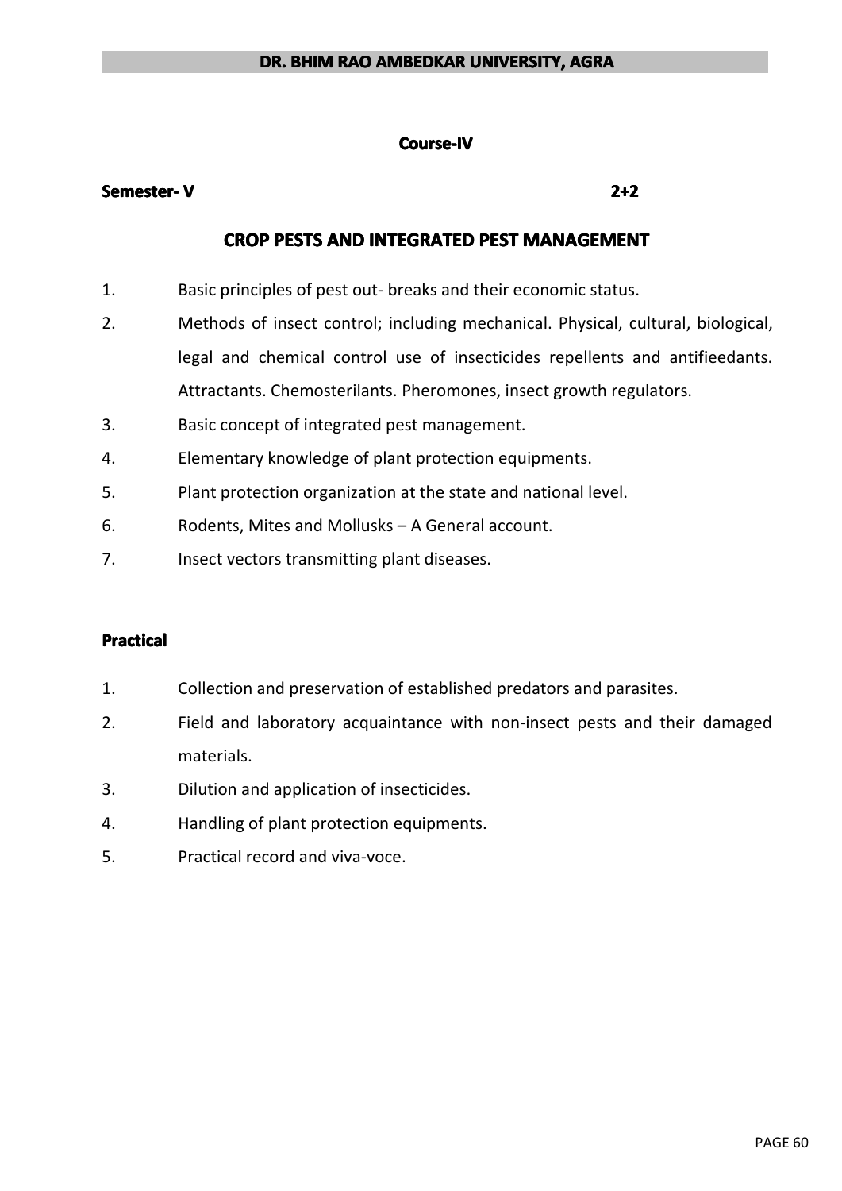**Course-IV**

**Semester- V** **2+2**

## CROP PESTS AND INTEGRATED PEST MANAGEMENT

1. Basic principles of pest out- breaks and their economic status.
2. Methods of insect control; including mechanical. Physical, cultural, biological, legal and chemical control use of insecticides repellents and antifieedants. Attractants. Chemosterilants. Pheromones, insect growth regulators.
3. Basic concept of integrated pest management.
4. Elementary knowledge of plant protection equipments.
5. Plant protection organization at the state and national level.
6. Rodents, Mites and Mollusks – A General account.
7. Insect vectors transmitting plant diseases.

### Practical

1. Collection and preservation of established predators and parasites.
2. Field and laboratory acquaintance with non-insect pests and their damaged materials.
3. Dilution and application of insecticides.
4. Handling of plant protection equipments.
5. Practical record and viva-voce.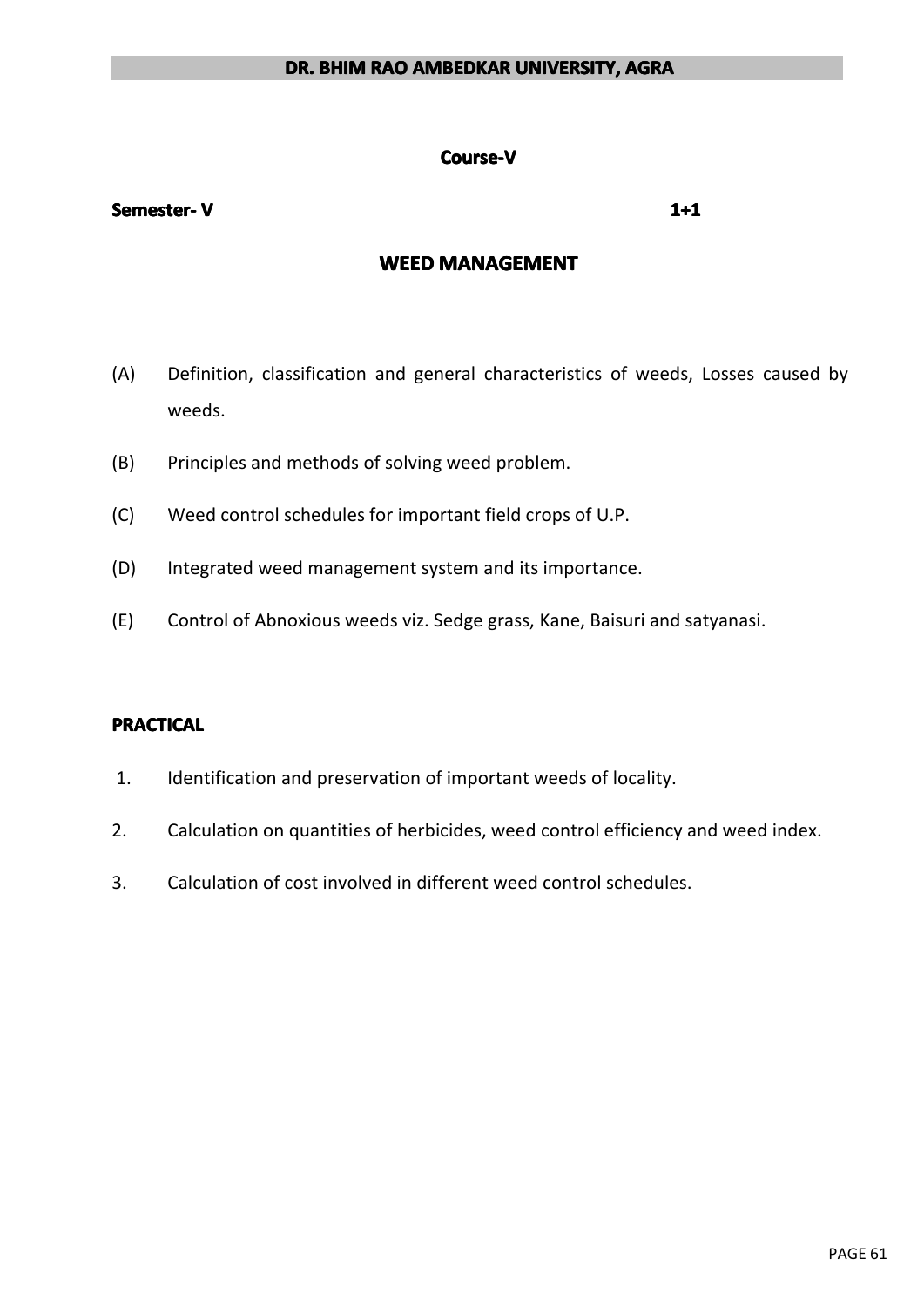**Course-V**

**Semester- V** **1+1**

## WEED MANAGEMENT

(A) Definition, classification and general characteristics of weeds, Losses caused by weeds.

(B) Principles and methods of solving weed problem.

(C) Weed control schedules for important field crops of U.P.

(D) Integrated weed management system and its importance.

(E) Control of Abnoxious weeds viz. Sedge grass, Kane, Baisuri and satyanasi.

### PRACTICAL

1. Identification and preservation of important weeds of locality.
2. Calculation on quantities of herbicides, weed control efficiency and weed index.
3. Calculation of cost involved in different weed control schedules.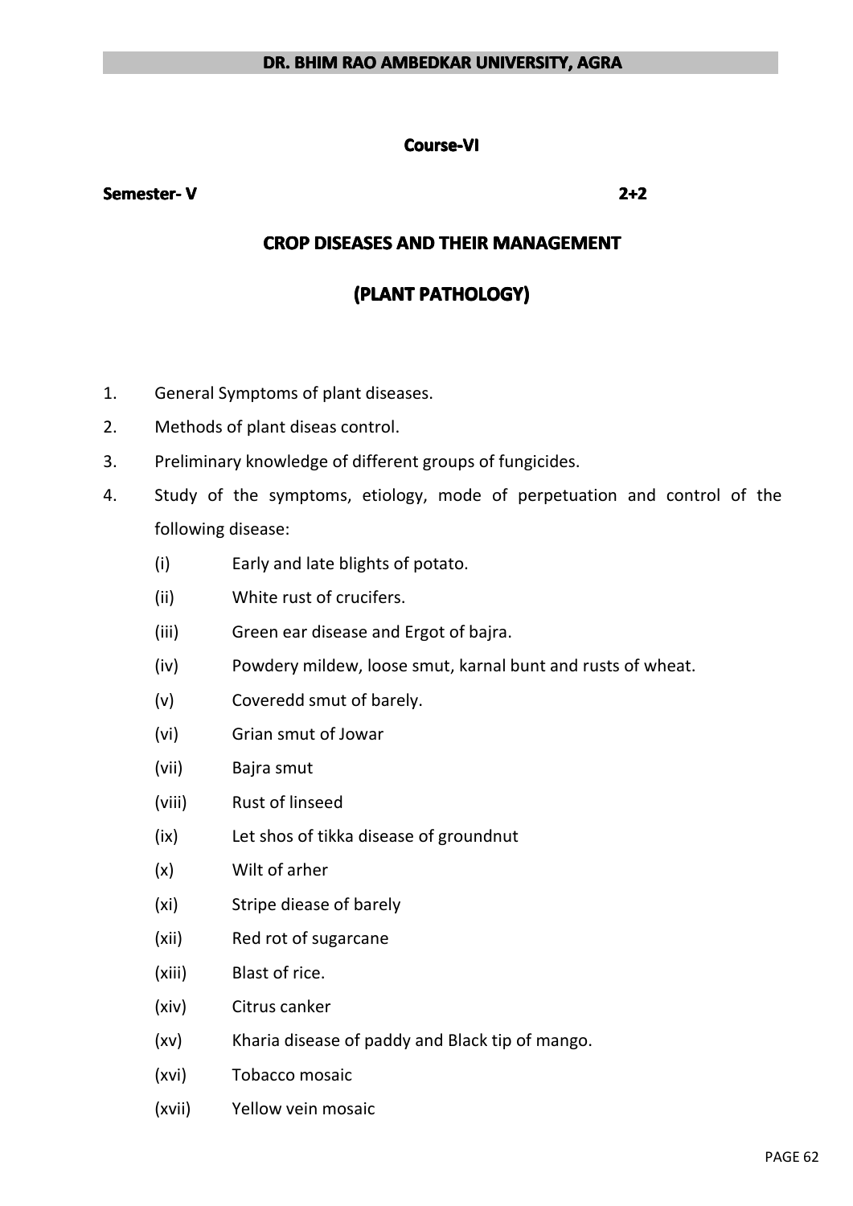**Course-VI**

**Semester- V** **2+2**

## CROP DISEASES AND THEIR MANAGEMENT

## (PLANT PATHOLOGY)

1. General Symptoms of plant diseases.
2. Methods of plant diseas control.
3. Preliminary knowledge of different groups of fungicides.
4. Study of the symptoms, etiology, mode of perpetuation and control of the following disease:
   - (i) Early and late blights of potato.
   - (ii) White rust of crucifers.
   - (iii) Green ear disease and Ergot of bajra.
   - (iv) Powdery mildew, loose smut, karnal bunt and rusts of wheat.
   - (v) Coveredd smut of barely.
   - (vi) Grian smut of Jowar
   - (vii) Bajra smut
   - (viii) Rust of linseed
   - (ix) Let shos of tikka disease of groundnut
   - (x) Wilt of arher
   - (xi) Stripe diease of barely
   - (xii) Red rot of sugarcane
   - (xiii) Blast of rice.
   - (xiv) Citrus canker
   - (xv) Kharia disease of paddy and Black tip of mango.
   - (xvi) Tobacco mosaic
   - (xvii) Yellow vein mosaic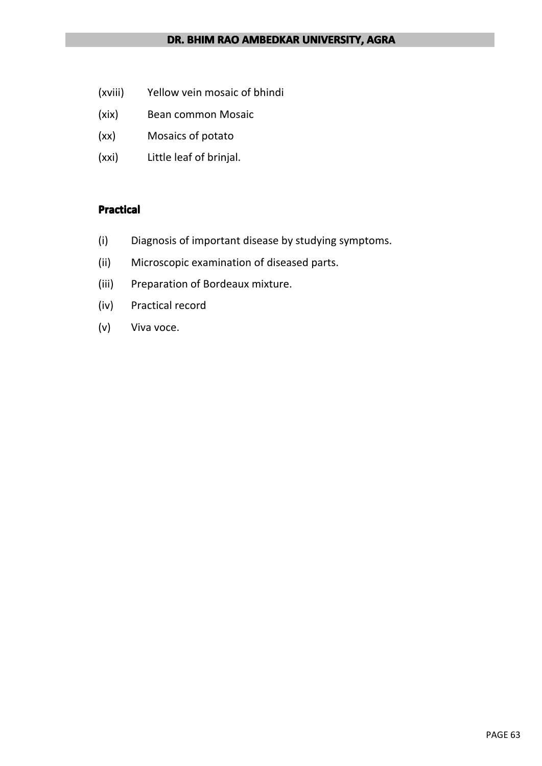(xviii) Yellow vein mosaic of bhindi

(xix) Bean common Mosaic

(xx) Mosaics of potato

(xxi) Little leaf of brinjal.

**Practical**

(i) Diagnosis of important disease by studying symptoms.

(ii) Microscopic examination of diseased parts.

(iii) Preparation of Bordeaux mixture.

(iv) Practical record

(v) Viva voce.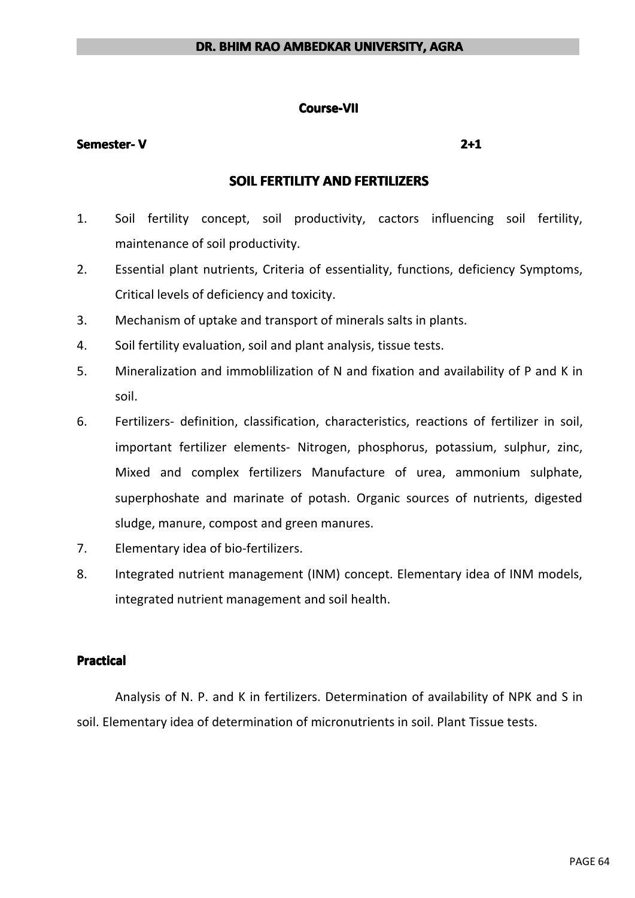**Course-VII**

**Semester- V** **2+1**

## SOIL FERTILITY AND FERTILIZERS

1. Soil fertility concept, soil productivity, cactors influencing soil fertility, maintenance of soil productivity.
2. Essential plant nutrients, Criteria of essentiality, functions, deficiency Symptoms, Critical levels of deficiency and toxicity.
3. Mechanism of uptake and transport of minerals salts in plants.
4. Soil fertility evaluation, soil and plant analysis, tissue tests.
5. Mineralization and immoblilization of N and fixation and availability of P and K in soil.
6. Fertilizers- definition, classification, characteristics, reactions of fertilizer in soil, important fertilizer elements- Nitrogen, phosphorus, potassium, sulphur, zinc, Mixed and complex fertilizers Manufacture of urea, ammonium sulphate, superphoshate and marinate of potash. Organic sources of nutrients, digested sludge, manure, compost and green manures.
7. Elementary idea of bio-fertilizers.
8. Integrated nutrient management (INM) concept. Elementary idea of INM models, integrated nutrient management and soil health.

**Practical**

Analysis of N. P. and K in fertilizers. Determination of availability of NPK and S in soil. Elementary idea of determination of micronutrients in soil. Plant Tissue tests.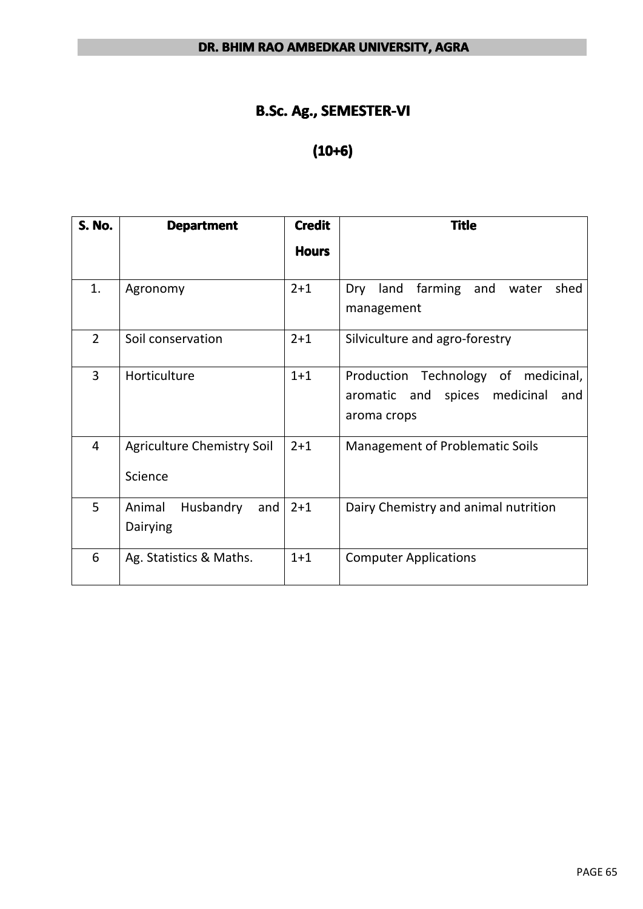# B.Sc. Ag., SEMESTER-VI

## (10+6)

| S. No. | Department | Credit Hours | Title |
|---|---|---|---|
| 1. | Agronomy | 2+1 | Dry land farming and water shed management |
| 2 | Soil conservation | 2+1 | Silviculture and agro-forestry |
| 3 | Horticulture | 1+1 | Production Technology of medicinal, aromatic and spices medicinal and aroma crops |
| 4 | Agriculture Chemistry Soil Science | 2+1 | Management of Problematic Soils |
| 5 | Animal Husbandry and Dairying | 2+1 | Dairy Chemistry and animal nutrition |
| 6 | Ag. Statistics & Maths. | 1+1 | Computer Applications |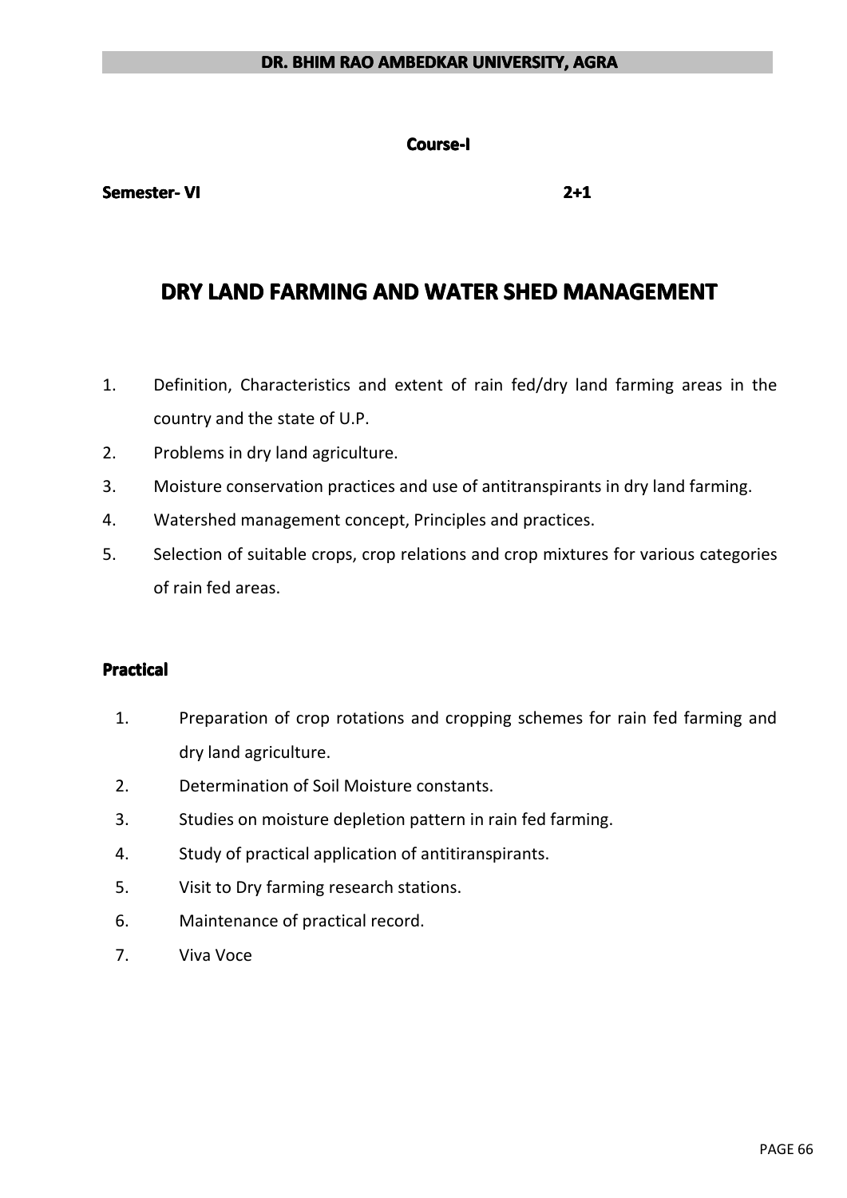**Course-I**

**Semester- VI** **2+1**

# DRY LAND FARMING AND WATER SHED MANAGEMENT

1. Definition, Characteristics and extent of rain fed/dry land farming areas in the country and the state of U.P.
2. Problems in dry land agriculture.
3. Moisture conservation practices and use of antitranspirants in dry land farming.
4. Watershed management concept, Principles and practices.
5. Selection of suitable crops, crop relations and crop mixtures for various categories of rain fed areas.

## Practical

1. Preparation of crop rotations and cropping schemes for rain fed farming and dry land agriculture.
2. Determination of Soil Moisture constants.
3. Studies on moisture depletion pattern in rain fed farming.
4. Study of practical application of antitranspirants.
5. Visit to Dry farming research stations.
6. Maintenance of practical record.
7. Viva Voce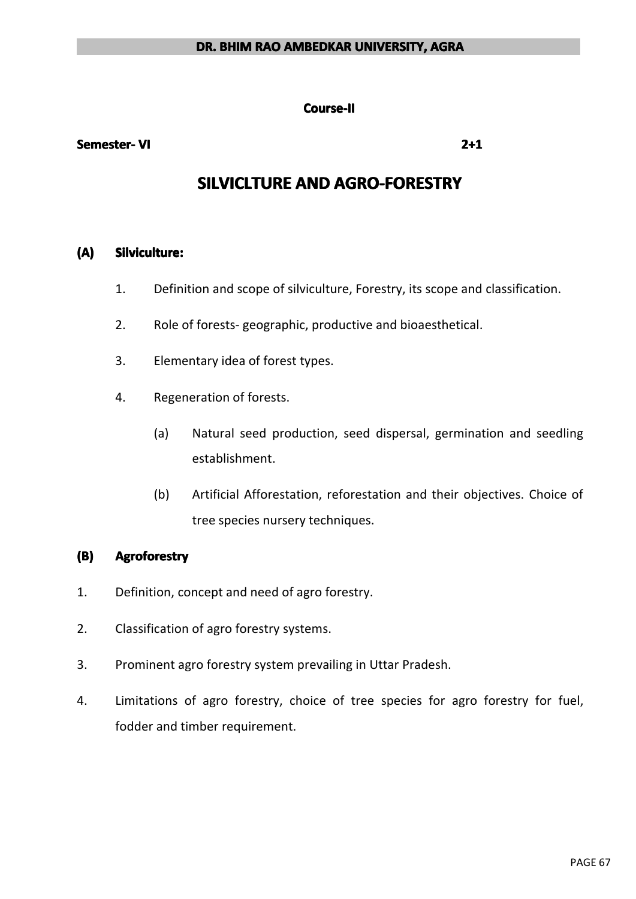**Course-II**

**Semester- VI** **2+1**

# SILVICLTURE AND AGRO-FORESTRY

## (A) Silviculture:

1. Definition and scope of silviculture, Forestry, its scope and classification.
2. Role of forests- geographic, productive and bioaesthetical.
3. Elementary idea of forest types.
4. Regeneration of forests.
   - (a) Natural seed production, seed dispersal, germination and seedling establishment.
   - (b) Artificial Afforestation, reforestation and their objectives. Choice of tree species nursery techniques.

## (B) Agroforestry

1. Definition, concept and need of agro forestry.
2. Classification of agro forestry systems.
3. Prominent agro forestry system prevailing in Uttar Pradesh.
4. Limitations of agro forestry, choice of tree species for agro forestry for fuel, fodder and timber requirement.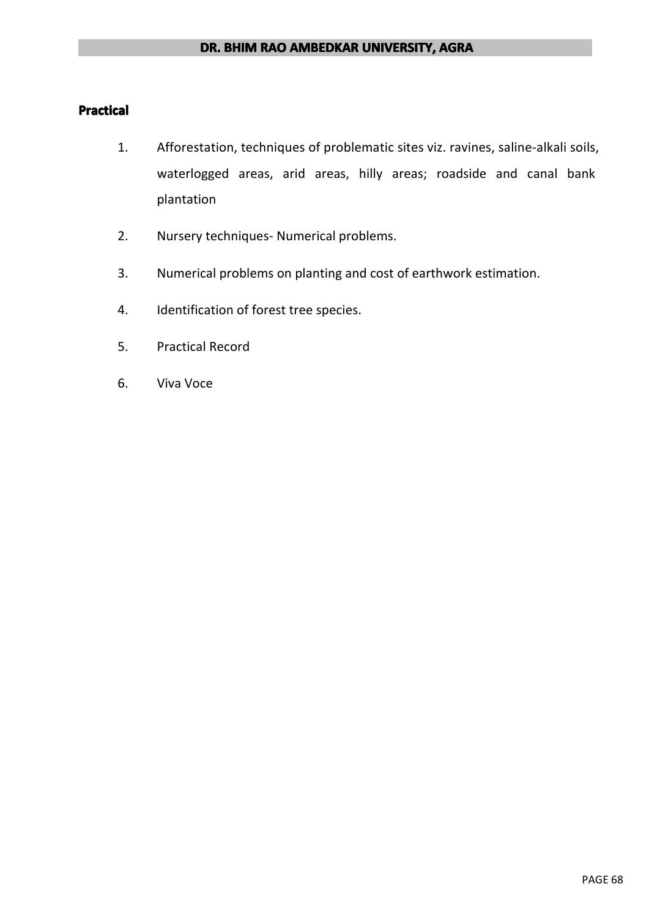**Practical**

1. Afforestation, techniques of problematic sites viz. ravines, saline-alkali soils, waterlogged areas, arid areas, hilly areas; roadside and canal bank plantation
2. Nursery techniques- Numerical problems.
3. Numerical problems on planting and cost of earthwork estimation.
4. Identification of forest tree species.
5. Practical Record
6. Viva Voce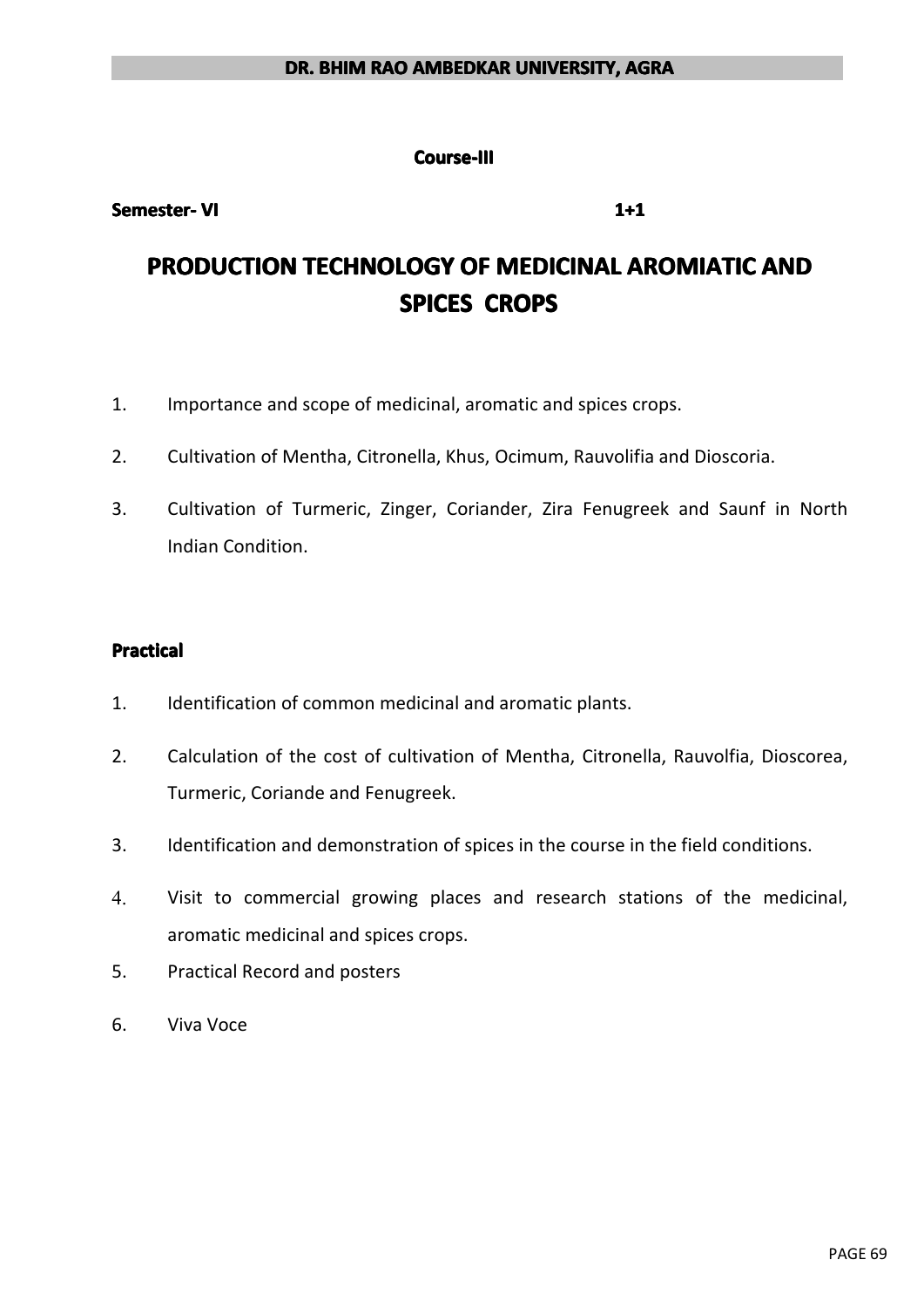**Course-III**

**Semester- VI** **1+1**

# PRODUCTION TECHNOLOGY OF MEDICINAL AROMIATIC AND SPICES CROPS

1. Importance and scope of medicinal, aromatic and spices crops.
2. Cultivation of Mentha, Citronella, Khus, Ocimum, Rauvolifia and Dioscoria.
3. Cultivation of Turmeric, Zinger, Coriander, Zira Fenugreek and Saunf in North Indian Condition.

**Practical**

1. Identification of common medicinal and aromatic plants.
2. Calculation of the cost of cultivation of Mentha, Citronella, Rauvolfia, Dioscorea, Turmeric, Coriande and Fenugreek.
3. Identification and demonstration of spices in the course in the field conditions.
4. Visit to commercial growing places and research stations of the medicinal, aromatic medicinal and spices crops.
5. Practical Record and posters
6. Viva Voce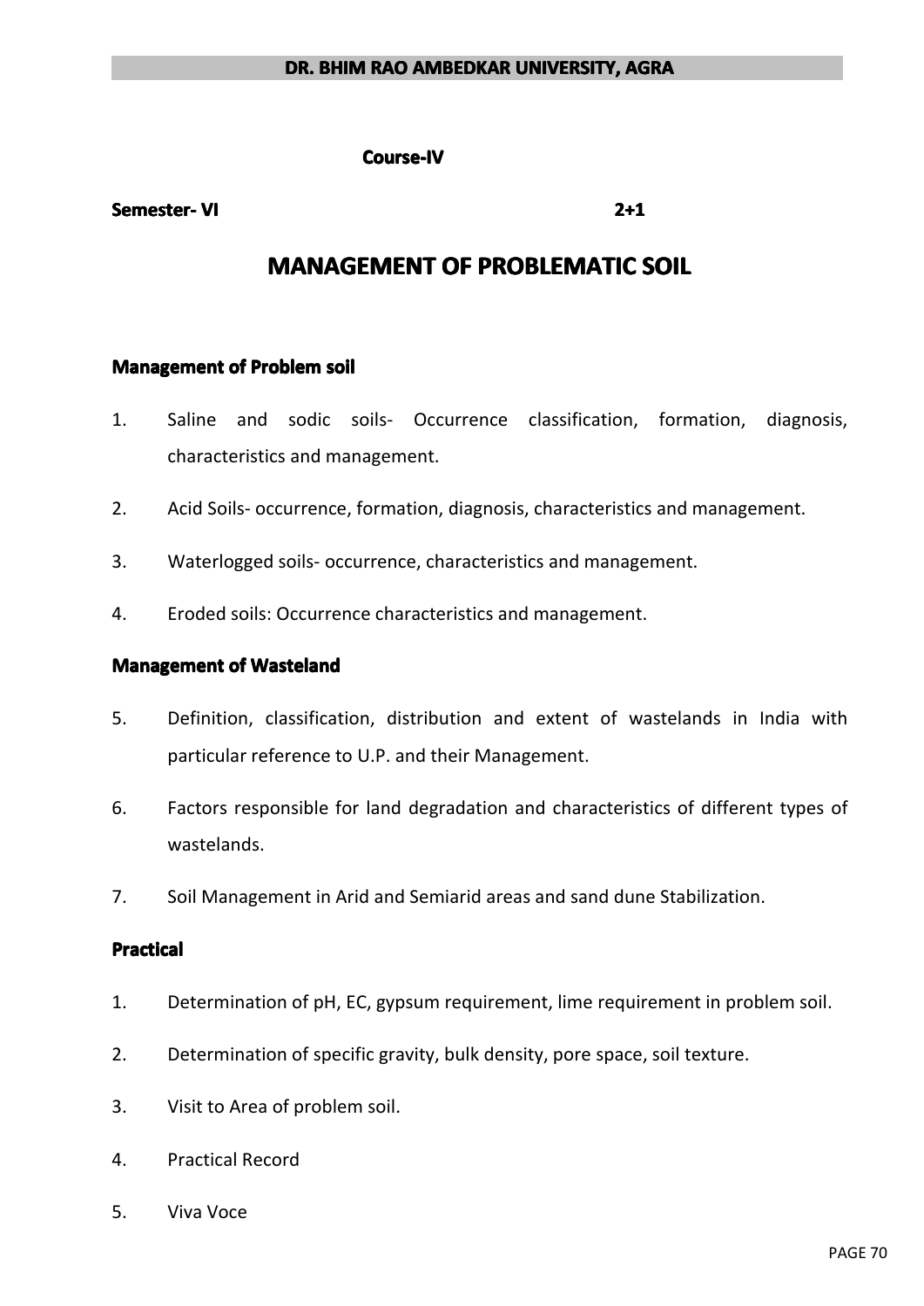**Course-IV**

**Semester- VI** **2+1**

# MANAGEMENT OF PROBLEMATIC SOIL

### Management of Problem soil

1. Saline and sodic soils- Occurrence classification, formation, diagnosis, characteristics and management.
2. Acid Soils- occurrence, formation, diagnosis, characteristics and management.
3. Waterlogged soils- occurrence, characteristics and management.
4. Eroded soils: Occurrence characteristics and management.

### Management of Wasteland

5. Definition, classification, distribution and extent of wastelands in India with particular reference to U.P. and their Management.
6. Factors responsible for land degradation and characteristics of different types of wastelands.
7. Soil Management in Arid and Semiarid areas and sand dune Stabilization.

### Practical

1. Determination of pH, EC, gypsum requirement, lime requirement in problem soil.
2. Determination of specific gravity, bulk density, pore space, soil texture.
3. Visit to Area of problem soil.
4. Practical Record
5. Viva Voce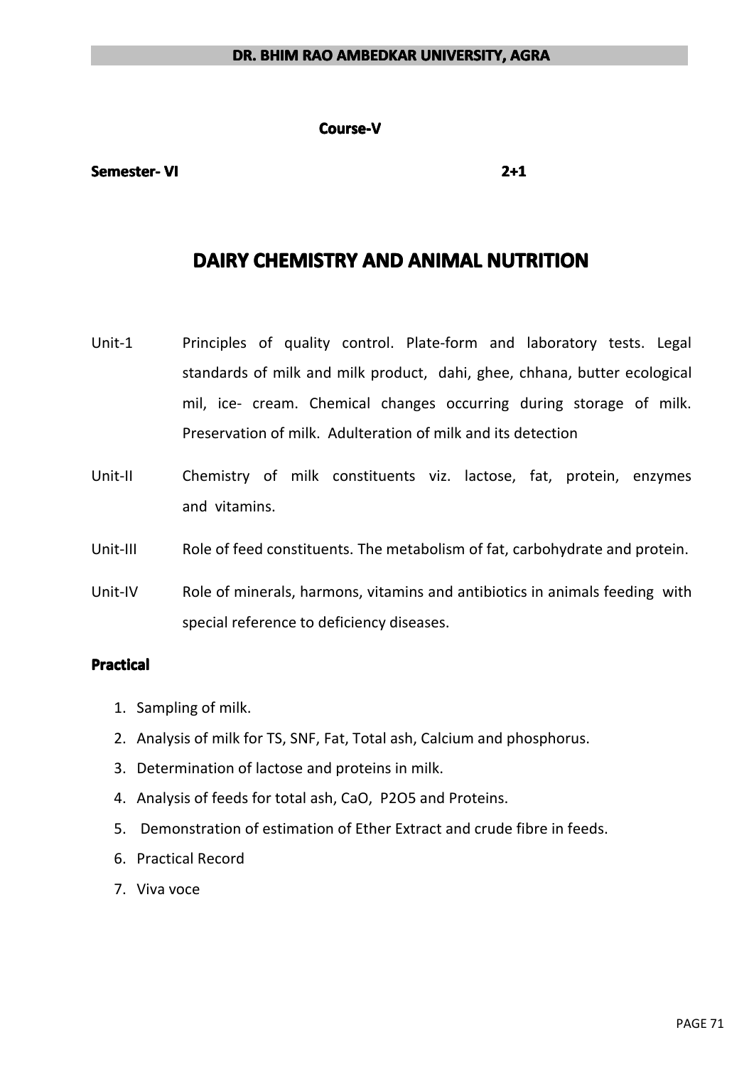**Course-V**

**Semester- VI** **2+1**

# DAIRY CHEMISTRY AND ANIMAL NUTRITION

Unit-1 Principles of quality control. Plate-form and laboratory tests. Legal standards of milk and milk product, dahi, ghee, chhana, butter ecological mil, ice- cream. Chemical changes occurring during storage of milk. Preservation of milk. Adulteration of milk and its detection

Unit-II Chemistry of milk constituents viz. lactose, fat, protein, enzymes and vitamins.

Unit-III Role of feed constituents. The metabolism of fat, carbohydrate and protein.

Unit-IV Role of minerals, harmons, vitamins and antibiotics in animals feeding with special reference to deficiency diseases.

**Practical**

1. Sampling of milk.
2. Analysis of milk for TS, SNF, Fat, Total ash, Calcium and phosphorus.
3. Determination of lactose and proteins in milk.
4. Analysis of feeds for total ash, CaO, $P_2O_5$ and Proteins.
5. Demonstration of estimation of Ether Extract and crude fibre in feeds.
6. Practical Record
7. Viva voce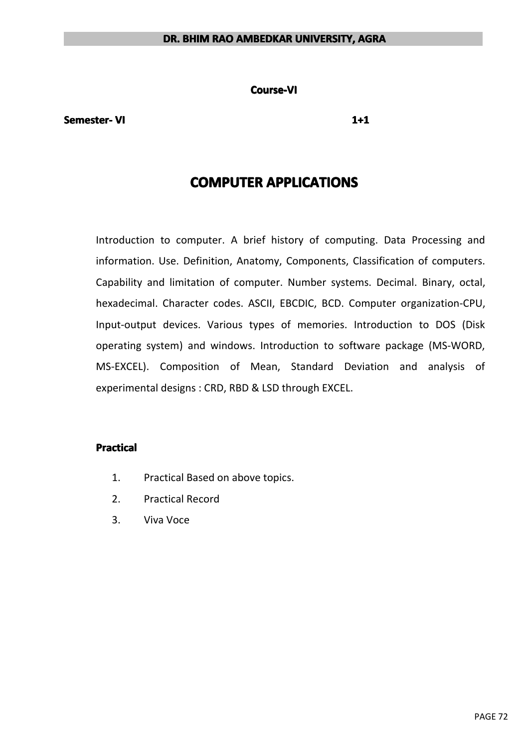**Course-VI**

**Semester- VI** **1+1**

# COMPUTER APPLICATIONS

Introduction to computer. A brief history of computing. Data Processing and information. Use. Definition, Anatomy, Components, Classification of computers. Capability and limitation of computer. Number systems. Decimal. Binary, octal, hexadecimal. Character codes. ASCII, EBCDIC, BCD. Computer organization-CPU, Input-output devices. Various types of memories. Introduction to DOS (Disk operating system) and windows. Introduction to software package (MS-WORD, MS-EXCEL). Composition of Mean, Standard Deviation and analysis of experimental designs : CRD, RBD & LSD through EXCEL.

**Practical**

1. Practical Based on above topics.
2. Practical Record
3. Viva Voce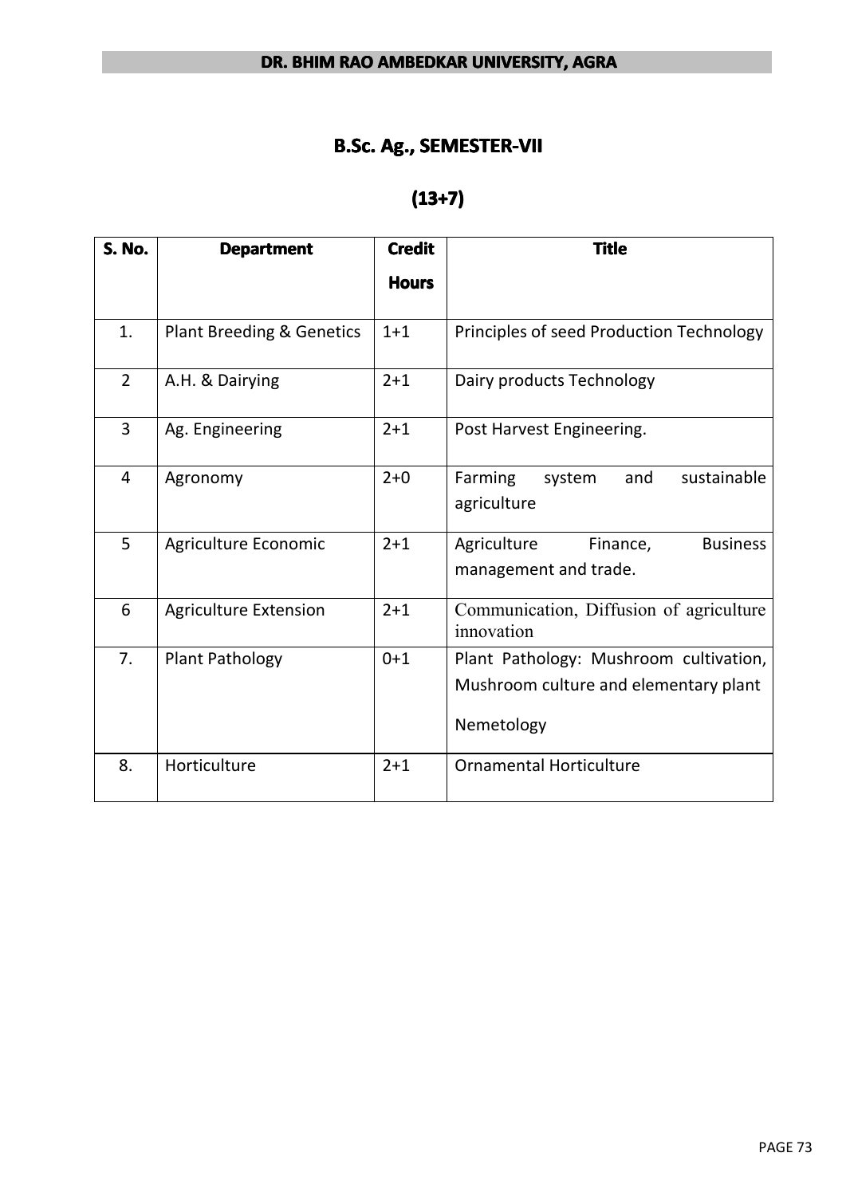# B.Sc. Ag., SEMESTER-VII

## (13+7)

| S. No. | Department | Credit Hours | Title |
|---|---|---|---|
| 1. | Plant Breeding & Genetics | 1+1 | Principles of seed Production Technology |
| 2 | A.H. & Dairying | 2+1 | Dairy products Technology |
| 3 | Ag. Engineering | 2+1 | Post Harvest Engineering. |
| 4 | Agronomy | 2+0 | Farming system and sustainable agriculture |
| 5 | Agriculture Economic | 2+1 | Agriculture Finance, Business management and trade. |
| 6 | Agriculture Extension | 2+1 | Communication, Diffusion of agriculture innovation |
| 7. | Plant Pathology | 0+1 | Plant Pathology: Mushroom cultivation, Mushroom culture and elementary plant Nemetology |
| 8. | Horticulture | 2+1 | Ornamental Horticulture |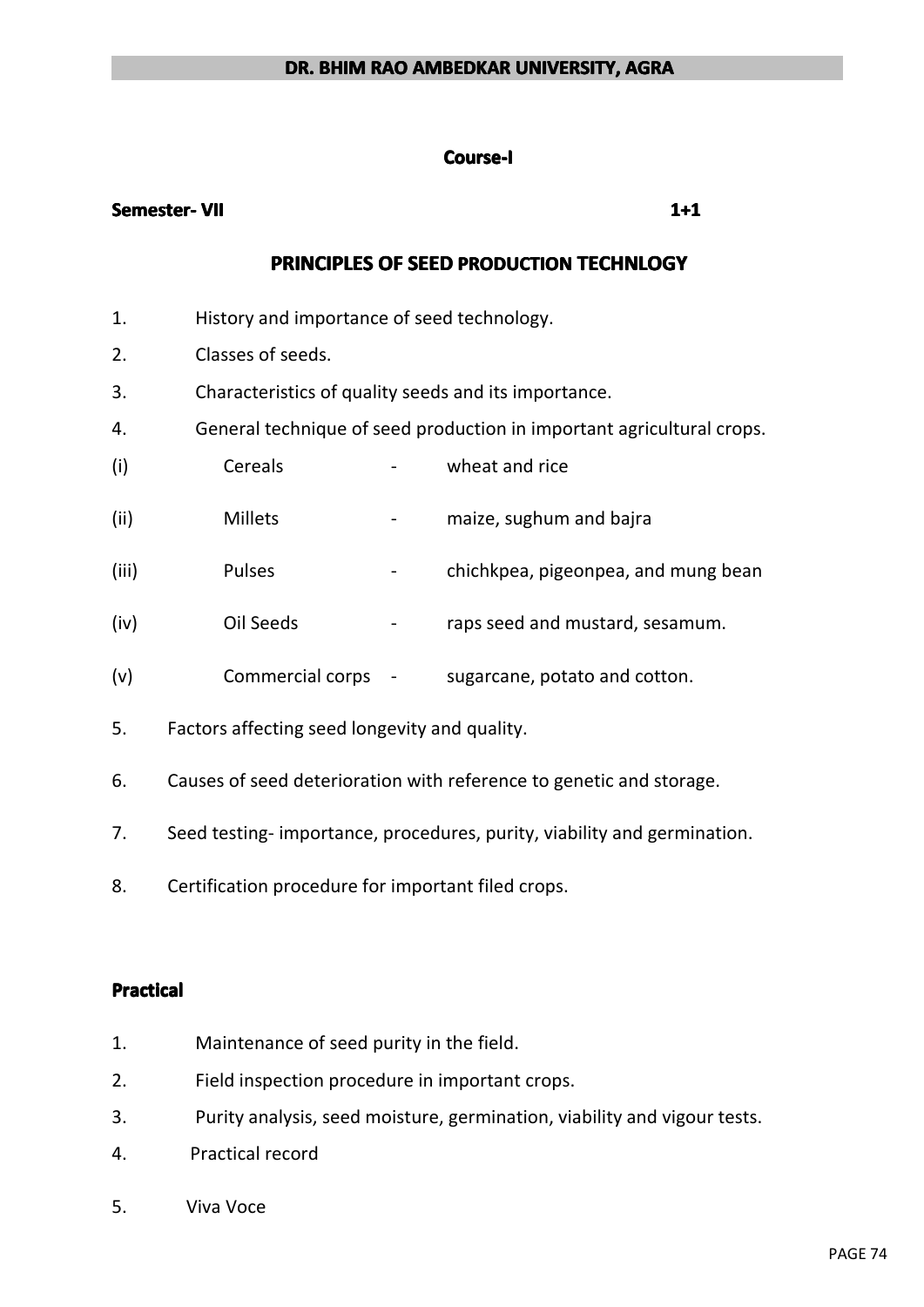**Course-I**

**Semester- VII** **1+1**

## PRINCIPLES OF SEED PRODUCTION TECHNLOGY

1. History and importance of seed technology.
2. Classes of seeds.
3. Characteristics of quality seeds and its importance.
4. General technique of seed production in important agricultural crops.
   - (i) Cereals - wheat and rice
   - (ii) Millets - maize, sughum and bajra
   - (iii) Pulses - chichkpea, pigeonpea, and mung bean
   - (iv) Oil Seeds - raps seed and mustard, sesamum.
   - (v) Commercial corps - sugarcane, potato and cotton.
5. Factors affecting seed longevity and quality.
6. Causes of seed deterioration with reference to genetic and storage.
7. Seed testing- importance, procedures, purity, viability and germination.
8. Certification procedure for important filed crops.

**Practical**

1. Maintenance of seed purity in the field.
2. Field inspection procedure in important crops.
3. Purity analysis, seed moisture, germination, viability and vigour tests.
4. Practical record
5. Viva Voce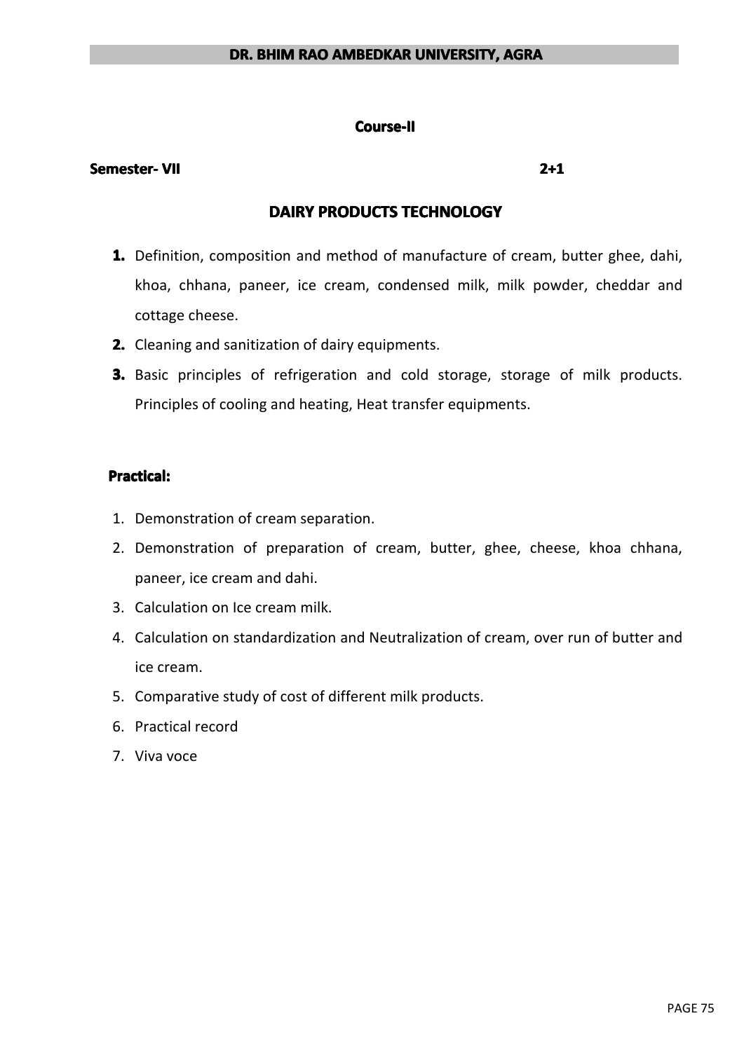**Course-II**

**Semester- VII** **2+1**

## DAIRY PRODUCTS TECHNOLOGY

1. Definition, composition and method of manufacture of cream, butter ghee, dahi, khoa, chhana, paneer, ice cream, condensed milk, milk powder, cheddar and cottage cheese.
2. Cleaning and sanitization of dairy equipments.
3. Basic principles of refrigeration and cold storage, storage of milk products. Principles of cooling and heating, Heat transfer equipments.

**Practical:**

1. Demonstration of cream separation.
2. Demonstration of preparation of cream, butter, ghee, cheese, khoa chhana, paneer, ice cream and dahi.
3. Calculation on Ice cream milk.
4. Calculation on standardization and Neutralization of cream, over run of butter and ice cream.
5. Comparative study of cost of different milk products.
6. Practical record
7. Viva voce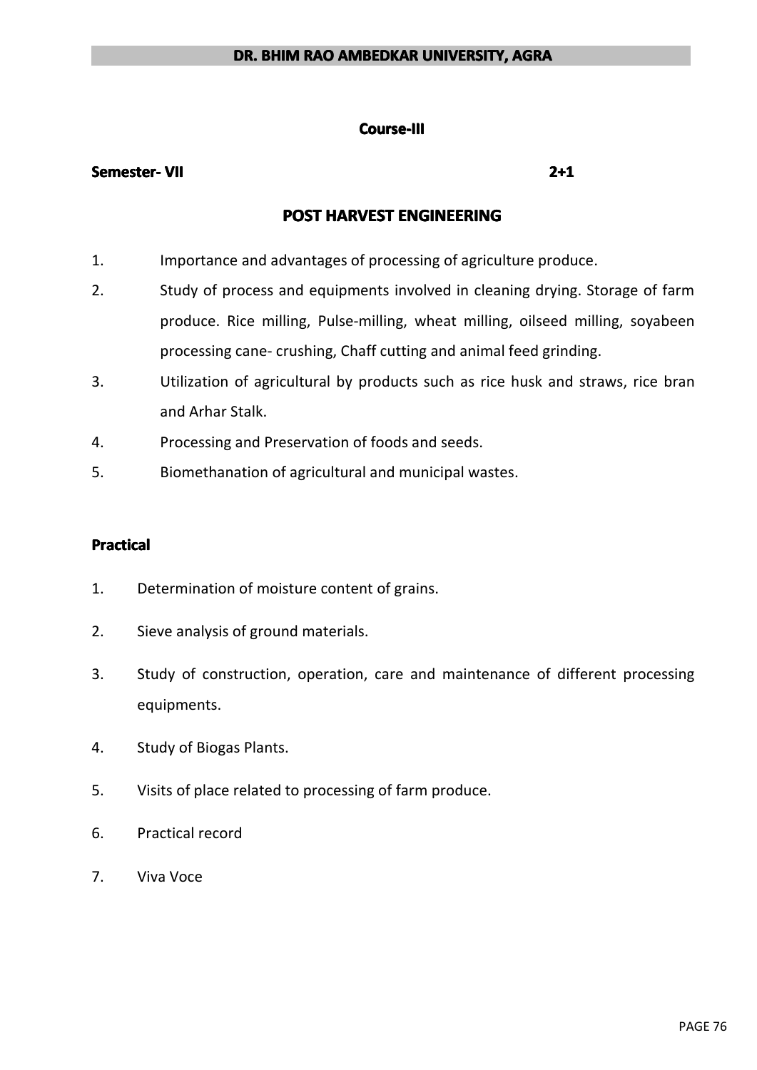**Course-III**

**Semester- VII** **2+1**

## POST HARVEST ENGINEERING

1. Importance and advantages of processing of agriculture produce.
2. Study of process and equipments involved in cleaning drying. Storage of farm produce. Rice milling, Pulse-milling, wheat milling, oilseed milling, soyabeen processing cane- crushing, Chaff cutting and animal feed grinding.
3. Utilization of agricultural by products such as rice husk and straws, rice bran and Arhar Stalk.
4. Processing and Preservation of foods and seeds.
5. Biomethanation of agricultural and municipal wastes.

### Practical

1. Determination of moisture content of grains.
2. Sieve analysis of ground materials.
3. Study of construction, operation, care and maintenance of different processing equipments.
4. Study of Biogas Plants.
5. Visits of place related to processing of farm produce.
6. Practical record
7. Viva Voce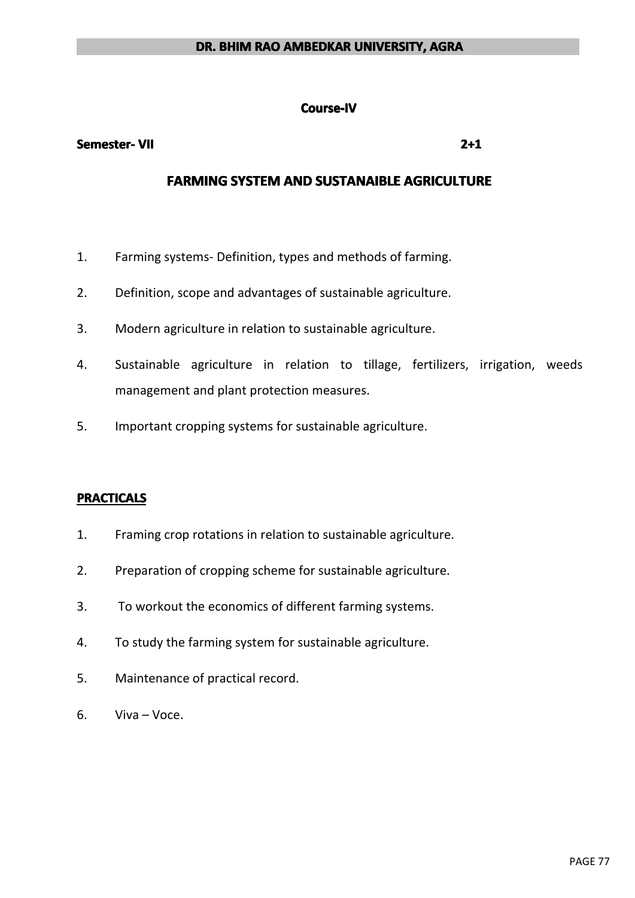**Course-IV**

**Semester- VII** **2+1**

## FARMING SYSTEM AND SUSTANAIBLE AGRICULTURE

1. Farming systems- Definition, types and methods of farming.
2. Definition, scope and advantages of sustainable agriculture.
3. Modern agriculture in relation to sustainable agriculture.
4. Sustainable agriculture in relation to tillage, fertilizers, irrigation, weeds management and plant protection measures.
5. Important cropping systems for sustainable agriculture.

### PRACTICALS

1. Framing crop rotations in relation to sustainable agriculture.
2. Preparation of cropping scheme for sustainable agriculture.
3. To workout the economics of different farming systems.
4. To study the farming system for sustainable agriculture.
5. Maintenance of practical record.
6. Viva – Voce.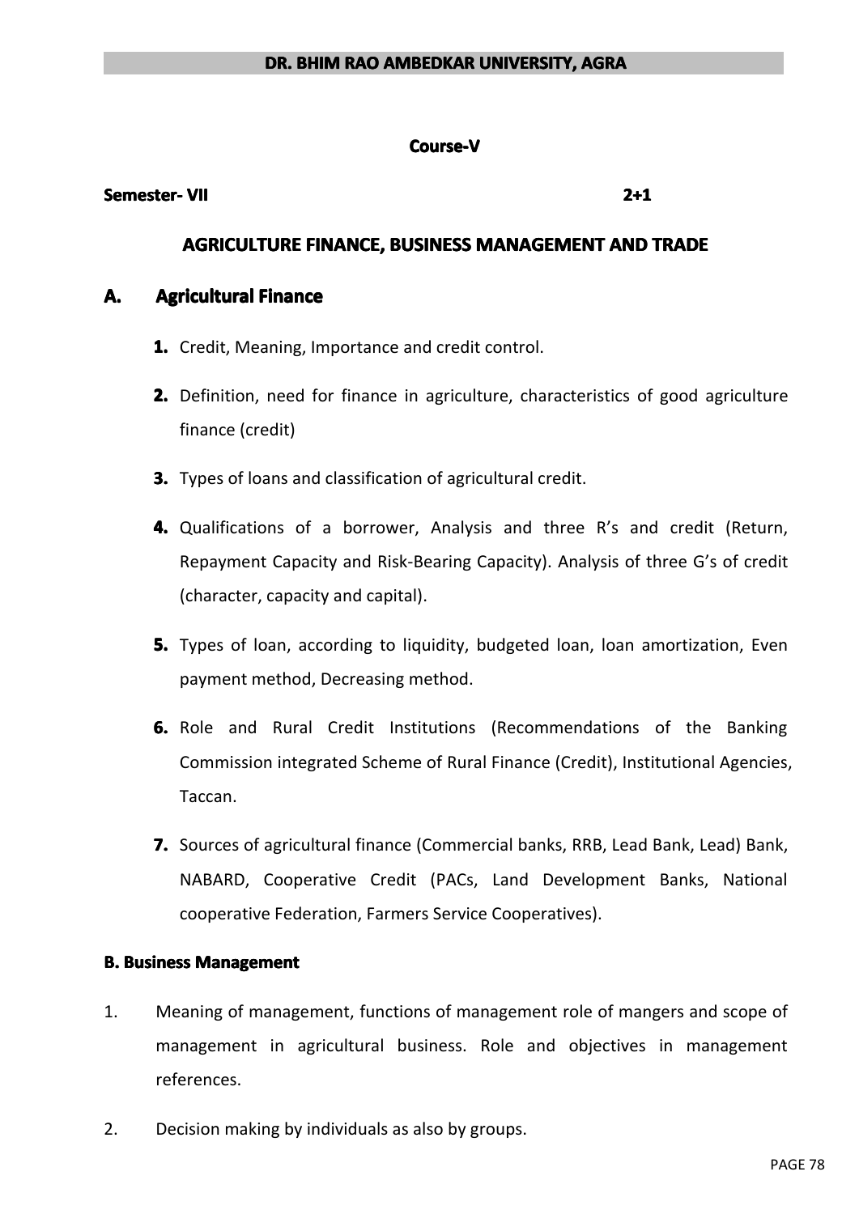**Course-V**

**Semester- VII** **2+1**

## AGRICULTURE FINANCE, BUSINESS MANAGEMENT AND TRADE

### A. Agricultural Finance

1. Credit, Meaning, Importance and credit control.
2. Definition, need for finance in agriculture, characteristics of good agriculture finance (credit)
3. Types of loans and classification of agricultural credit.
4. Qualifications of a borrower, Analysis and three R's and credit (Return, Repayment Capacity and Risk-Bearing Capacity). Analysis of three G's of credit (character, capacity and capital).
5. Types of loan, according to liquidity, budgeted loan, loan amortization, Even payment method, Decreasing method.
6. Role and Rural Credit Institutions (Recommendations of the Banking Commission integrated Scheme of Rural Finance (Credit), Institutional Agencies, Taccan.
7. Sources of agricultural finance (Commercial banks, RRB, Lead Bank, Lead) Bank, NABARD, Cooperative Credit (PACs, Land Development Banks, National cooperative Federation, Farmers Service Cooperatives).

**B. Business Management**

1. Meaning of management, functions of management role of mangers and scope of management in agricultural business. Role and objectives in management references.
2. Decision making by individuals as also by groups.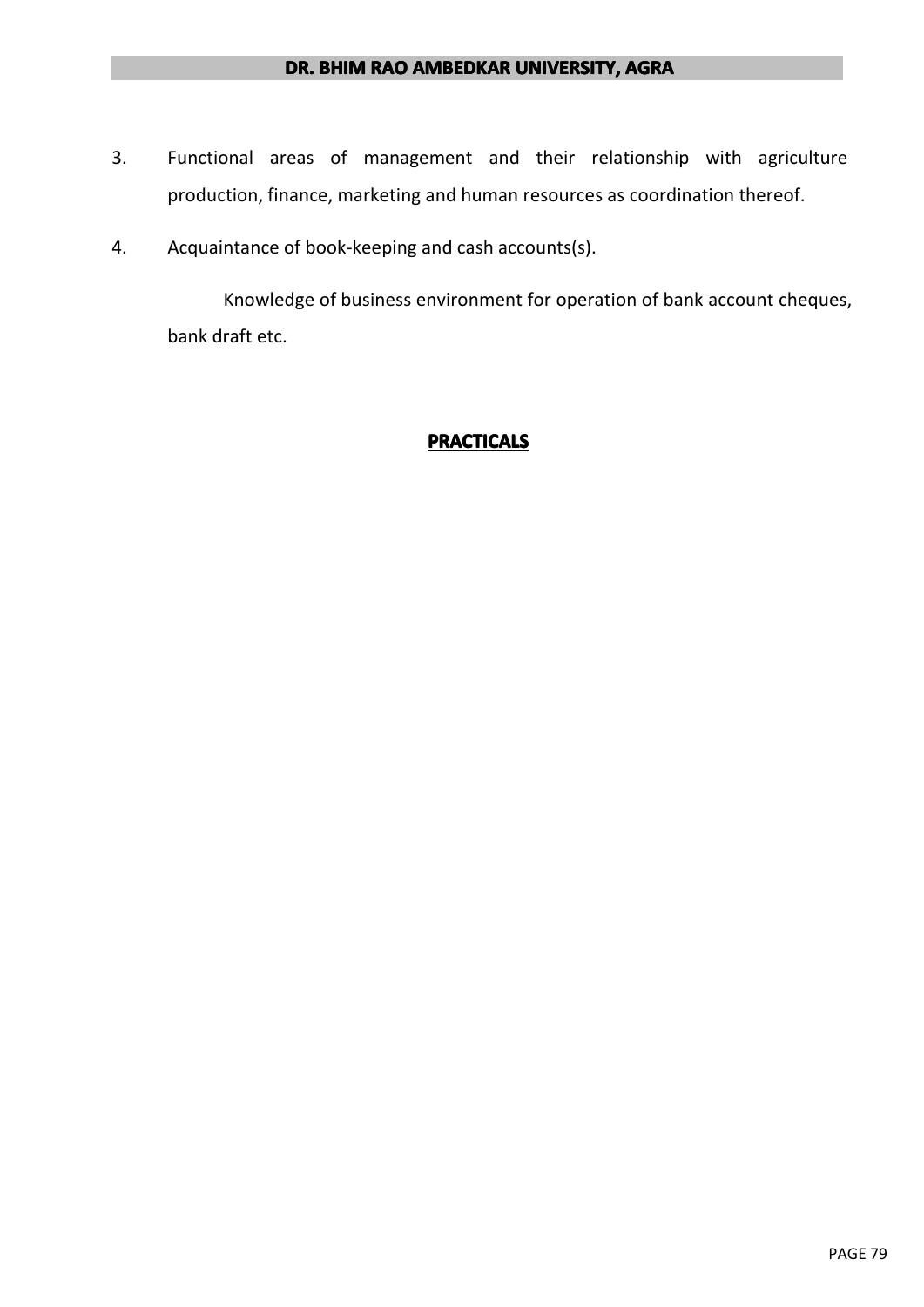3. Functional areas of management and their relationship with agriculture production, finance, marketing and human resources as coordination thereof.

4. Acquaintance of book-keeping and cash accounts(s).

   Knowledge of business environment for operation of bank account cheques, bank draft etc.

## **PRACTICALS**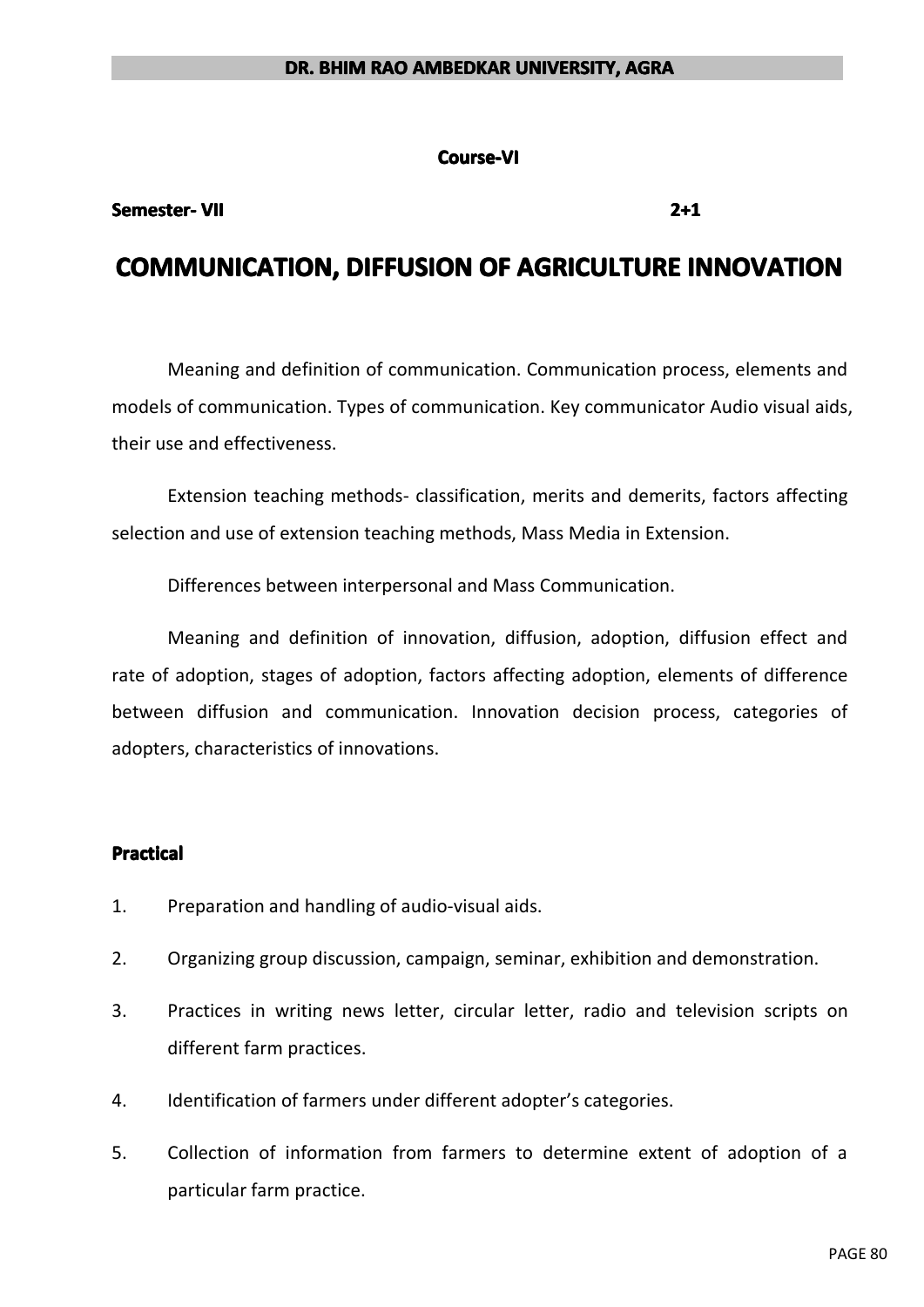**Course-VI**

**Semester- VII** **2+1**

# COMMUNICATION, DIFFUSION OF AGRICULTURE INNOVATION

Meaning and definition of communication. Communication process, elements and models of communication. Types of communication. Key communicator Audio visual aids, their use and effectiveness.

Extension teaching methods- classification, merits and demerits, factors affecting selection and use of extension teaching methods, Mass Media in Extension.

Differences between interpersonal and Mass Communication.

Meaning and definition of innovation, diffusion, adoption, diffusion effect and rate of adoption, stages of adoption, factors affecting adoption, elements of difference between diffusion and communication. Innovation decision process, categories of adopters, characteristics of innovations.

### Practical

1. Preparation and handling of audio-visual aids.
2. Organizing group discussion, campaign, seminar, exhibition and demonstration.
3. Practices in writing news letter, circular letter, radio and television scripts on different farm practices.
4. Identification of farmers under different adopter's categories.
5. Collection of information from farmers to determine extent of adoption of a particular farm practice.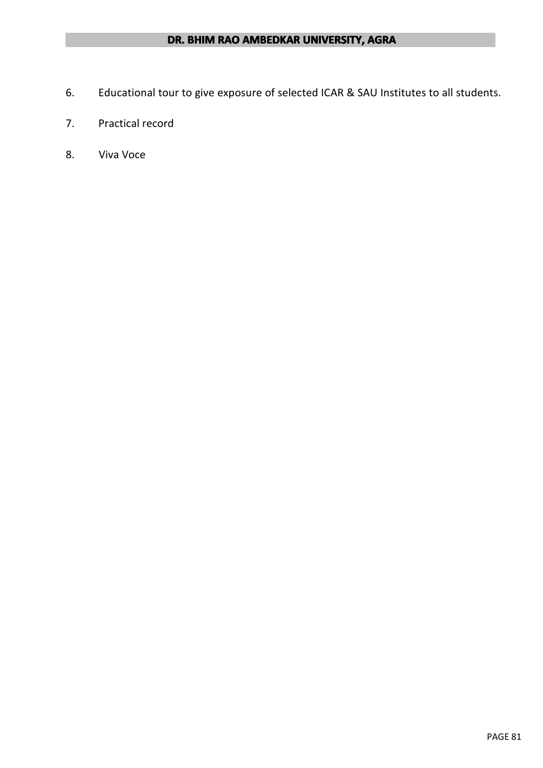6. Educational tour to give exposure of selected ICAR & SAU Institutes to all students.

7. Practical record

8. Viva Voce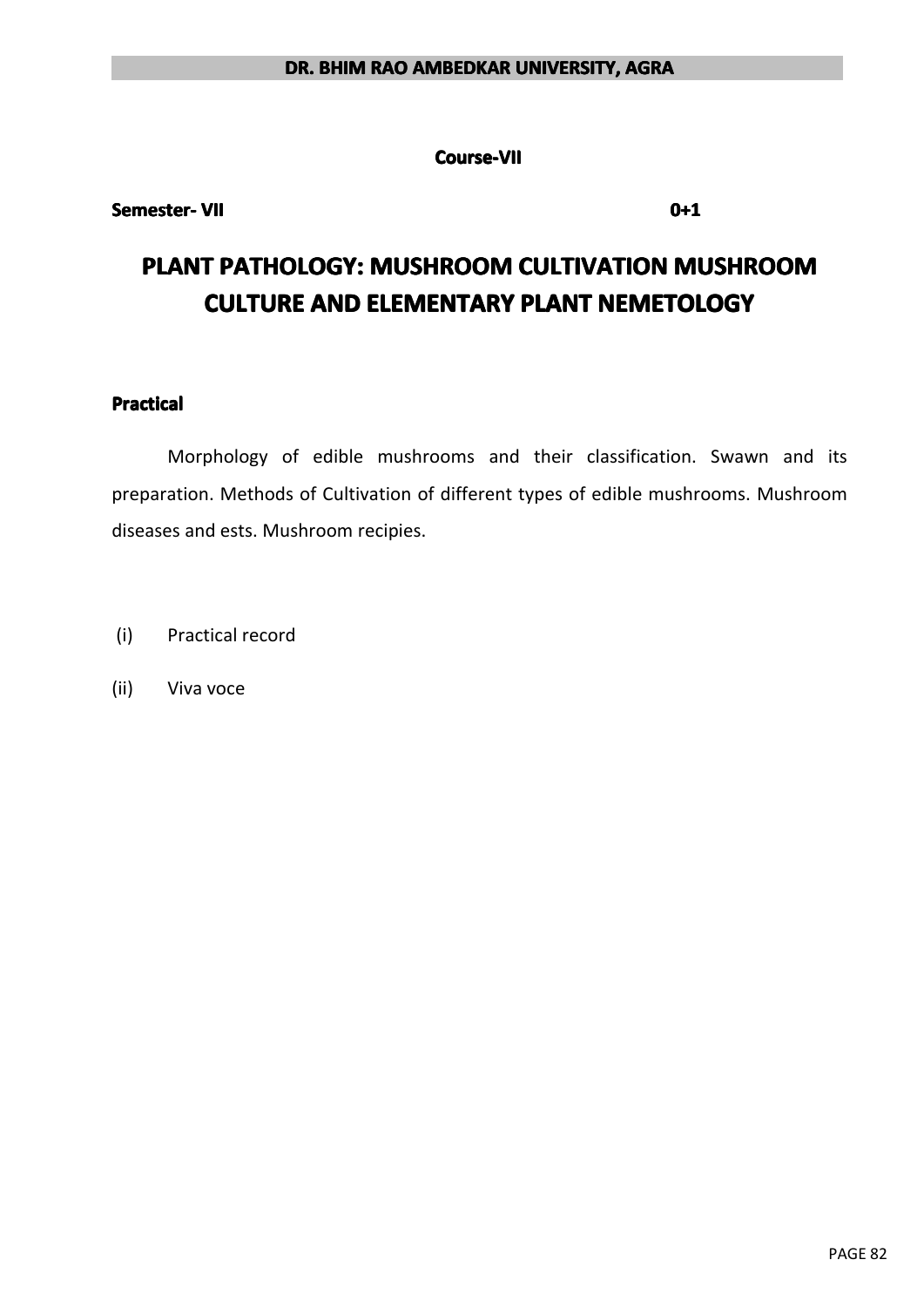**Course-VII**

**Semester- VII** **0+1**

# PLANT PATHOLOGY: MUSHROOM CULTIVATION MUSHROOM CULTURE AND ELEMENTARY PLANT NEMETOLOGY

**Practical**

Morphology of edible mushrooms and their classification. Swawn and its preparation. Methods of Cultivation of different types of edible mushrooms. Mushroom diseases and ests. Mushroom recipies.

(i) Practical record

(ii) Viva voce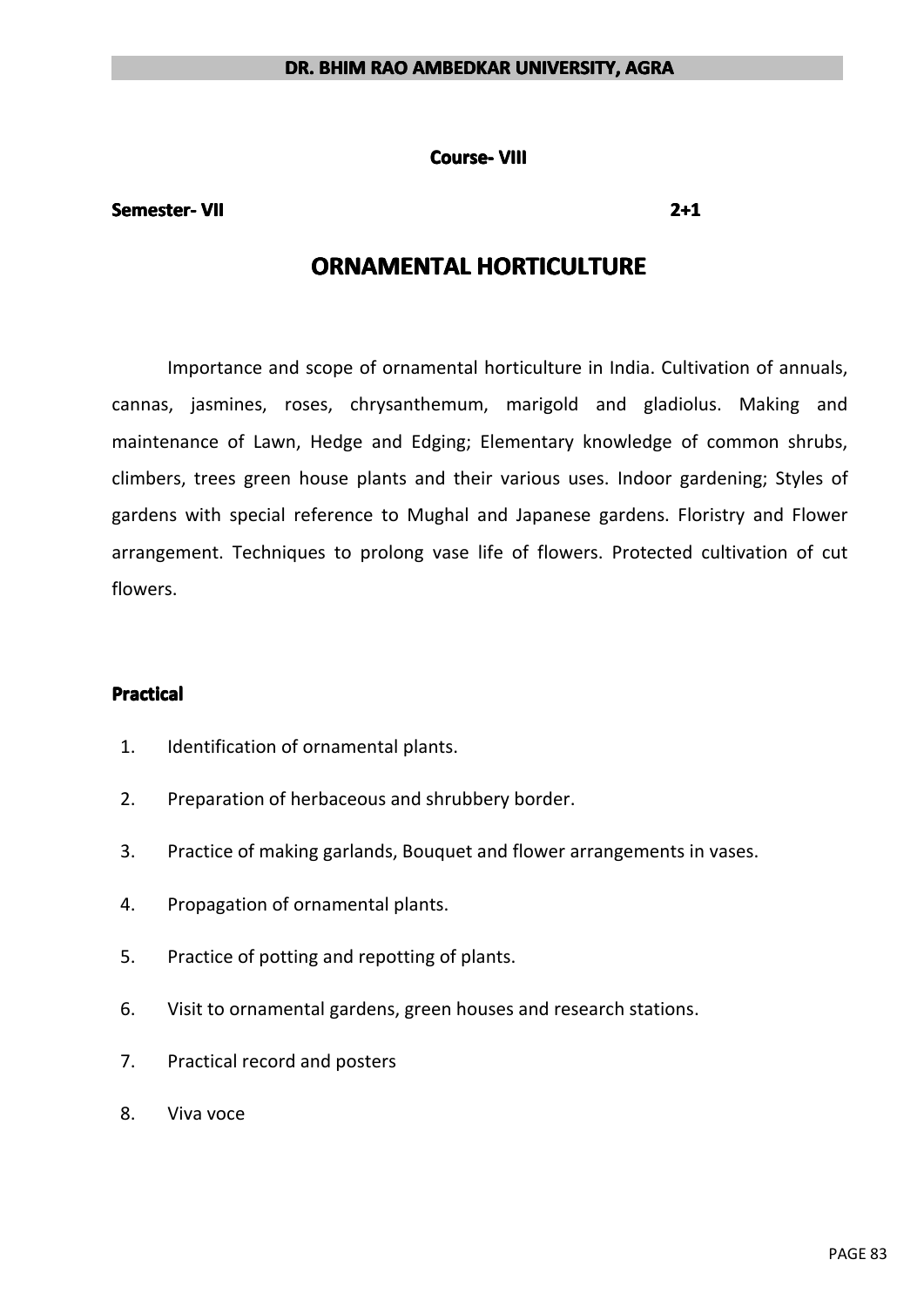**Course- VIII**

**Semester- VII** **2+1**

# ORNAMENTAL HORTICULTURE

Importance and scope of ornamental horticulture in India. Cultivation of annuals, cannas, jasmines, roses, chrysanthemum, marigold and gladiolus. Making and maintenance of Lawn, Hedge and Edging; Elementary knowledge of common shrubs, climbers, trees green house plants and their various uses. Indoor gardening; Styles of gardens with special reference to Mughal and Japanese gardens. Floristry and Flower arrangement. Techniques to prolong vase life of flowers. Protected cultivation of cut flowers.

## Practical

1. Identification of ornamental plants.
2. Preparation of herbaceous and shrubbery border.
3. Practice of making garlands, Bouquet and flower arrangements in vases.
4. Propagation of ornamental plants.
5. Practice of potting and repotting of plants.
6. Visit to ornamental gardens, green houses and research stations.
7. Practical record and posters
8. Viva voce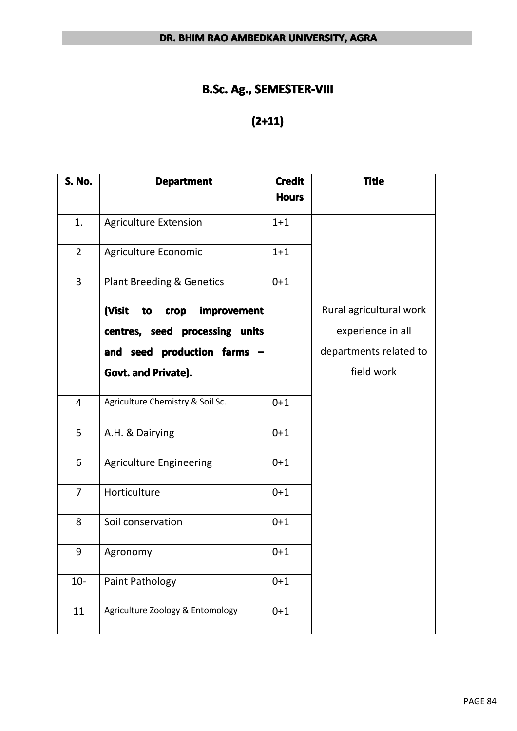## B.Sc. Ag., SEMESTER-VIII

## (2+11)

| S. No. | Department | Credit Hours | Title |
|---|---|---|---|
| 1. | Agriculture Extension | 1+1 | Rural agricultural work experience in all departments related to field work |
| 2 | Agriculture Economic | 1+1 | |
| 3 | Plant Breeding & Genetics **(Visit to crop improvement centres, seed processing units and seed production farms – Govt. and Private).** | 0+1 | |
| 4 | Agriculture Chemistry & Soil Sc. | 0+1 | |
| 5 | A.H. & Dairying | 0+1 | |
| 6 | Agriculture Engineering | 0+1 | |
| 7 | Horticulture | 0+1 | |
| 8 | Soil conservation | 0+1 | |
| 9 | Agronomy | 0+1 | |
| 10- | Paint Pathology | 0+1 | |
| 11 | Agriculture Zoology & Entomology | 0+1 | |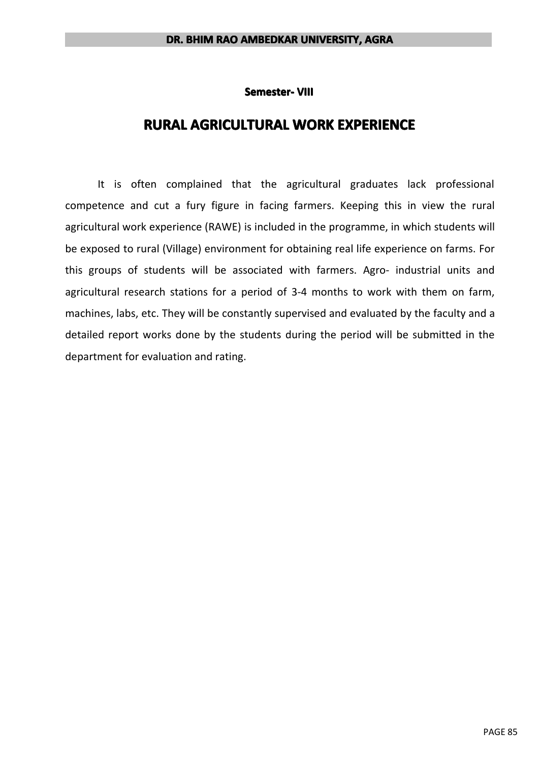**Semester- VIII**

# RURAL AGRICULTURAL WORK EXPERIENCE

It is often complained that the agricultural graduates lack professional competence and cut a fury figure in facing farmers. Keeping this in view the rural agricultural work experience (RAWE) is included in the programme, in which students will be exposed to rural (Village) environment for obtaining real life experience on farms. For this groups of students will be associated with farmers. Agro- industrial units and agricultural research stations for a period of 3-4 months to work with them on farm, machines, labs, etc. They will be constantly supervised and evaluated by the faculty and a detailed report works done by the students during the period will be submitted in the department for evaluation and rating.